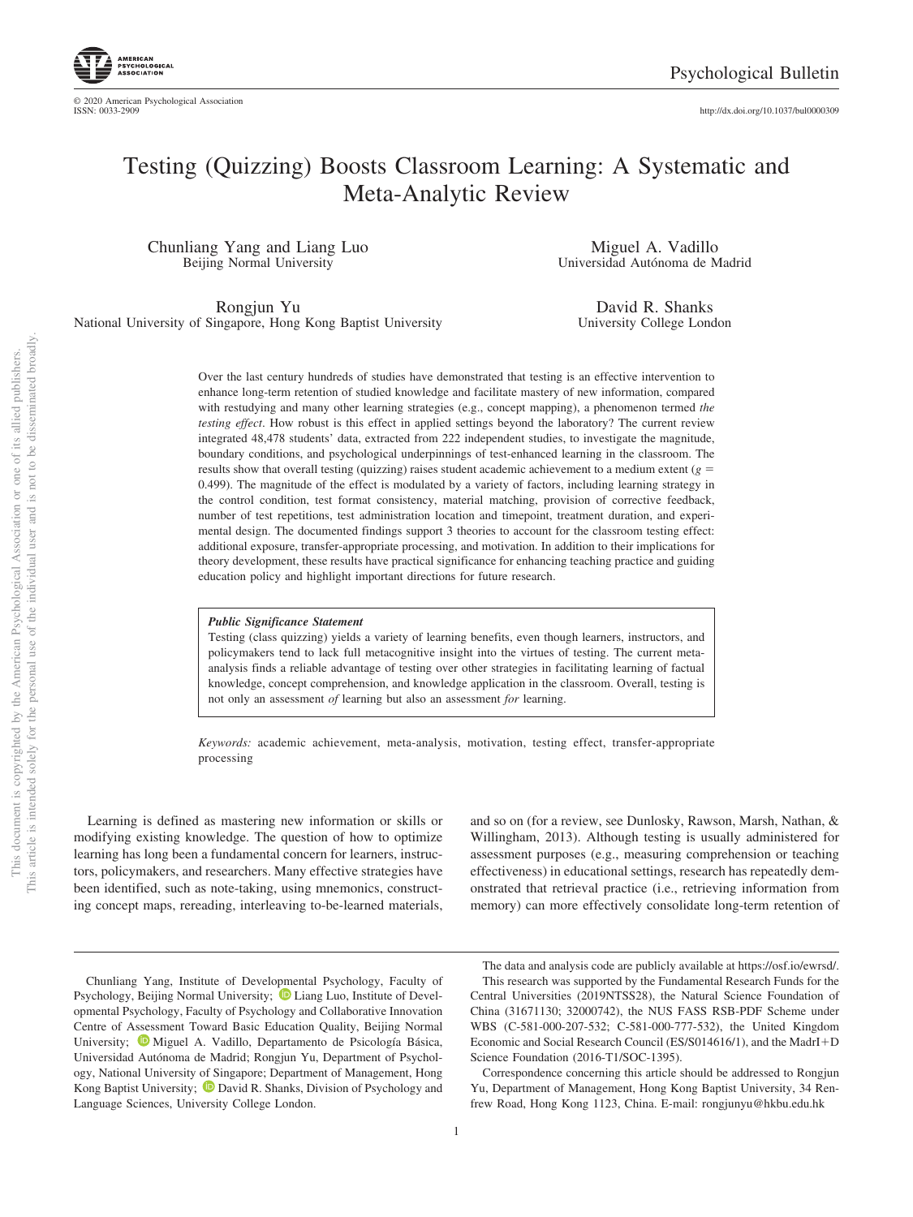# Testing (Quizzing) Boosts Classroom Learning: A Systematic and Meta-Analytic Review

Chunliang Yang and Liang Luo
Beijing Normal University

Miguel A. Vadillo
Universidad Autónoma de Madrid

Rongjun Yu
National University of Singapore, Hong Kong Baptist University

David R. Shanks
University College London

Over the last century hundreds of studies have demonstrated that testing is an effective intervention to enhance long-term retention of studied knowledge and facilitate mastery of new information, compared with restudying and many other learning strategies (e.g., concept mapping), a phenomenon termed *the testing effect*. How robust is this effect in applied settings beyond the laboratory? The current review integrated 48,478 students' data, extracted from 222 independent studies, to investigate the magnitude, boundary conditions, and psychological underpinnings of test-enhanced learning in the classroom. The results show that overall testing (quizzing) raises student academic achievement to a medium extent ($g$ = 0.499). The magnitude of the effect is modulated by a variety of factors, including learning strategy in the control condition, test format consistency, material matching, provision of corrective feedback, number of test repetitions, test administration location and timepoint, treatment duration, and experimental design. The documented findings support 3 theories to account for the classroom testing effect: additional exposure, transfer-appropriate processing, and motivation. In addition to their implications for theory development, these results have practical significance for enhancing teaching practice and guiding education policy and highlight important directions for future research.

> ***Public Significance Statement***
> Testing (class quizzing) yields a variety of learning benefits, even though learners, instructors, and policymakers tend to lack full metacognitive insight into the virtues of testing. The current meta-analysis finds a reliable advantage of testing over other strategies in facilitating learning of factual knowledge, concept comprehension, and knowledge application in the classroom. Overall, testing is not only an assessment *of* learning but also an assessment *for* learning.

*Keywords:* academic achievement, meta-analysis, motivation, testing effect, transfer-appropriate processing

Learning is defined as mastering new information or skills or modifying existing knowledge. The question of how to optimize learning has long been a fundamental concern for learners, instructors, policymakers, and researchers. Many effective strategies have been identified, such as note-taking, using mnemonics, constructing concept maps, rereading, interleaving to-be-learned materials, and so on (for a review, see Dunlosky, Rawson, Marsh, Nathan, & Willingham, 2013). Although testing is usually administered for assessment purposes (e.g., measuring comprehension or teaching effectiveness) in educational settings, research has repeatedly demonstrated that retrieval practice (i.e., retrieving information from memory) can more effectively consolidate long-term retention of

---

Chunliang Yang, Institute of Developmental Psychology, Faculty of Psychology, Beijing Normal University; Liang Luo, Institute of Developmental Psychology, Faculty of Psychology and Collaborative Innovation Centre of Assessment Toward Basic Education Quality, Beijing Normal University; Miguel A. Vadillo, Departamento de Psicología Básica, Universidad Autónoma de Madrid; Rongjun Yu, Department of Psychology, National University of Singapore; Department of Management, Hong Kong Baptist University; David R. Shanks, Division of Psychology and Language Sciences, University College London.

The data and analysis code are publicly available at https://osf.io/ewrsd/.

This research was supported by the Fundamental Research Funds for the Central Universities (2019NTSS28), the Natural Science Foundation of China (31671130; 32000742), the NUS FASS RSB-PDF Scheme under WBS (C-581-000-207-532; C-581-000-777-532), the United Kingdom Economic and Social Research Council (ES/S014616/1), and the MadrI+D Science Foundation (2016-T1/SOC-1395).

Correspondence concerning this article should be addressed to Rongjun Yu, Department of Management, Hong Kong Baptist University, 34 Renfrew Road, Hong Kong 1123, China. E-mail: rongjunyu@hkbu.edu.hk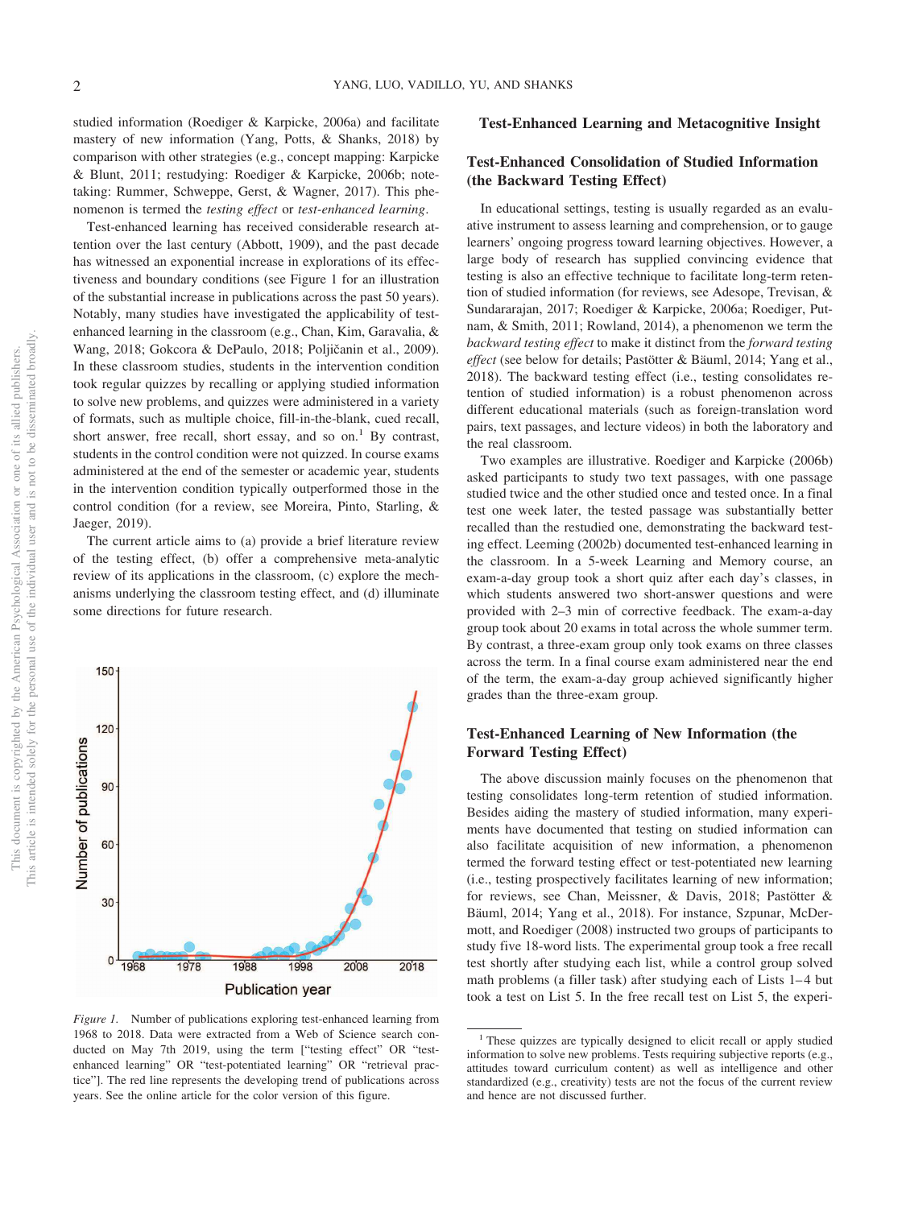studied information (Roediger & Karpicke, 2006a) and facilitate mastery of new information (Yang, Potts, & Shanks, 2018) by comparison with other strategies (e.g., concept mapping: Karpicke & Blunt, 2011; restudying: Roediger & Karpicke, 2006b; note-taking: Rummer, Schweppe, Gerst, & Wagner, 2017). This phenomenon is termed the *testing effect* or *test-enhanced learning*.

Test-enhanced learning has received considerable research attention over the last century (Abbott, 1909), and the past decade has witnessed an exponential increase in explorations of its effectiveness and boundary conditions (see Figure 1 for an illustration of the substantial increase in publications across the past 50 years). Notably, many studies have investigated the applicability of test-enhanced learning in the classroom (e.g., Chan, Kim, Garavalia, & Wang, 2018; Gokcora & DePaulo, 2018; Poljičanin et al., 2009). In these classroom studies, students in the intervention condition took regular quizzes by recalling or applying studied information to solve new problems, and quizzes were administered in a variety of formats, such as multiple choice, fill-in-the-blank, cued recall, short answer, free recall, short essay, and so on.[1] By contrast, students in the control condition were not quizzed. In course exams administered at the end of the semester or academic year, students in the intervention condition typically outperformed those in the control condition (for a review, see Moreira, Pinto, Starling, & Jaeger, 2019).

The current article aims to (a) provide a brief literature review of the testing effect, (b) offer a comprehensive meta-analytic review of its applications in the classroom, (c) explore the mechanisms underlying the classroom testing effect, and (d) illuminate some directions for future research.

*Figure 1.* Number of publications exploring test-enhanced learning from 1968 to 2018. Data were extracted from a Web of Science search conducted on May 7th 2019, using the term ["testing effect" OR "test-enhanced learning" OR "test-potentiated learning" OR "retrieval practice"]. The red line represents the developing trend of publications across years. See the online article for the color version of this figure.

## Test-Enhanced Learning and Metacognitive Insight

### Test-Enhanced Consolidation of Studied Information (the Backward Testing Effect)

In educational settings, testing is usually regarded as an evaluative instrument to assess learning and comprehension, or to gauge learners' ongoing progress toward learning objectives. However, a large body of research has supplied convincing evidence that testing is also an effective technique to facilitate long-term retention of studied information (for reviews, see Adesope, Trevisan, & Sundararajan, 2017; Roediger & Karpicke, 2006a; Roediger, Putnam, & Smith, 2011; Rowland, 2014), a phenomenon we term the *backward testing effect* to make it distinct from the *forward testing effect* (see below for details; Pastötter & Bäuml, 2014; Yang et al., 2018). The backward testing effect (i.e., testing consolidates retention of studied information) is a robust phenomenon across different educational materials (such as foreign-translation word pairs, text passages, and lecture videos) in both the laboratory and the real classroom.

Two examples are illustrative. Roediger and Karpicke (2006b) asked participants to study two text passages, with one passage studied twice and the other studied once and tested once. In a final test one week later, the tested passage was substantially better recalled than the restudied one, demonstrating the backward testing effect. Leeming (2002b) documented test-enhanced learning in the classroom. In a 5-week Learning and Memory course, an exam-a-day group took a short quiz after each day's classes, in which students answered two short-answer questions and were provided with 2–3 min of corrective feedback. The exam-a-day group took about 20 exams in total across the whole summer term. By contrast, a three-exam group only took exams on three classes across the term. In a final course exam administered near the end of the term, the exam-a-day group achieved significantly higher grades than the three-exam group.

### Test-Enhanced Learning of New Information (the Forward Testing Effect)

The above discussion mainly focuses on the phenomenon that testing consolidates long-term retention of studied information. Besides aiding the mastery of studied information, many experiments have documented that testing on studied information can also facilitate acquisition of new information, a phenomenon termed the forward testing effect or test-potentiated new learning (i.e., testing prospectively facilitates learning of new information; for reviews, see Chan, Meissner, & Davis, 2018; Pastötter & Bäuml, 2014; Yang et al., 2018). For instance, Szpunar, McDermott, and Roediger (2008) instructed two groups of participants to study five 18-word lists. The experimental group took a free recall test shortly after studying each list, while a control group solved math problems (a filler task) after studying each of Lists 1–4 but took a test on List 5. In the free recall test on List 5, the experi-

[1] These quizzes are typically designed to elicit recall or apply studied information to solve new problems. Tests requiring subjective reports (e.g., attitudes toward curriculum content) as well as intelligence and other standardized (e.g., creativity) tests are not the focus of the current review and hence are not discussed further.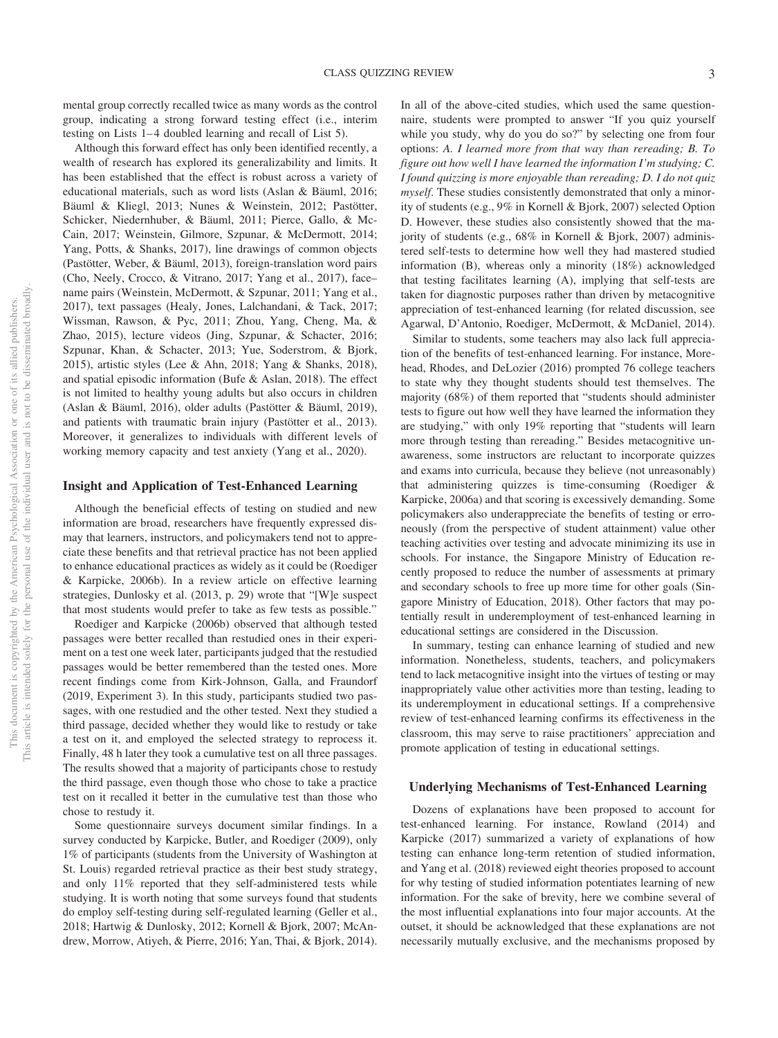mental group correctly recalled twice as many words as the control group, indicating a strong forward testing effect (i.e., interim testing on Lists 1–4 doubled learning and recall of List 5).

Although this forward effect has only been identified recently, a wealth of research has explored its generalizability and limits. It has been established that the effect is robust across a variety of educational materials, such as word lists (Aslan & Bäuml, 2016; Bäuml & Kliegl, 2013; Nunes & Weinstein, 2012; Pastötter, Schicker, Niedernhuber, & Bäuml, 2011; Pierce, Gallo, & McCain, 2017; Weinstein, Gilmore, Szpunar, & McDermott, 2014; Yang, Potts, & Shanks, 2017), line drawings of common objects (Pastötter, Weber, & Bäuml, 2013), foreign-translation word pairs (Cho, Neely, Crocco, & Vitrano, 2017; Yang et al., 2017), face–name pairs (Weinstein, McDermott, & Szpunar, 2011; Yang et al., 2017), text passages (Healy, Jones, Lalchandani, & Tack, 2017; Wissman, Rawson, & Pyc, 2011; Zhou, Yang, Cheng, Ma, & Zhao, 2015), lecture videos (Jing, Szpunar, & Schacter, 2016; Szpunar, Khan, & Schacter, 2013; Yue, Soderstrom, & Bjork, 2015), artistic styles (Lee & Ahn, 2018; Yang & Shanks, 2018), and spatial episodic information (Bufe & Aslan, 2018). The effect is not limited to healthy young adults but also occurs in children (Aslan & Bäuml, 2016), older adults (Pastötter & Bäuml, 2019), and patients with traumatic brain injury (Pastötter et al., 2013). Moreover, it generalizes to individuals with different levels of working memory capacity and test anxiety (Yang et al., 2020).

### Insight and Application of Test-Enhanced Learning

Although the beneficial effects of testing on studied and new information are broad, researchers have frequently expressed dismay that learners, instructors, and policymakers tend not to appreciate these benefits and that retrieval practice has not been applied to enhance educational practices as widely as it could be (Roediger & Karpicke, 2006b). In a review article on effective learning strategies, Dunlosky et al. (2013, p. 29) wrote that "[W]e suspect that most students would prefer to take as few tests as possible."

Roediger and Karpicke (2006b) observed that although tested passages were better recalled than restudied ones in their experiment on a test one week later, participants judged that the restudied passages would be better remembered than the tested ones. More recent findings come from Kirk-Johnson, Galla, and Fraundorf (2019, Experiment 3). In this study, participants studied two passages, with one restudied and the other tested. Next they studied a third passage, decided whether they would like to restudy or take a test on it, and employed the selected strategy to reprocess it. Finally, 48 h later they took a cumulative test on all three passages. The results showed that a majority of participants chose to restudy the third passage, even though those who chose to take a practice test on it recalled it better in the cumulative test than those who chose to restudy it.

Some questionnaire surveys document similar findings. In a survey conducted by Karpicke, Butler, and Roediger (2009), only 1% of participants (students from the University of Washington at St. Louis) regarded retrieval practice as their best study strategy, and only 11% reported that they self-administered tests while studying. It is worth noting that some surveys found that students do employ self-testing during self-regulated learning (Geller et al., 2018; Hartwig & Dunlosky, 2012; Kornell & Bjork, 2007; McAndrew, Morrow, Atiyeh, & Pierre, 2016; Yan, Thai, & Bjork, 2014). In all of the above-cited studies, which used the same questionnaire, students were prompted to answer "If you quiz yourself while you study, why do you do so?" by selecting one from four options: *A. I learned more from that way than rereading; B. To figure out how well I have learned the information I'm studying; C. I found quizzing is more enjoyable than rereading; D. I do not quiz myself*. These studies consistently demonstrated that only a minority of students (e.g., 9% in Kornell & Bjork, 2007) selected Option D. However, these studies also consistently showed that the majority of students (e.g., 68% in Kornell & Bjork, 2007) administered self-tests to determine how well they had mastered studied information (B), whereas only a minority (18%) acknowledged that testing facilitates learning (A), implying that self-tests are taken for diagnostic purposes rather than driven by metacognitive appreciation of test-enhanced learning (for related discussion, see Agarwal, D'Antonio, Roediger, McDermott, & McDaniel, 2014).

Similar to students, some teachers may also lack full appreciation of the benefits of test-enhanced learning. For instance, Morehead, Rhodes, and DeLozier (2016) prompted 76 college teachers to state why they thought students should test themselves. The majority (68%) of them reported that "students should administer tests to figure out how well they have learned the information they are studying," with only 19% reporting that "students will learn more through testing than rereading." Besides metacognitive unawareness, some instructors are reluctant to incorporate quizzes and exams into curricula, because they believe (not unreasonably) that administering quizzes is time-consuming (Roediger & Karpicke, 2006a) and that scoring is excessively demanding. Some policymakers also underappreciate the benefits of testing or erroneously (from the perspective of student attainment) value other teaching activities over testing and advocate minimizing its use in schools. For instance, the Singapore Ministry of Education recently proposed to reduce the number of assessments at primary and secondary schools to free up more time for other goals (Singapore Ministry of Education, 2018). Other factors that may potentially result in underemployment of test-enhanced learning in educational settings are considered in the Discussion.

In summary, testing can enhance learning of studied and new information. Nonetheless, students, teachers, and policymakers tend to lack metacognitive insight into the virtues of testing or may inappropriately value other activities more than testing, leading to its underemployment in educational settings. If a comprehensive review of test-enhanced learning confirms its effectiveness in the classroom, this may serve to raise practitioners' appreciation and promote application of testing in educational settings.

### Underlying Mechanisms of Test-Enhanced Learning

Dozens of explanations have been proposed to account for test-enhanced learning. For instance, Rowland (2014) and Karpicke (2017) summarized a variety of explanations of how testing can enhance long-term retention of studied information, and Yang et al. (2018) reviewed eight theories proposed to account for why testing of studied information potentiates learning of new information. For the sake of brevity, here we combine several of the most influential explanations into four major accounts. At the outset, it should be acknowledged that these explanations are not necessarily mutually exclusive, and the mechanisms proposed by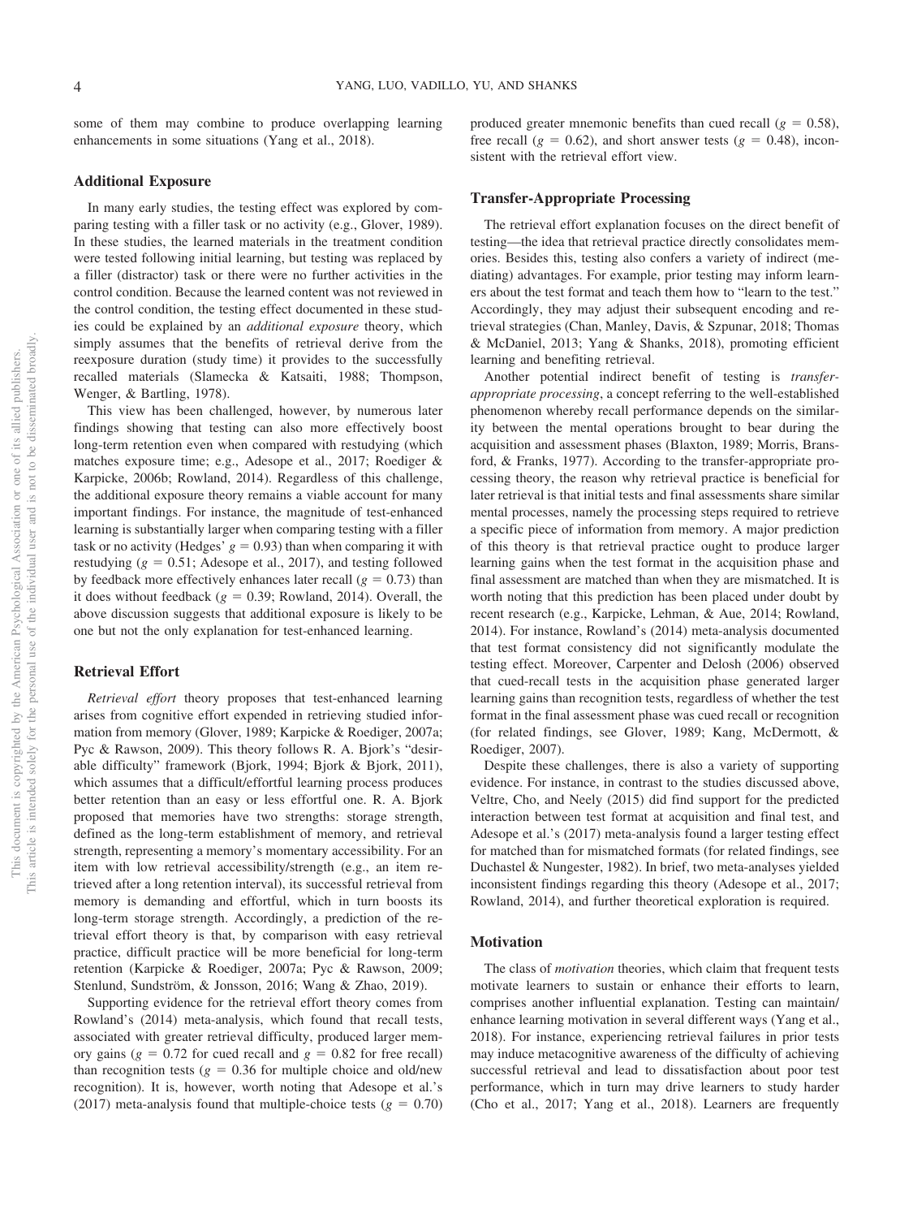some of them may combine to produce overlapping learning enhancements in some situations (Yang et al., 2018).

### Additional Exposure

In many early studies, the testing effect was explored by comparing testing with a filler task or no activity (e.g., Glover, 1989). In these studies, the learned materials in the treatment condition were tested following initial learning, but testing was replaced by a filler (distractor) task or there were no further activities in the control condition. Because the learned content was not reviewed in the control condition, the testing effect documented in these studies could be explained by an *additional exposure* theory, which simply assumes that the benefits of retrieval derive from the reexposure duration (study time) it provides to the successfully recalled materials (Slamecka & Katsaiti, 1988; Thompson, Wenger, & Bartling, 1978).

This view has been challenged, however, by numerous later findings showing that testing can also more effectively boost long-term retention even when compared with restudying (which matches exposure time; e.g., Adesope et al., 2017; Roediger & Karpicke, 2006b; Rowland, 2014). Regardless of this challenge, the additional exposure theory remains a viable account for many important findings. For instance, the magnitude of test-enhanced learning is substantially larger when comparing testing with a filler task or no activity (Hedges' $g = 0.93$) than when comparing it with restudying ($g = 0.51$; Adesope et al., 2017), and testing followed by feedback more effectively enhances later recall ($g = 0.73$) than it does without feedback ($g = 0.39$; Rowland, 2014). Overall, the above discussion suggests that additional exposure is likely to be one but not the only explanation for test-enhanced learning.

### Retrieval Effort

*Retrieval effort* theory proposes that test-enhanced learning arises from cognitive effort expended in retrieving studied information from memory (Glover, 1989; Karpicke & Roediger, 2007a; Pyc & Rawson, 2009). This theory follows R. A. Bjork's "desirable difficulty" framework (Bjork, 1994; Bjork & Bjork, 2011), which assumes that a difficult/effortful learning process produces better retention than an easy or less effortful one. R. A. Bjork proposed that memories have two strengths: storage strength, defined as the long-term establishment of memory, and retrieval strength, representing a memory's momentary accessibility. For an item with low retrieval accessibility/strength (e.g., an item retrieved after a long retention interval), its successful retrieval from memory is demanding and effortful, which in turn boosts its long-term storage strength. Accordingly, a prediction of the retrieval effort theory is that, by comparison with easy retrieval practice, difficult practice will be more beneficial for long-term retention (Karpicke & Roediger, 2007a; Pyc & Rawson, 2009; Stenlund, Sundström, & Jonsson, 2016; Wang & Zhao, 2019).

Supporting evidence for the retrieval effort theory comes from Rowland's (2014) meta-analysis, which found that recall tests, associated with greater retrieval difficulty, produced larger memory gains ($g = 0.72$ for cued recall and $g = 0.82$ for free recall) than recognition tests ($g = 0.36$ for multiple choice and old/new recognition). It is, however, worth noting that Adesope et al.'s (2017) meta-analysis found that multiple-choice tests ($g = 0.70$) produced greater mnemonic benefits than cued recall ($g = 0.58$), free recall ($g = 0.62$), and short answer tests ($g = 0.48$), inconsistent with the retrieval effort view.

### Transfer-Appropriate Processing

The retrieval effort explanation focuses on the direct benefit of testing—the idea that retrieval practice directly consolidates memories. Besides this, testing also confers a variety of indirect (mediating) advantages. For example, prior testing may inform learners about the test format and teach them how to "learn to the test." Accordingly, they may adjust their subsequent encoding and retrieval strategies (Chan, Manley, Davis, & Szpunar, 2018; Thomas & McDaniel, 2013; Yang & Shanks, 2018), promoting efficient learning and benefiting retrieval.

Another potential indirect benefit of testing is *transfer-appropriate processing*, a concept referring to the well-established phenomenon whereby recall performance depends on the similarity between the mental operations brought to bear during the acquisition and assessment phases (Blaxton, 1989; Morris, Bransford, & Franks, 1977). According to the transfer-appropriate processing theory, the reason why retrieval practice is beneficial for later retrieval is that initial tests and final assessments share similar mental processes, namely the processing steps required to retrieve a specific piece of information from memory. A major prediction of this theory is that retrieval practice ought to produce larger learning gains when the test format in the acquisition phase and final assessment are matched than when they are mismatched. It is worth noting that this prediction has been placed under doubt by recent research (e.g., Karpicke, Lehman, & Aue, 2014; Rowland, 2014). For instance, Rowland's (2014) meta-analysis documented that test format consistency did not significantly modulate the testing effect. Moreover, Carpenter and Delosh (2006) observed that cued-recall tests in the acquisition phase generated larger learning gains than recognition tests, regardless of whether the test format in the final assessment phase was cued recall or recognition (for related findings, see Glover, 1989; Kang, McDermott, & Roediger, 2007).

Despite these challenges, there is also a variety of supporting evidence. For instance, in contrast to the studies discussed above, Veltre, Cho, and Neely (2015) did find support for the predicted interaction between test format at acquisition and final test, and Adesope et al.'s (2017) meta-analysis found a larger testing effect for matched than for mismatched formats (for related findings, see Duchastel & Nungester, 1982). In brief, two meta-analyses yielded inconsistent findings regarding this theory (Adesope et al., 2017; Rowland, 2014), and further theoretical exploration is required.

### Motivation

The class of *motivation* theories, which claim that frequent tests motivate learners to sustain or enhance their efforts to learn, comprises another influential explanation. Testing can maintain/enhance learning motivation in several different ways (Yang et al., 2018). For instance, experiencing retrieval failures in prior tests may induce metacognitive awareness of the difficulty of achieving successful retrieval and lead to dissatisfaction about poor test performance, which in turn may drive learners to study harder (Cho et al., 2017; Yang et al., 2018). Learners are frequently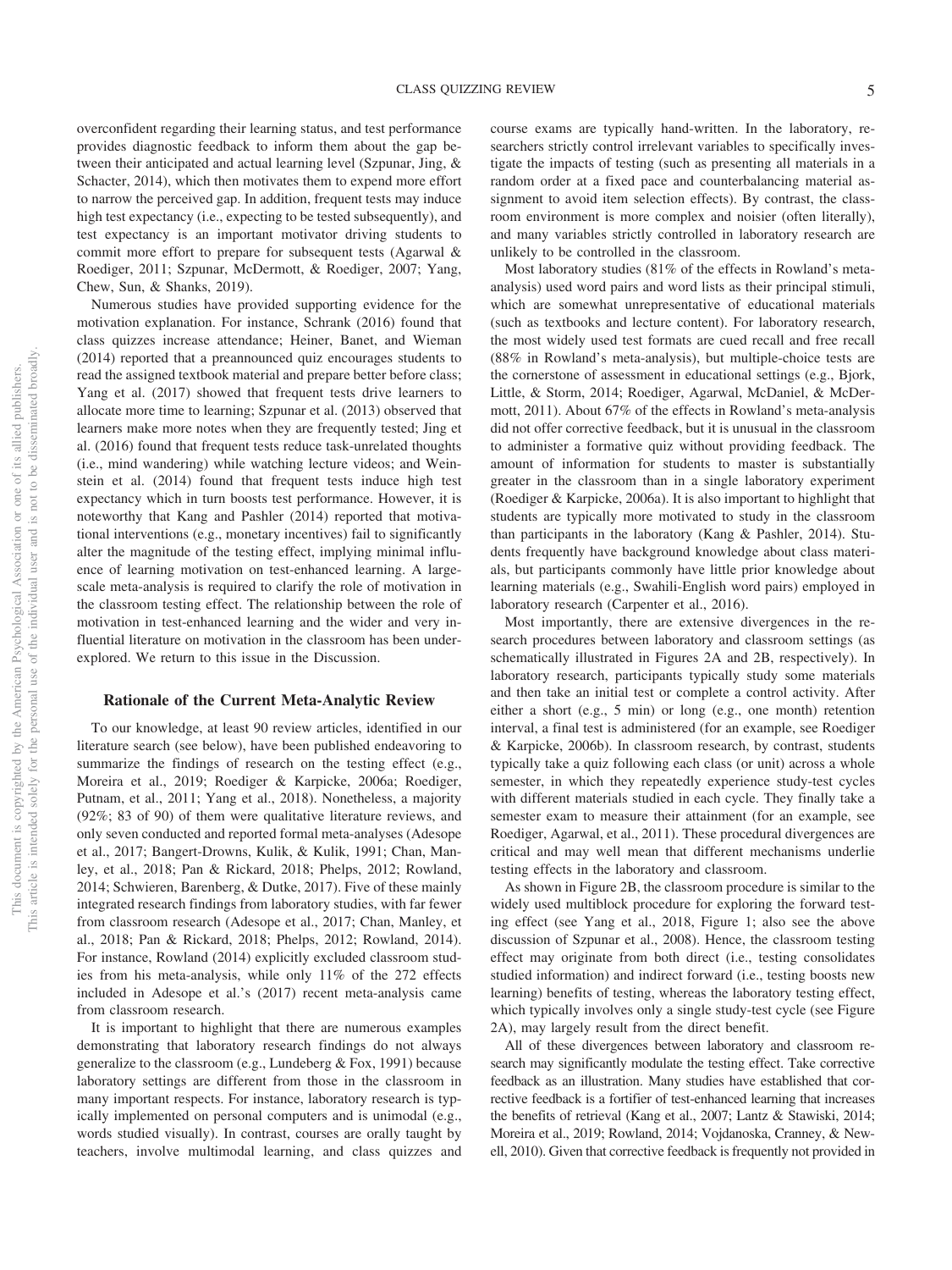overconfident regarding their learning status, and test performance provides diagnostic feedback to inform them about the gap between their anticipated and actual learning level (Szpunar, Jing, & Schacter, 2014), which then motivates them to expend more effort to narrow the perceived gap. In addition, frequent tests may induce high test expectancy (i.e., expecting to be tested subsequently), and test expectancy is an important motivator driving students to commit more effort to prepare for subsequent tests (Agarwal & Roediger, 2011; Szpunar, McDermott, & Roediger, 2007; Yang, Chew, Sun, & Shanks, 2019).

Numerous studies have provided supporting evidence for the motivation explanation. For instance, Schrank (2016) found that class quizzes increase attendance; Heiner, Banet, and Wieman (2014) reported that a preannounced quiz encourages students to read the assigned textbook material and prepare better before class; Yang et al. (2017) showed that frequent tests drive learners to allocate more time to learning; Szpunar et al. (2013) observed that learners make more notes when they are frequently tested; Jing et al. (2016) found that frequent tests reduce task-unrelated thoughts (i.e., mind wandering) while watching lecture videos; and Weinstein et al. (2014) found that frequent tests induce high test expectancy which in turn boosts test performance. However, it is noteworthy that Kang and Pashler (2014) reported that motivational interventions (e.g., monetary incentives) fail to significantly alter the magnitude of the testing effect, implying minimal influence of learning motivation on test-enhanced learning. A large-scale meta-analysis is required to clarify the role of motivation in the classroom testing effect. The relationship between the role of motivation in test-enhanced learning and the wider and very influential literature on motivation in the classroom has been under-explored. We return to this issue in the Discussion.

## Rationale of the Current Meta-Analytic Review

To our knowledge, at least 90 review articles, identified in our literature search (see below), have been published endeavoring to summarize the findings of research on the testing effect (e.g., Moreira et al., 2019; Roediger & Karpicke, 2006a; Roediger, Putnam, et al., 2011; Yang et al., 2018). Nonetheless, a majority (92%; 83 of 90) of them were qualitative literature reviews, and only seven conducted and reported formal meta-analyses (Adesope et al., 2017; Bangert-Drowns, Kulik, & Kulik, 1991; Chan, Manley, et al., 2018; Pan & Rickard, 2018; Phelps, 2012; Rowland, 2014; Schwieren, Barenberg, & Dutke, 2017). Five of these mainly integrated research findings from laboratory studies, with far fewer from classroom research (Adesope et al., 2017; Chan, Manley, et al., 2018; Pan & Rickard, 2018; Phelps, 2012; Rowland, 2014). For instance, Rowland (2014) explicitly excluded classroom studies from his meta-analysis, while only 11% of the 272 effects included in Adesope et al.'s (2017) recent meta-analysis came from classroom research.

It is important to highlight that there are numerous examples demonstrating that laboratory research findings do not always generalize to the classroom (e.g., Lundeberg & Fox, 1991) because laboratory settings are different from those in the classroom in many important respects. For instance, laboratory research is typically implemented on personal computers and is unimodal (e.g., words studied visually). In contrast, courses are orally taught by teachers, involve multimodal learning, and class quizzes and course exams are typically hand-written. In the laboratory, researchers strictly control irrelevant variables to specifically investigate the impacts of testing (such as presenting all materials in a random order at a fixed pace and counterbalancing material assignment to avoid item selection effects). By contrast, the classroom environment is more complex and noisier (often literally), and many variables strictly controlled in laboratory research are unlikely to be controlled in the classroom.

Most laboratory studies (81% of the effects in Rowland's meta-analysis) used word pairs and word lists as their principal stimuli, which are somewhat unrepresentative of educational materials (such as textbooks and lecture content). For laboratory research, the most widely used test formats are cued recall and free recall (88% in Rowland's meta-analysis), but multiple-choice tests are the cornerstone of assessment in educational settings (e.g., Bjork, Little, & Storm, 2014; Roediger, Agarwal, McDaniel, & McDermott, 2011). About 67% of the effects in Rowland's meta-analysis did not offer corrective feedback, but it is unusual in the classroom to administer a formative quiz without providing feedback. The amount of information for students to master is substantially greater in the classroom than in a single laboratory experiment (Roediger & Karpicke, 2006a). It is also important to highlight that students are typically more motivated to study in the classroom than participants in the laboratory (Kang & Pashler, 2014). Students frequently have background knowledge about class materials, but participants commonly have little prior knowledge about learning materials (e.g., Swahili-English word pairs) employed in laboratory research (Carpenter et al., 2016).

Most importantly, there are extensive divergences in the research procedures between laboratory and classroom settings (as schematically illustrated in Figures 2A and 2B, respectively). In laboratory research, participants typically study some materials and then take an initial test or complete a control activity. After either a short (e.g., 5 min) or long (e.g., one month) retention interval, a final test is administered (for an example, see Roediger & Karpicke, 2006b). In classroom research, by contrast, students typically take a quiz following each class (or unit) across a whole semester, in which they repeatedly experience study-test cycles with different materials studied in each cycle. They finally take a semester exam to measure their attainment (for an example, see Roediger, Agarwal, et al., 2011). These procedural divergences are critical and may well mean that different mechanisms underlie testing effects in the laboratory and classroom.

As shown in Figure 2B, the classroom procedure is similar to the widely used multiblock procedure for exploring the forward testing effect (see Yang et al., 2018, Figure 1; also see the above discussion of Szpunar et al., 2008). Hence, the classroom testing effect may originate from both direct (i.e., testing consolidates studied information) and indirect forward (i.e., testing boosts new learning) benefits of testing, whereas the laboratory testing effect, which typically involves only a single study-test cycle (see Figure 2A), may largely result from the direct benefit.

All of these divergences between laboratory and classroom research may significantly modulate the testing effect. Take corrective feedback as an illustration. Many studies have established that corrective feedback is a fortifier of test-enhanced learning that increases the benefits of retrieval (Kang et al., 2007; Lantz & Stawiski, 2014; Moreira et al., 2019; Rowland, 2014; Vojdanoska, Cranney, & Newell, 2010). Given that corrective feedback is frequently not provided in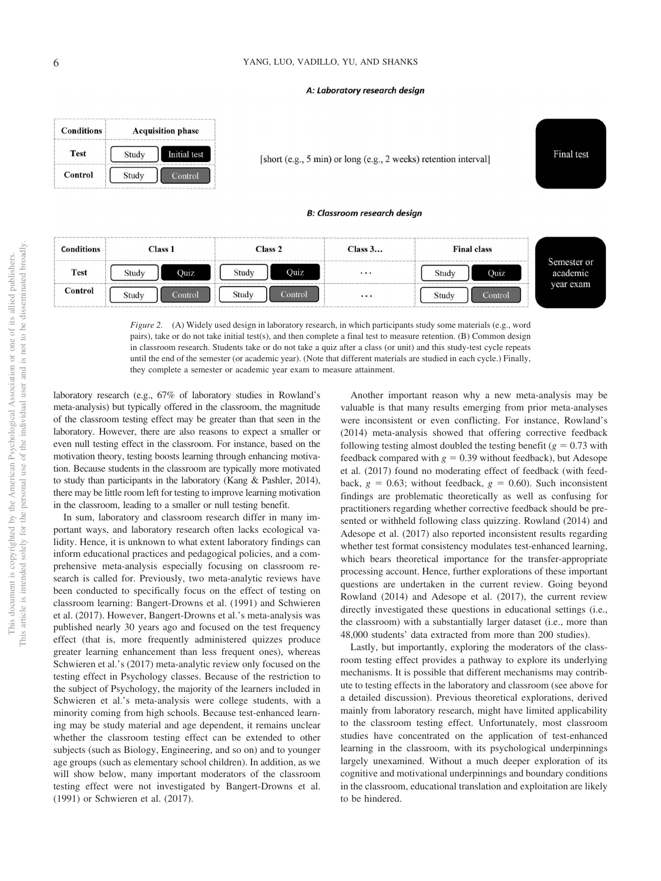**A: Laboratory research design**

| Conditions | Acquisition phase | | | |
|---|---|---|---|---|
| Test | Study | Initial test | [short (e.g., 5 min) or long (e.g., 2 weeks) retention interval] | Final test |
| Control | Study | Control | | |

**B: Classroom research design**

| Conditions | Class 1 | | Class 2 | | Class 3… | Final class | | |
|---|---|---|---|---|---|---|---|---|
| Test | Study | Quiz | Study | Quiz | … | Study | Quiz | Semester or academic year exam |
| Control | Study | Control | Study | Control | … | Study | Control | |

*Figure 2.* (A) Widely used design in laboratory research, in which participants study some materials (e.g., word pairs), take or do not take initial test(s), and then complete a final test to measure retention. (B) Common design in classroom research. Students take or do not take a quiz after a class (or unit) and this study-test cycle repeats until the end of the semester (or academic year). (Note that different materials are studied in each cycle.) Finally, they complete a semester or academic year exam to measure attainment.

laboratory research (e.g., 67% of laboratory studies in Rowland's meta-analysis) but typically offered in the classroom, the magnitude of the classroom testing effect may be greater than that seen in the laboratory. However, there are also reasons to expect a smaller or even null testing effect in the classroom. For instance, based on the motivation theory, testing boosts learning through enhancing motivation. Because students in the classroom are typically more motivated to study than participants in the laboratory (Kang & Pashler, 2014), there may be little room left for testing to improve learning motivation in the classroom, leading to a smaller or null testing benefit.

In sum, laboratory and classroom research differ in many important ways, and laboratory research often lacks ecological validity. Hence, it is unknown to what extent laboratory findings can inform educational practices and pedagogical policies, and a comprehensive meta-analysis especially focusing on classroom research is called for. Previously, two meta-analytic reviews have been conducted to specifically focus on the effect of testing on classroom learning: Bangert-Drowns et al. (1991) and Schwieren et al. (2017). However, Bangert-Drowns et al.'s meta-analysis was published nearly 30 years ago and focused on the test frequency effect (that is, more frequently administered quizzes produce greater learning enhancement than less frequent ones), whereas Schwieren et al.'s (2017) meta-analytic review only focused on the testing effect in Psychology classes. Because of the restriction to the subject of Psychology, the majority of the learners included in Schwieren et al.'s meta-analysis were college students, with a minority coming from high schools. Because test-enhanced learning may be study material and age dependent, it remains unclear whether the classroom testing effect can be extended to other subjects (such as Biology, Engineering, and so on) and to younger age groups (such as elementary school children). In addition, as we will show below, many important moderators of the classroom testing effect were not investigated by Bangert-Drowns et al. (1991) or Schwieren et al. (2017).

Another important reason why a new meta-analysis may be valuable is that many results emerging from prior meta-analyses were inconsistent or even conflicting. For instance, Rowland's (2014) meta-analysis showed that offering corrective feedback following testing almost doubled the testing benefit ($g = 0.73$ with feedback compared with $g = 0.39$ without feedback), but Adesope et al. (2017) found no moderating effect of feedback (with feedback, $g = 0.63$; without feedback, $g = 0.60$). Such inconsistent findings are problematic theoretically as well as confusing for practitioners regarding whether corrective feedback should be presented or withheld following class quizzing. Rowland (2014) and Adesope et al. (2017) also reported inconsistent results regarding whether test format consistency modulates test-enhanced learning, which bears theoretical importance for the transfer-appropriate processing account. Hence, further explorations of these important questions are undertaken in the current review. Going beyond Rowland (2014) and Adesope et al. (2017), the current review directly investigated these questions in educational settings (i.e., the classroom) with a substantially larger dataset (i.e., more than 48,000 students' data extracted from more than 200 studies).

Lastly, but importantly, exploring the moderators of the classroom testing effect provides a pathway to explore its underlying mechanisms. It is possible that different mechanisms may contribute to testing effects in the laboratory and classroom (see above for a detailed discussion). Previous theoretical explorations, derived mainly from laboratory research, might have limited applicability to the classroom testing effect. Unfortunately, most classroom studies have concentrated on the application of test-enhanced learning in the classroom, with its psychological underpinnings largely unexamined. Without a much deeper exploration of its cognitive and motivational underpinnings and boundary conditions in the classroom, educational translation and exploitation are likely to be hindered.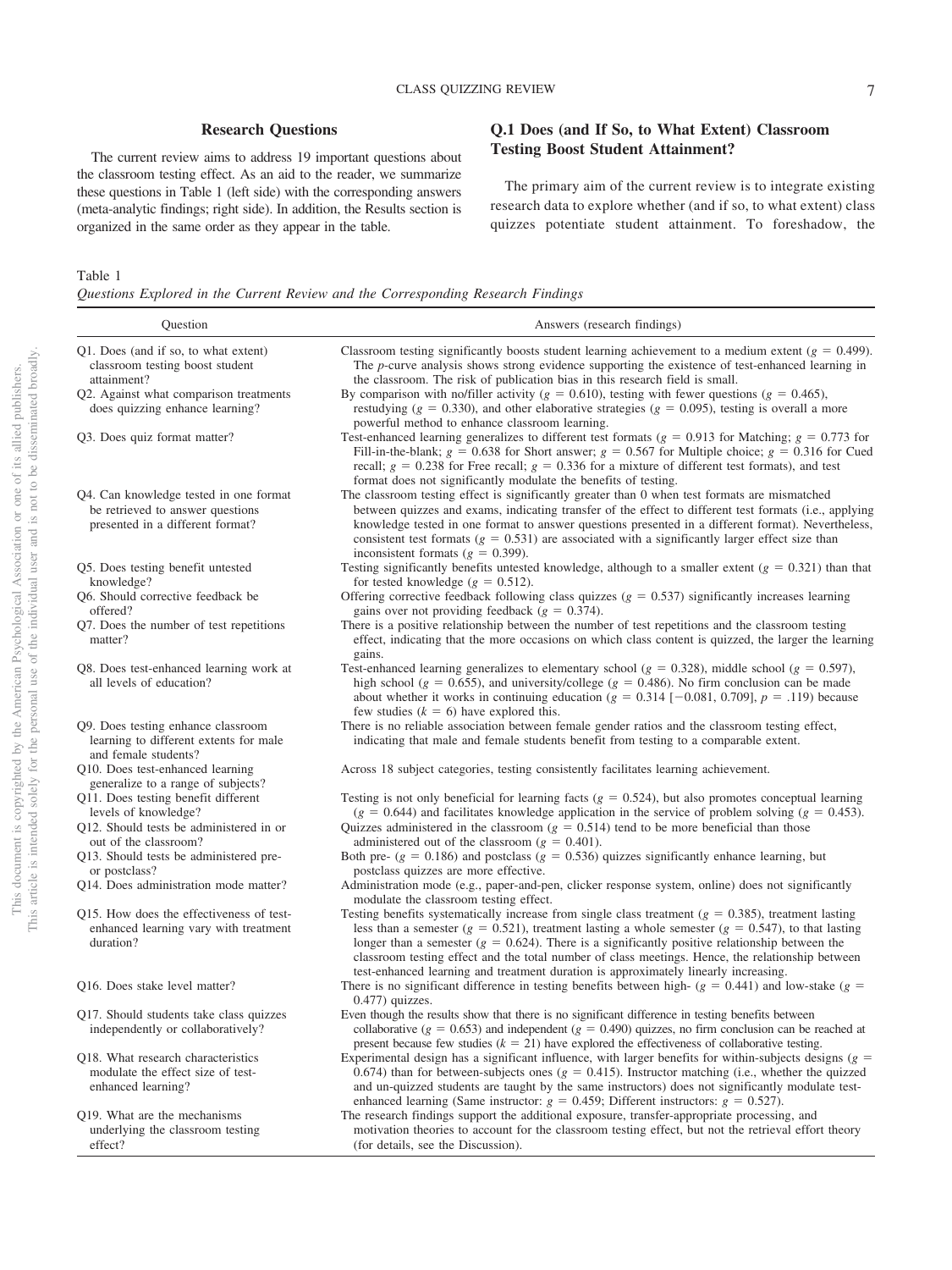## Research Questions

The current review aims to address 19 important questions about the classroom testing effect. As an aid to the reader, we summarize these questions in Table 1 (left side) with the corresponding answers (meta-analytic findings; right side). In addition, the Results section is organized in the same order as they appear in the table.

## Q.1 Does (and If So, to What Extent) Classroom Testing Boost Student Attainment?

The primary aim of the current review is to integrate existing research data to explore whether (and if so, to what extent) class quizzes potentiate student attainment. To foreshadow, the

Table 1
*Questions Explored in the Current Review and the Corresponding Research Findings*

| Question | Answers (research findings) |
|---|---|
| Q1. Does (and if so, to what extent) classroom testing boost student attainment? | Classroom testing significantly boosts student learning achievement to a medium extent ($g$ = 0.499). The *p*-curve analysis shows strong evidence supporting the existence of test-enhanced learning in the classroom. The risk of publication bias in this research field is small. |
| Q2. Against what comparison treatments does quizzing enhance learning? | By comparison with no/filler activity ($g$ = 0.610), testing with fewer questions ($g$ = 0.465), restudying ($g$ = 0.330), and other elaborative strategies ($g$ = 0.095), testing is overall a more powerful method to enhance classroom learning. |
| Q3. Does quiz format matter? | Test-enhanced learning generalizes to different test formats ($g$ = 0.913 for Matching; $g$ = 0.773 for Fill-in-the-blank; $g$ = 0.638 for Short answer; $g$ = 0.567 for Multiple choice; $g$ = 0.316 for Cued recall; $g$ = 0.238 for Free recall; $g$ = 0.336 for a mixture of different test formats), and test format does not significantly modulate the benefits of testing. |
| Q4. Can knowledge tested in one format be retrieved to answer questions presented in a different format? | The classroom testing effect is significantly greater than 0 when test formats are mismatched between quizzes and exams, indicating transfer of the effect to different test formats (i.e., applying knowledge tested in one format to answer questions presented in a different format). Nevertheless, consistent test formats ($g$ = 0.531) are associated with a significantly larger effect size than inconsistent formats ($g$ = 0.399). |
| Q5. Does testing benefit untested knowledge? | Testing significantly benefits untested knowledge, although to a smaller extent ($g$ = 0.321) than that for tested knowledge ($g$ = 0.512). |
| Q6. Should corrective feedback be offered? | Offering corrective feedback following class quizzes ($g$ = 0.537) significantly increases learning gains over not providing feedback ($g$ = 0.374). |
| Q7. Does the number of test repetitions matter? | There is a positive relationship between the number of test repetitions and the classroom testing effect, indicating that the more occasions on which class content is quizzed, the larger the learning gains. |
| Q8. Does test-enhanced learning work at all levels of education? | Test-enhanced learning generalizes to elementary school ($g$ = 0.328), middle school ($g$ = 0.597), high school ($g$ = 0.655), and university/college ($g$ = 0.486). No firm conclusion can be made about whether it works in continuing education ($g$ = 0.314 [−0.081, 0.709], $p$ = .119) because few studies ($k$ = 6) have explored this. |
| Q9. Does testing enhance classroom learning to different extents for male and female students? | There is no reliable association between female gender ratios and the classroom testing effect, indicating that male and female students benefit from testing to a comparable extent. |
| Q10. Does test-enhanced learning generalize to a range of subjects? | Across 18 subject categories, testing consistently facilitates learning achievement. |
| Q11. Does testing benefit different levels of knowledge? | Testing is not only beneficial for learning facts ($g$ = 0.524), but also promotes conceptual learning ($g$ = 0.644) and facilitates knowledge application in the service of problem solving ($g$ = 0.453). |
| Q12. Should tests be administered in or out of the classroom? | Quizzes administered in the classroom ($g$ = 0.514) tend to be more beneficial than those administered out of the classroom ($g$ = 0.401). |
| Q13. Should tests be administered pre- or postclass? | Both pre- ($g$ = 0.186) and postclass ($g$ = 0.536) quizzes significantly enhance learning, but postclass quizzes are more effective. |
| Q14. Does administration mode matter? | Administration mode (e.g., paper-and-pen, clicker response system, online) does not significantly modulate the classroom testing effect. |
| Q15. How does the effectiveness of test-enhanced learning vary with treatment duration? | Testing benefits systematically increase from single class treatment ($g$ = 0.385), treatment lasting less than a semester ($g$ = 0.521), treatment lasting a whole semester ($g$ = 0.547), to that lasting longer than a semester ($g$ = 0.624). There is a significantly positive relationship between the classroom testing effect and the total number of class meetings. Hence, the relationship between test-enhanced learning and treatment duration is approximately linearly increasing. |
| Q16. Does stake level matter? | There is no significant difference in testing benefits between high- ($g$ = 0.441) and low-stake ($g$ = 0.477) quizzes. |
| Q17. Should students take class quizzes independently or collaboratively? | Even though the results show that there is no significant difference in testing benefits between collaborative ($g$ = 0.653) and independent ($g$ = 0.490) quizzes, no firm conclusion can be reached at present because few studies ($k$ = 21) have explored the effectiveness of collaborative testing. |
| Q18. What research characteristics modulate the effect size of test-enhanced learning? | Experimental design has a significant influence, with larger benefits for within-subjects designs ($g$ = 0.674) than for between-subjects ones ($g$ = 0.415). Instructor matching (i.e., whether the quizzed and un-quizzed students are taught by the same instructors) does not significantly modulate test-enhanced learning (Same instructor: $g$ = 0.459; Different instructors: $g$ = 0.527). |
| Q19. What are the mechanisms underlying the classroom testing effect? | The research findings support the additional exposure, transfer-appropriate processing, and motivation theories to account for the classroom testing effect, but not the retrieval effort theory (for details, see the Discussion). |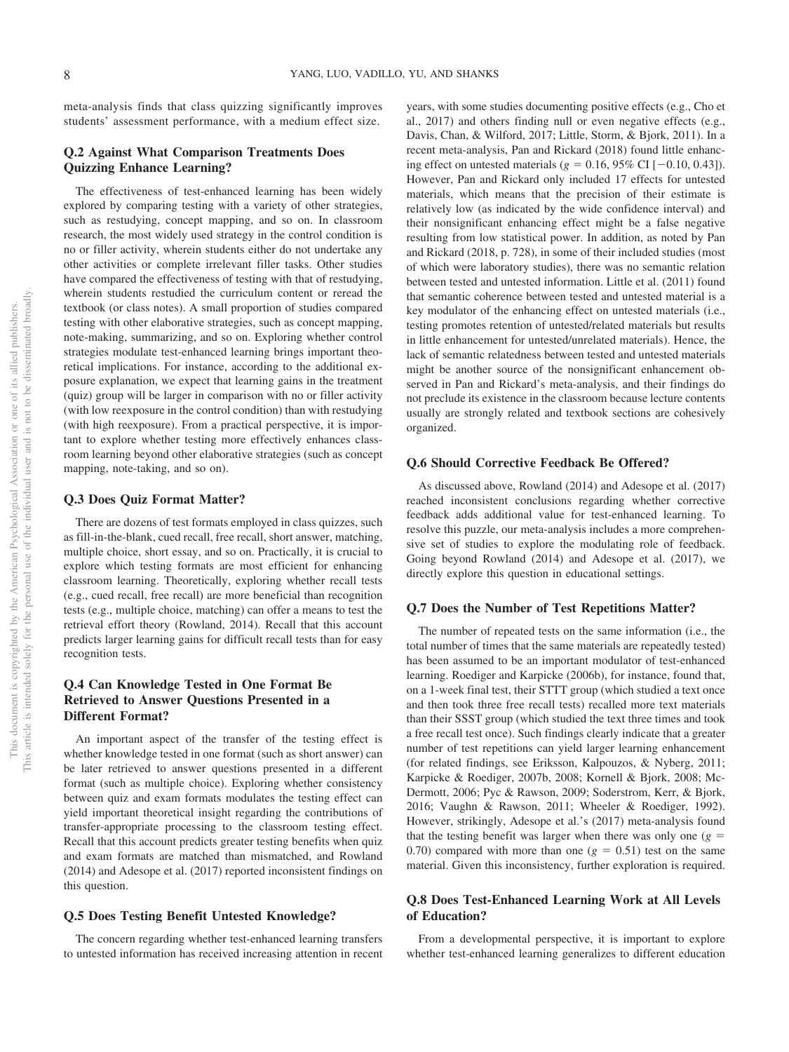meta-analysis finds that class quizzing significantly improves students' assessment performance, with a medium effect size.

## Q.2 Against What Comparison Treatments Does Quizzing Enhance Learning?

The effectiveness of test-enhanced learning has been widely explored by comparing testing with a variety of other strategies, such as restudying, concept mapping, and so on. In classroom research, the most widely used strategy in the control condition is no or filler activity, wherein students either do not undertake any other activities or complete irrelevant filler tasks. Other studies have compared the effectiveness of testing with that of restudying, wherein students restudied the curriculum content or reread the textbook (or class notes). A small proportion of studies compared testing with other elaborative strategies, such as concept mapping, note-making, summarizing, and so on. Exploring whether control strategies modulate test-enhanced learning brings important theoretical implications. For instance, according to the additional exposure explanation, we expect that learning gains in the treatment (quiz) group will be larger in comparison with no or filler activity (with low reexposure in the control condition) than with restudying (with high reexposure). From a practical perspective, it is important to explore whether testing more effectively enhances classroom learning beyond other elaborative strategies (such as concept mapping, note-taking, and so on).

## Q.3 Does Quiz Format Matter?

There are dozens of test formats employed in class quizzes, such as fill-in-the-blank, cued recall, free recall, short answer, matching, multiple choice, short essay, and so on. Practically, it is crucial to explore which testing formats are most efficient for enhancing classroom learning. Theoretically, exploring whether recall tests (e.g., cued recall, free recall) are more beneficial than recognition tests (e.g., multiple choice, matching) can offer a means to test the retrieval effort theory (Rowland, 2014). Recall that this account predicts larger learning gains for difficult recall tests than for easy recognition tests.

## Q.4 Can Knowledge Tested in One Format Be Retrieved to Answer Questions Presented in a Different Format?

An important aspect of the transfer of the testing effect is whether knowledge tested in one format (such as short answer) can be later retrieved to answer questions presented in a different format (such as multiple choice). Exploring whether consistency between quiz and exam formats modulates the testing effect can yield important theoretical insight regarding the contributions of transfer-appropriate processing to the classroom testing effect. Recall that this account predicts greater testing benefits when quiz and exam formats are matched than mismatched, and Rowland (2014) and Adesope et al. (2017) reported inconsistent findings on this question.

## Q.5 Does Testing Benefit Untested Knowledge?

The concern regarding whether test-enhanced learning transfers to untested information has received increasing attention in recent years, with some studies documenting positive effects (e.g., Cho et al., 2017) and others finding null or even negative effects (e.g., Davis, Chan, & Wilford, 2017; Little, Storm, & Bjork, 2011). In a recent meta-analysis, Pan and Rickard (2018) found little enhancing effect on untested materials ($g = 0.16$, 95% CI $[-0.10, 0.43]$). However, Pan and Rickard only included 17 effects for untested materials, which means that the precision of their estimate is relatively low (as indicated by the wide confidence interval) and their nonsignificant enhancing effect might be a false negative resulting from low statistical power. In addition, as noted by Pan and Rickard (2018, p. 728), in some of their included studies (most of which were laboratory studies), there was no semantic relation between tested and untested information. Little et al. (2011) found that semantic coherence between tested and untested material is a key modulator of the enhancing effect on untested materials (i.e., testing promotes retention of untested/related materials but results in little enhancement for untested/unrelated materials). Hence, the lack of semantic relatedness between tested and untested materials might be another source of the nonsignificant enhancement observed in Pan and Rickard's meta-analysis, and their findings do not preclude its existence in the classroom because lecture contents usually are strongly related and textbook sections are cohesively organized.

## Q.6 Should Corrective Feedback Be Offered?

As discussed above, Rowland (2014) and Adesope et al. (2017) reached inconsistent conclusions regarding whether corrective feedback adds additional value for test-enhanced learning. To resolve this puzzle, our meta-analysis includes a more comprehensive set of studies to explore the modulating role of feedback. Going beyond Rowland (2014) and Adesope et al. (2017), we directly explore this question in educational settings.

## Q.7 Does the Number of Test Repetitions Matter?

The number of repeated tests on the same information (i.e., the total number of times that the same materials are repeatedly tested) has been assumed to be an important modulator of test-enhanced learning. Roediger and Karpicke (2006b), for instance, found that, on a 1-week final test, their STTT group (which studied a text once and then took three free recall tests) recalled more text materials than their SSST group (which studied the text three times and took a free recall test once). Such findings clearly indicate that a greater number of test repetitions can yield larger learning enhancement (for related findings, see Eriksson, Kalpouzos, & Nyberg, 2011; Karpicke & Roediger, 2007b, 2008; Kornell & Bjork, 2008; McDermott, 2006; Pyc & Rawson, 2009; Soderstrom, Kerr, & Bjork, 2016; Vaughn & Rawson, 2011; Wheeler & Roediger, 1992). However, strikingly, Adesope et al.'s (2017) meta-analysis found that the testing benefit was larger when there was only one ($g = 0.70$) compared with more than one ($g = 0.51$) test on the same material. Given this inconsistency, further exploration is required.

## Q.8 Does Test-Enhanced Learning Work at All Levels of Education?

From a developmental perspective, it is important to explore whether test-enhanced learning generalizes to different education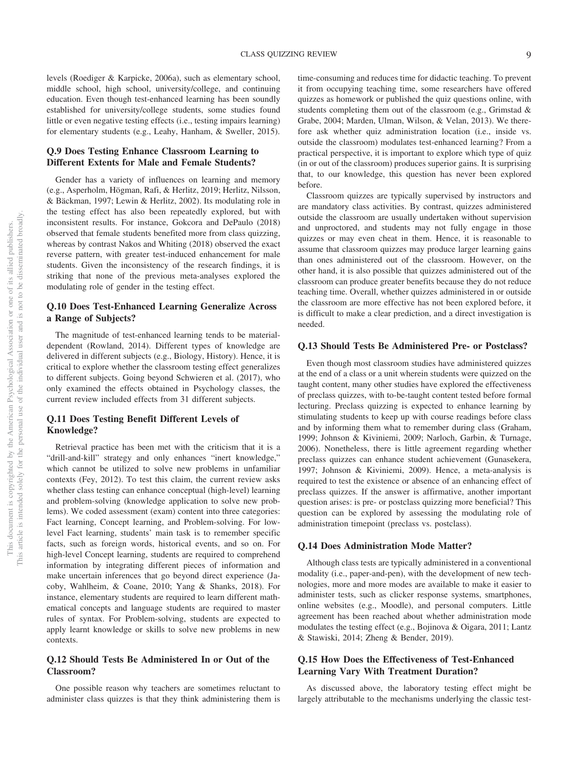levels (Roediger & Karpicke, 2006a), such as elementary school, middle school, high school, university/college, and continuing education. Even though test-enhanced learning has been soundly established for university/college students, some studies found little or even negative testing effects (i.e., testing impairs learning) for elementary students (e.g., Leahy, Hanham, & Sweller, 2015).

### Q.9 Does Testing Enhance Classroom Learning to Different Extents for Male and Female Students?

Gender has a variety of influences on learning and memory (e.g., Asperholm, Högman, Rafi, & Herlitz, 2019; Herlitz, Nilsson, & Bäckman, 1997; Lewin & Herlitz, 2002). Its modulating role in the testing effect has also been repeatedly explored, but with inconsistent results. For instance, Gokcora and DePaulo (2018) observed that female students benefited more from class quizzing, whereas by contrast Nakos and Whiting (2018) observed the exact reverse pattern, with greater test-induced enhancement for male students. Given the inconsistency of the research findings, it is striking that none of the previous meta-analyses explored the modulating role of gender in the testing effect.

### Q.10 Does Test-Enhanced Learning Generalize Across a Range of Subjects?

The magnitude of test-enhanced learning tends to be material-dependent (Rowland, 2014). Different types of knowledge are delivered in different subjects (e.g., Biology, History). Hence, it is critical to explore whether the classroom testing effect generalizes to different subjects. Going beyond Schwieren et al. (2017), who only examined the effects obtained in Psychology classes, the current review included effects from 31 different subjects.

### Q.11 Does Testing Benefit Different Levels of Knowledge?

Retrieval practice has been met with the criticism that it is a "drill-and-kill" strategy and only enhances "inert knowledge," which cannot be utilized to solve new problems in unfamiliar contexts (Fey, 2012). To test this claim, the current review asks whether class testing can enhance conceptual (high-level) learning and problem-solving (knowledge application to solve new problems). We coded assessment (exam) content into three categories: Fact learning, Concept learning, and Problem-solving. For low-level Fact learning, students' main task is to remember specific facts, such as foreign words, historical events, and so on. For high-level Concept learning, students are required to comprehend information by integrating different pieces of information and make uncertain inferences that go beyond direct experience (Jacoby, Wahlheim, & Coane, 2010; Yang & Shanks, 2018). For instance, elementary students are required to learn different mathematical concepts and language students are required to master rules of syntax. For Problem-solving, students are expected to apply learnt knowledge or skills to solve new problems in new contexts.

### Q.12 Should Tests Be Administered In or Out of the Classroom?

One possible reason why teachers are sometimes reluctant to administer class quizzes is that they think administering them is time-consuming and reduces time for didactic teaching. To prevent it from occupying teaching time, some researchers have offered quizzes as homework or published the quiz questions online, with students completing them out of the classroom (e.g., Grimstad & Grabe, 2004; Marden, Ulman, Wilson, & Velan, 2013). We therefore ask whether quiz administration location (i.e., inside vs. outside the classroom) modulates test-enhanced learning? From a practical perspective, it is important to explore which type of quiz (in or out of the classroom) produces superior gains. It is surprising that, to our knowledge, this question has never been explored before.

Classroom quizzes are typically supervised by instructors and are mandatory class activities. By contrast, quizzes administered outside the classroom are usually undertaken without supervision and unproctored, and students may not fully engage in those quizzes or may even cheat in them. Hence, it is reasonable to assume that classroom quizzes may produce larger learning gains than ones administered out of the classroom. However, on the other hand, it is also possible that quizzes administered out of the classroom can produce greater benefits because they do not reduce teaching time. Overall, whether quizzes administered in or outside the classroom are more effective has not been explored before, it is difficult to make a clear prediction, and a direct investigation is needed.

### Q.13 Should Tests Be Administered Pre- or Postclass?

Even though most classroom studies have administered quizzes at the end of a class or a unit wherein students were quizzed on the taught content, many other studies have explored the effectiveness of preclass quizzes, with to-be-taught content tested before formal lecturing. Preclass quizzing is expected to enhance learning by stimulating students to keep up with course readings before class and by informing them what to remember during class (Graham, 1999; Johnson & Kiviniemi, 2009; Narloch, Garbin, & Turnage, 2006). Nonetheless, there is little agreement regarding whether preclass quizzes can enhance student achievement (Gunasekera, 1997; Johnson & Kiviniemi, 2009). Hence, a meta-analysis is required to test the existence or absence of an enhancing effect of preclass quizzes. If the answer is affirmative, another important question arises: is pre- or postclass quizzing more beneficial? This question can be explored by assessing the modulating role of administration timepoint (preclass vs. postclass).

### Q.14 Does Administration Mode Matter?

Although class tests are typically administered in a conventional modality (i.e., paper-and-pen), with the development of new technologies, more and more modes are available to make it easier to administer tests, such as clicker response systems, smartphones, online websites (e.g., Moodle), and personal computers. Little agreement has been reached about whether administration mode modulates the testing effect (e.g., Bojinova & Oigara, 2011; Lantz & Stawiski, 2014; Zheng & Bender, 2019).

### Q.15 How Does the Effectiveness of Test-Enhanced Learning Vary With Treatment Duration?

As discussed above, the laboratory testing effect might be largely attributable to the mechanisms underlying the classic test-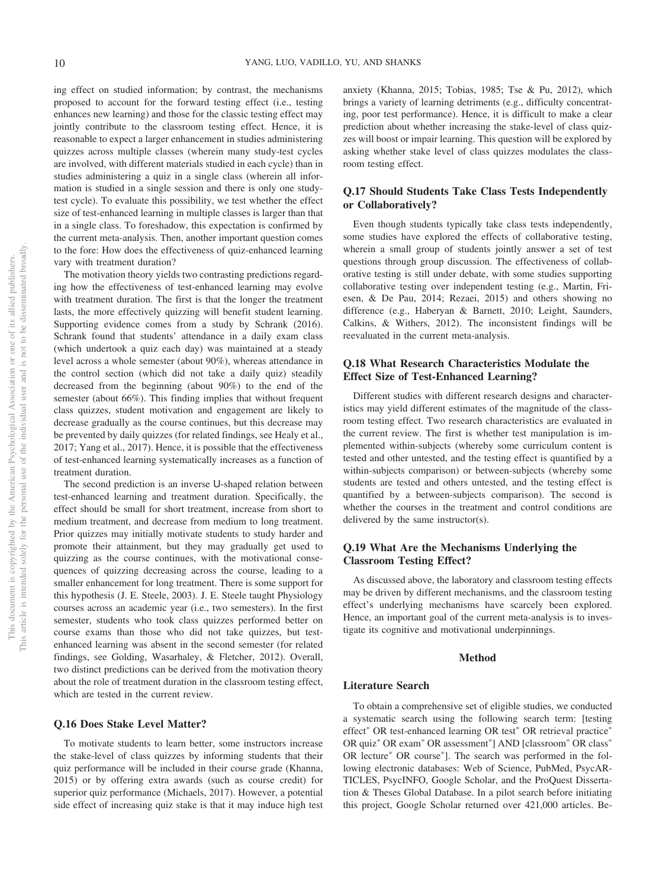ing effect on studied information; by contrast, the mechanisms proposed to account for the forward testing effect (i.e., testing enhances new learning) and those for the classic testing effect may jointly contribute to the classroom testing effect. Hence, it is reasonable to expect a larger enhancement in studies administering quizzes across multiple classes (wherein many study-test cycles are involved, with different materials studied in each cycle) than in studies administering a quiz in a single class (wherein all information is studied in a single session and there is only one study-test cycle). To evaluate this possibility, we test whether the effect size of test-enhanced learning in multiple classes is larger than that in a single class. To foreshadow, this expectation is confirmed by the current meta-analysis. Then, another important question comes to the fore: How does the effectiveness of quiz-enhanced learning vary with treatment duration?

The motivation theory yields two contrasting predictions regarding how the effectiveness of test-enhanced learning may evolve with treatment duration. The first is that the longer the treatment lasts, the more effectively quizzing will benefit student learning. Supporting evidence comes from a study by Schrank (2016). Schrank found that students' attendance in a daily exam class (which undertook a quiz each day) was maintained at a steady level across a whole semester (about 90%), whereas attendance in the control section (which did not take a daily quiz) steadily decreased from the beginning (about 90%) to the end of the semester (about 66%). This finding implies that without frequent class quizzes, student motivation and engagement are likely to decrease gradually as the course continues, but this decrease may be prevented by daily quizzes (for related findings, see Healy et al., 2017; Yang et al., 2017). Hence, it is possible that the effectiveness of test-enhanced learning systematically increases as a function of treatment duration.

The second prediction is an inverse U-shaped relation between test-enhanced learning and treatment duration. Specifically, the effect should be small for short treatment, increase from short to medium treatment, and decrease from medium to long treatment. Prior quizzes may initially motivate students to study harder and promote their attainment, but they may gradually get used to quizzing as the course continues, with the motivational consequences of quizzing decreasing across the course, leading to a smaller enhancement for long treatment. There is some support for this hypothesis (J. E. Steele, 2003). J. E. Steele taught Physiology courses across an academic year (i.e., two semesters). In the first semester, students who took class quizzes performed better on course exams than those who did not take quizzes, but test-enhanced learning was absent in the second semester (for related findings, see Golding, Wasarhaley, & Fletcher, 2012). Overall, two distinct predictions can be derived from the motivation theory about the role of treatment duration in the classroom testing effect, which are tested in the current review.

### Q.16 Does Stake Level Matter?

To motivate students to learn better, some instructors increase the stake-level of class quizzes by informing students that their quiz performance will be included in their course grade (Khanna, 2015) or by offering extra awards (such as course credit) for superior quiz performance (Michaels, 2017). However, a potential side effect of increasing quiz stake is that it may induce high test anxiety (Khanna, 2015; Tobias, 1985; Tse & Pu, 2012), which brings a variety of learning detriments (e.g., difficulty concentrating, poor test performance). Hence, it is difficult to make a clear prediction about whether increasing the stake-level of class quizzes will boost or impair learning. This question will be explored by asking whether stake level of class quizzes modulates the classroom testing effect.

### Q.17 Should Students Take Class Tests Independently or Collaboratively?

Even though students typically take class tests independently, some studies have explored the effects of collaborative testing, wherein a small group of students jointly answer a set of test questions through group discussion. The effectiveness of collaborative testing is still under debate, with some studies supporting collaborative testing over independent testing (e.g., Martin, Friesen, & De Pau, 2014; Rezaei, 2015) and others showing no difference (e.g., Haberyan & Barnett, 2010; Leight, Saunders, Calkins, & Withers, 2012). The inconsistent findings will be reevaluated in the current meta-analysis.

### Q.18 What Research Characteristics Modulate the Effect Size of Test-Enhanced Learning?

Different studies with different research designs and characteristics may yield different estimates of the magnitude of the classroom testing effect. Two research characteristics are evaluated in the current review. The first is whether test manipulation is implemented within-subjects (whereby some curriculum content is tested and other untested, and the testing effect is quantified by a within-subjects comparison) or between-subjects (whereby some students are tested and others untested, and the testing effect is quantified by a between-subjects comparison). The second is whether the courses in the treatment and control conditions are delivered by the same instructor(s).

### Q.19 What Are the Mechanisms Underlying the Classroom Testing Effect?

As discussed above, the laboratory and classroom testing effects may be driven by different mechanisms, and the classroom testing effect's underlying mechanisms have scarcely been explored. Hence, an important goal of the current meta-analysis is to investigate its cognitive and motivational underpinnings.

## Method

### Literature Search

To obtain a comprehensive set of eligible studies, we conducted a systematic search using the following search term: [testing effect* OR test-enhanced learning OR test* OR retrieval practice* OR quiz* OR exam* OR assessment*] AND [classroom* OR class* OR lecture* OR course*]. The search was performed in the following electronic databases: Web of Science, PubMed, PsycARTICLES, PsycINFO, Google Scholar, and the ProQuest Dissertation & Theses Global Database. In a pilot search before initiating this project, Google Scholar returned over 421,000 articles. Be-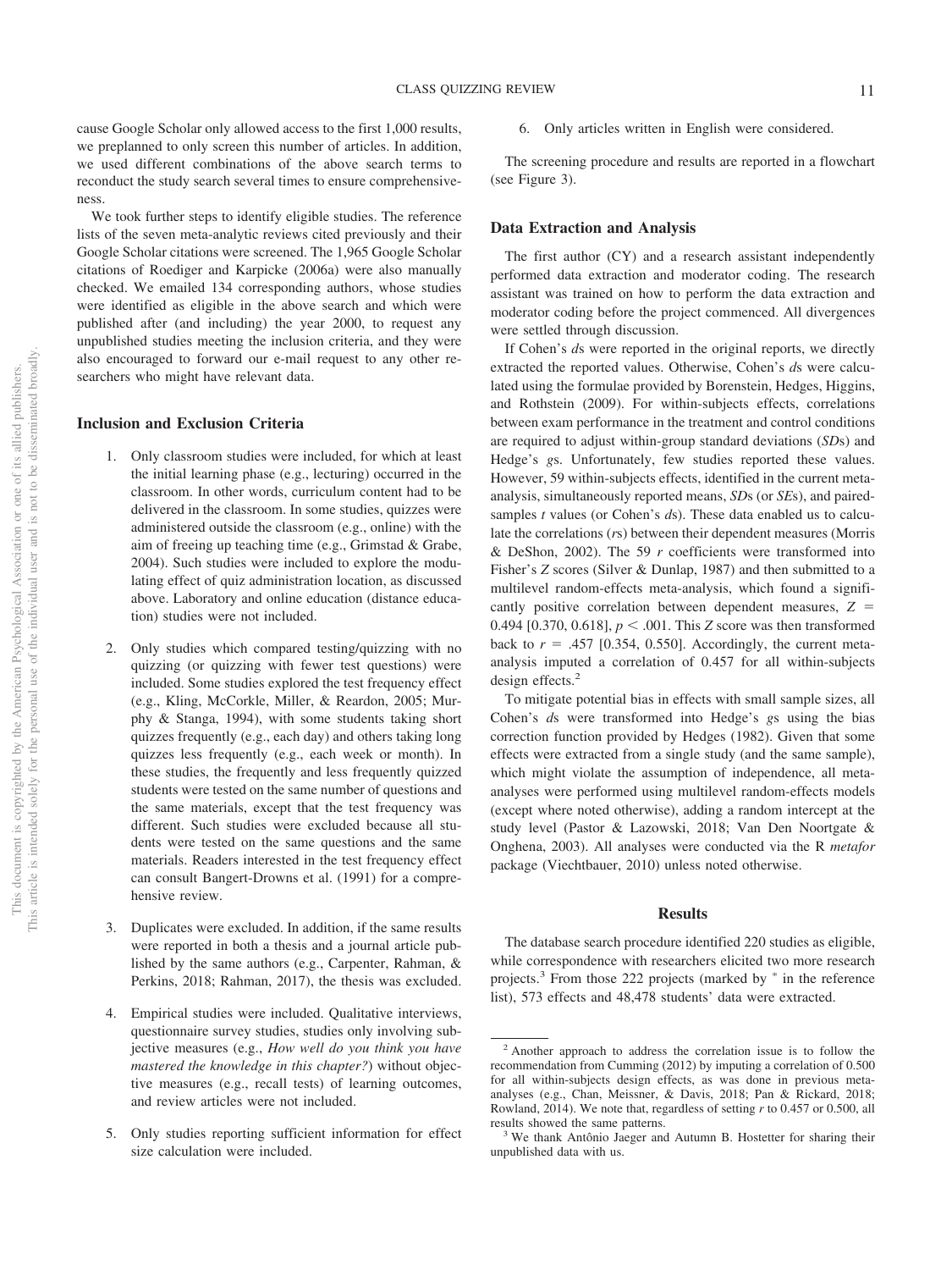cause Google Scholar only allowed access to the first 1,000 results, we preplanned to only screen this number of articles. In addition, we used different combinations of the above search terms to reconduct the study search several times to ensure comprehensiveness.

We took further steps to identify eligible studies. The reference lists of the seven meta-analytic reviews cited previously and their Google Scholar citations were screened. The 1,965 Google Scholar citations of Roediger and Karpicke (2006a) were also manually checked. We emailed 134 corresponding authors, whose studies were identified as eligible in the above search and which were published after (and including) the year 2000, to request any unpublished studies meeting the inclusion criteria, and they were also encouraged to forward our e-mail request to any other researchers who might have relevant data.

### Inclusion and Exclusion Criteria

1. Only classroom studies were included, for which at least the initial learning phase (e.g., lecturing) occurred in the classroom. In other words, curriculum content had to be delivered in the classroom. In some studies, quizzes were administered outside the classroom (e.g., online) with the aim of freeing up teaching time (e.g., Grimstad & Grabe, 2004). Such studies were included to explore the modulating effect of quiz administration location, as discussed above. Laboratory and online education (distance education) studies were not included.

2. Only studies which compared testing/quizzing with no quizzing (or quizzing with fewer test questions) were included. Some studies explored the test frequency effect (e.g., Kling, McCorkle, Miller, & Reardon, 2005; Murphy & Stanga, 1994), with some students taking short quizzes frequently (e.g., each day) and others taking long quizzes less frequently (e.g., each week or month). In these studies, the frequently and less frequently quizzed students were tested on the same number of questions and the same materials, except that the test frequency was different. Such studies were excluded because all students were tested on the same questions and the same materials. Readers interested in the test frequency effect can consult Bangert-Drowns et al. (1991) for a comprehensive review.

3. Duplicates were excluded. In addition, if the same results were reported in both a thesis and a journal article published by the same authors (e.g., Carpenter, Rahman, & Perkins, 2018; Rahman, 2017), the thesis was excluded.

4. Empirical studies were included. Qualitative interviews, questionnaire survey studies, studies only involving subjective measures (e.g., *How well do you think you have mastered the knowledge in this chapter?*) without objective measures (e.g., recall tests) of learning outcomes, and review articles were not included.

5. Only studies reporting sufficient information for effect size calculation were included.

6. Only articles written in English were considered.

The screening procedure and results are reported in a flowchart (see Figure 3).

### Data Extraction and Analysis

The first author (CY) and a research assistant independently performed data extraction and moderator coding. The research assistant was trained on how to perform the data extraction and moderator coding before the project commenced. All divergences were settled through discussion.

If Cohen's *d*s were reported in the original reports, we directly extracted the reported values. Otherwise, Cohen's *d*s were calculated using the formulae provided by Borenstein, Hedges, Higgins, and Rothstein (2009). For within-subjects effects, correlations between exam performance in the treatment and control conditions are required to adjust within-group standard deviations (*SD*s) and Hedge's *g*s. Unfortunately, few studies reported these values. However, 59 within-subjects effects, identified in the current meta-analysis, simultaneously reported means, *SD*s (or *SE*s), and paired-samples *t* values (or Cohen's *d*s). These data enabled us to calculate the correlations (*r*s) between their dependent measures (Morris & DeShon, 2002). The 59 *r* coefficients were transformed into Fisher's *Z* scores (Silver & Dunlap, 1987) and then submitted to a multilevel random-effects meta-analysis, which found a significantly positive correlation between dependent measures, $Z = 0.494$ [0.370, 0.618], $p < .001$. This *Z* score was then transformed back to $r = .457$ [0.354, 0.550]. Accordingly, the current meta-analysis imputed a correlation of 0.457 for all within-subjects design effects.[2]

To mitigate potential bias in effects with small sample sizes, all Cohen's *d*s were transformed into Hedge's *g*s using the bias correction function provided by Hedges (1982). Given that some effects were extracted from a single study (and the same sample), which might violate the assumption of independence, all meta-analyses were performed using multilevel random-effects models (except where noted otherwise), adding a random intercept at the study level (Pastor & Lazowski, 2018; Van Den Noortgate & Onghena, 2003). All analyses were conducted via the R *metafor* package (Viechtbauer, 2010) unless noted otherwise.

## Results

The database search procedure identified 220 studies as eligible, while correspondence with researchers elicited two more research projects.[3] From those 222 projects (marked by * in the reference list), 573 effects and 48,478 students' data were extracted.

[2] Another approach to address the correlation issue is to follow the recommendation from Cumming (2012) by imputing a correlation of 0.500 for all within-subjects design effects, as was done in previous meta-analyses (e.g., Chan, Meissner, & Davis, 2018; Pan & Rickard, 2018; Rowland, 2014). We note that, regardless of setting *r* to 0.457 or 0.500, all results showed the same patterns.

[3] We thank Antônio Jaeger and Autumn B. Hostetter for sharing their unpublished data with us.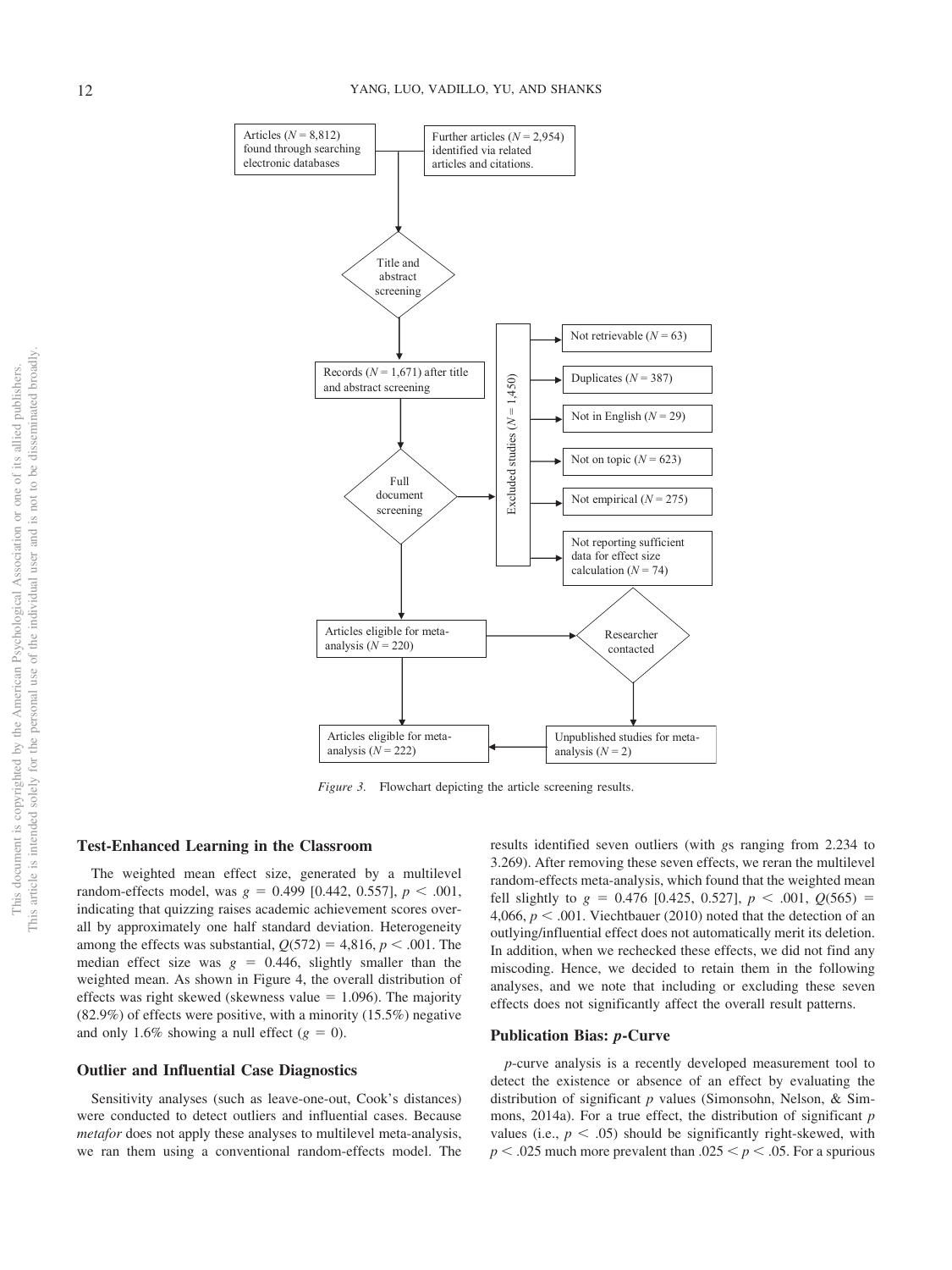Articles ($N$ = 8,812) found through searching electronic databases

Further articles ($N$ = 2,954) identified via related articles and citations.

Title and abstract screening

Records ($N$ = 1,671) after title and abstract screening

Full document screening

Excluded studies ($N$ = 1,450)

- Not retrievable ($N$ = 63)
- Duplicates ($N$ = 387)
- Not in English ($N$ = 29)
- Not on topic ($N$ = 623)
- Not empirical ($N$ = 275)
- Not reporting sufficient data for effect size calculation ($N$ = 74)

Articles eligible for meta-analysis ($N$ = 220)

Researcher contacted

Unpublished studies for meta-analysis ($N$ = 2)

Articles eligible for meta-analysis ($N$ = 222)

*Figure 3.* Flowchart depicting the article screening results.

## Test-Enhanced Learning in the Classroom

The weighted mean effect size, generated by a multilevel random-effects model, was $g$ = 0.499 [0.442, 0.557], $p$ < .001, indicating that quizzing raises academic achievement scores overall by approximately one half standard deviation. Heterogeneity among the effects was substantial, $Q(572)$ = 4,816, $p$ < .001. The median effect size was $g$ = 0.446, slightly smaller than the weighted mean. As shown in Figure 4, the overall distribution of effects was right skewed (skewness value = 1.096). The majority (82.9%) of effects were positive, with a minority (15.5%) negative and only 1.6% showing a null effect ($g$ = 0).

## Outlier and Influential Case Diagnostics

Sensitivity analyses (such as leave-one-out, Cook's distances) were conducted to detect outliers and influential cases. Because *metafor* does not apply these analyses to multilevel meta-analysis, we ran them using a conventional random-effects model. The results identified seven outliers (with $g$s ranging from 2.234 to 3.269). After removing these seven effects, we reran the multilevel random-effects meta-analysis, which found that the weighted mean fell slightly to $g$ = 0.476 [0.425, 0.527], $p$ < .001, $Q(565)$ = 4,066, $p$ < .001. Viechtbauer (2010) noted that the detection of an outlying/influential effect does not automatically merit its deletion. In addition, when we rechecked these effects, we did not find any miscoding. Hence, we decided to retain them in the following analyses, and we note that including or excluding these seven effects does not significantly affect the overall result patterns.

## Publication Bias: *p*-Curve

*p*-curve analysis is a recently developed measurement tool to detect the existence or absence of an effect by evaluating the distribution of significant $p$ values (Simonsohn, Nelson, & Simmons, 2014a). For a true effect, the distribution of significant $p$ values (i.e., $p$ < .05) should be significantly right-skewed, with $p$ < .025 much more prevalent than .025 < $p$ < .05. For a spurious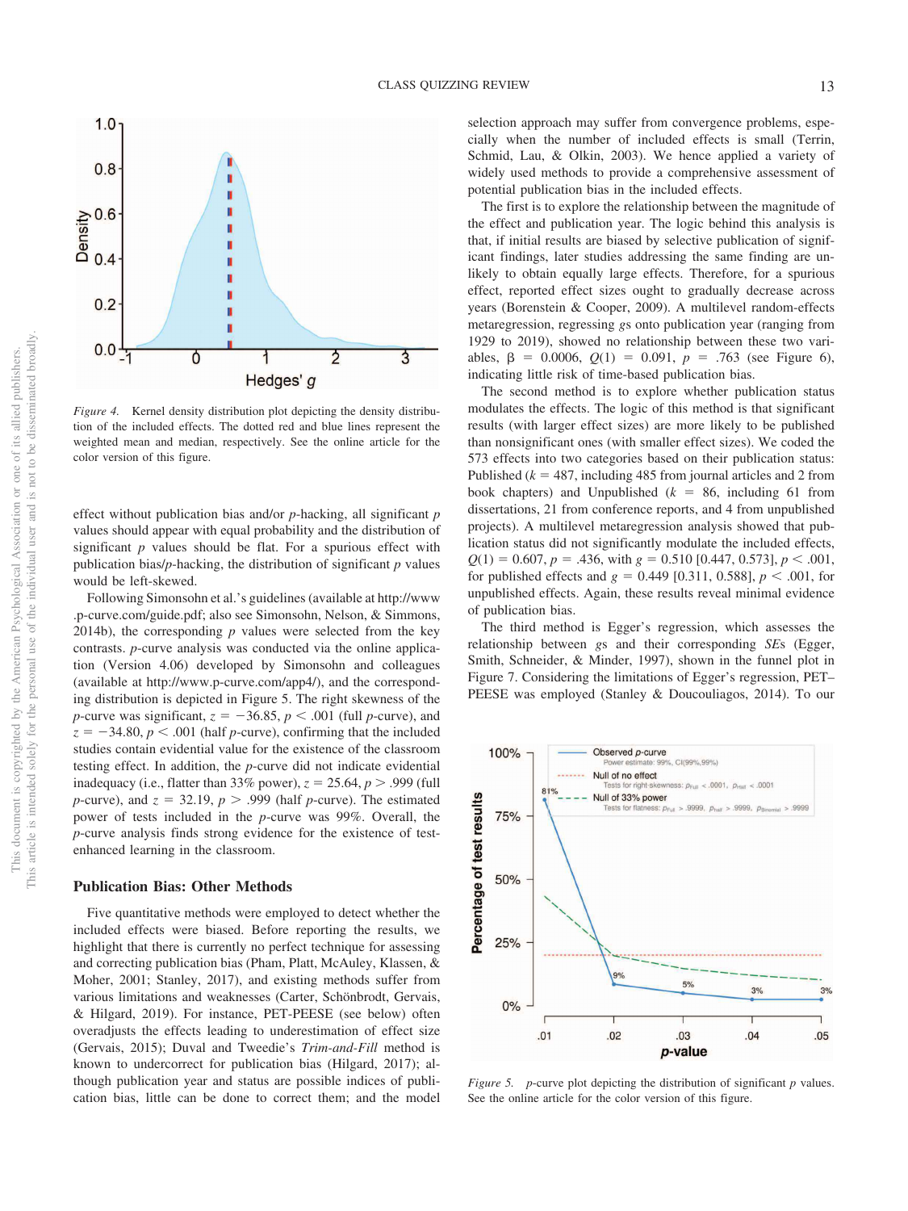*Figure 4.* Kernel density distribution plot depicting the density distribution of the included effects. The dotted red and blue lines represent the weighted mean and median, respectively. See the online article for the color version of this figure.

effect without publication bias and/or *p*-hacking, all significant *p* values should appear with equal probability and the distribution of significant *p* values should be flat. For a spurious effect with publication bias/*p*-hacking, the distribution of significant *p* values would be left-skewed.

Following Simonsohn et al.'s guidelines (available at http://www.p-curve.com/guide.pdf; also see Simonsohn, Nelson, & Simmons, 2014b), the corresponding *p* values were selected from the key contrasts. *p*-curve analysis was conducted via the online application (Version 4.06) developed by Simonsohn and colleagues (available at http://www.p-curve.com/app4/), and the corresponding distribution is depicted in Figure 5. The right skewness of the *p*-curve was significant, $z = -36.85$, $p < .001$ (full *p*-curve), and $z = -34.80$, $p < .001$ (half *p*-curve), confirming that the included studies contain evidential value for the existence of the classroom testing effect. In addition, the *p*-curve did not indicate evidential inadequacy (i.e., flatter than 33% power), $z = 25.64$, $p > .999$ (full *p*-curve), and $z = 32.19$, $p > .999$ (half *p*-curve). The estimated power of tests included in the *p*-curve was 99%. Overall, the *p*-curve analysis finds strong evidence for the existence of test-enhanced learning in the classroom.

## Publication Bias: Other Methods

Five quantitative methods were employed to detect whether the included effects were biased. Before reporting the results, we highlight that there is currently no perfect technique for assessing and correcting publication bias (Pham, Platt, McAuley, Klassen, & Moher, 2001; Stanley, 2017), and existing methods suffer from various limitations and weaknesses (Carter, Schönbrodt, Gervais, & Hilgard, 2019). For instance, PET-PEESE (see below) often overadjusts the effects leading to underestimation of effect size (Gervais, 2015); Duval and Tweedie's *Trim-and-Fill* method is known to undercorrect for publication bias (Hilgard, 2017); although publication year and status are possible indices of publication bias, little can be done to correct them; and the model selection approach may suffer from convergence problems, especially when the number of included effects is small (Terrin, Schmid, Lau, & Olkin, 2003). We hence applied a variety of widely used methods to provide a comprehensive assessment of potential publication bias in the included effects.

The first is to explore the relationship between the magnitude of the effect and publication year. The logic behind this analysis is that, if initial results are biased by selective publication of significant findings, later studies addressing the same finding are unlikely to obtain equally large effects. Therefore, for a spurious effect, reported effect sizes ought to gradually decrease across years (Borenstein & Cooper, 2009). A multilevel random-effects metaregression, regressing *g*s onto publication year (ranging from 1929 to 2019), showed no relationship between these two variables, $\beta = 0.0006$, $Q(1) = 0.091$, $p = .763$ (see Figure 6), indicating little risk of time-based publication bias.

The second method is to explore whether publication status modulates the effects. The logic of this method is that significant results (with larger effect sizes) are more likely to be published than nonsignificant ones (with smaller effect sizes). We coded the 573 effects into two categories based on their publication status: Published ($k = 487$, including 485 from journal articles and 2 from book chapters) and Unpublished ($k = 86$, including 61 from dissertations, 21 from conference reports, and 4 from unpublished projects). A multilevel metaregression analysis showed that publication status did not significantly modulate the included effects, $Q(1) = 0.607$, $p = .436$, with $g = 0.510$ [0.447, 0.573], $p < .001$, for published effects and $g = 0.449$ [0.311, 0.588], $p < .001$, for unpublished effects. Again, these results reveal minimal evidence of publication bias.

The third method is Egger's regression, which assesses the relationship between *g*s and their corresponding *SE*s (Egger, Smith, Schneider, & Minder, 1997), shown in the funnel plot in Figure 7. Considering the limitations of Egger's regression, PET–PEESE was employed (Stanley & Doucouliagos, 2014). To our

*Figure 5.* *p*-curve plot depicting the distribution of significant *p* values. See the online article for the color version of this figure.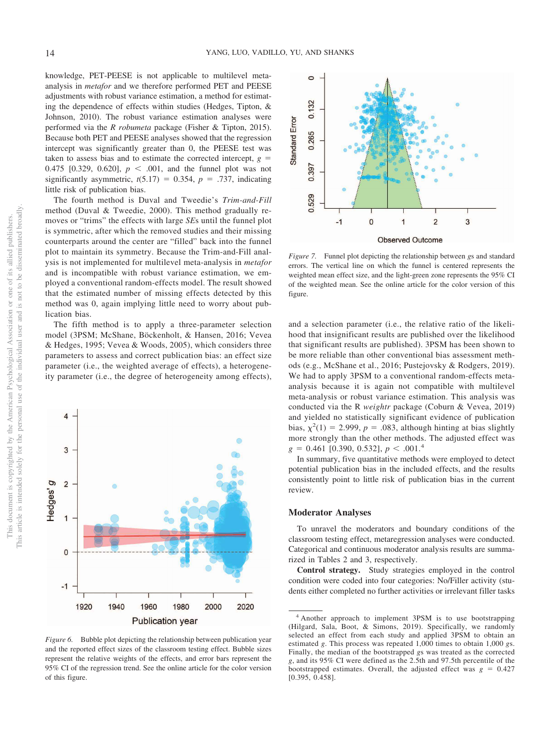knowledge, PET-PEESE is not applicable to multilevel meta-analysis in *metafor* and we therefore performed PET and PEESE adjustments with robust variance estimation, a method for estimating the dependence of effects within studies (Hedges, Tipton, & Johnson, 2010). The robust variance estimation analyses were performed via the *R robumeta* package (Fisher & Tipton, 2015). Because both PET and PEESE analyses showed that the regression intercept was significantly greater than 0, the PEESE test was taken to assess bias and to estimate the corrected intercept, $g$ = 0.475 [0.329, 0.620], $p$ < .001, and the funnel plot was not significantly asymmetric, $t(5.17)$ = 0.354, $p$ = .737, indicating little risk of publication bias.

The fourth method is Duval and Tweedie's *Trim-and-Fill* method (Duval & Tweedie, 2000). This method gradually removes or "trims" the effects with large *SE*s until the funnel plot is symmetric, after which the removed studies and their missing counterparts around the center are "filled" back into the funnel plot to maintain its symmetry. Because the Trim-and-Fill analysis is not implemented for multilevel meta-analysis in *metafor* and is incompatible with robust variance estimation, we employed a conventional random-effects model. The result showed that the estimated number of missing effects detected by this method was 0, again implying little need to worry about publication bias.

The fifth method is to apply a three-parameter selection model (3PSM; McShane, Böckenholt, & Hansen, 2016; Vevea & Hedges, 1995; Vevea & Woods, 2005), which considers three parameters to assess and correct publication bias: an effect size parameter (i.e., the weighted average of effects), a heterogeneity parameter (i.e., the degree of heterogeneity among effects), and a selection parameter (i.e., the relative ratio of the likelihood that insignificant results are published over the likelihood that significant results are published). 3PSM has been shown to be more reliable than other conventional bias assessment methods (e.g., McShane et al., 2016; Pustejovsky & Rodgers, 2019). We had to apply 3PSM to a conventional random-effects meta-analysis because it is again not compatible with multilevel meta-analysis or robust variance estimation. This analysis was conducted via the R *weightr* package (Coburn & Vevea, 2019) and yielded no statistically significant evidence of publication bias, $\chi^2(1)$ = 2.999, $p$ = .083, although hinting at bias slightly more strongly than the other methods. The adjusted effect was $g$ = 0.461 [0.390, 0.532], $p$ < .001.[4]

*Figure 6.* Bubble plot depicting the relationship between publication year and the reported effect sizes of the classroom testing effect. Bubble sizes represent the relative weights of the effects, and error bars represent the 95% CI of the regression trend. See the online article for the color version of this figure.

*Figure 7.* Funnel plot depicting the relationship between $g$s and standard errors. The vertical line on which the funnel is centered represents the weighted mean effect size, and the light-green zone represents the 95% CI of the weighted mean. See the online article for the color version of this figure.

In summary, five quantitative methods were employed to detect potential publication bias in the included effects, and the results consistently point to little risk of publication bias in the current review.

## Moderator Analyses

To unravel the moderators and boundary conditions of the classroom testing effect, metaregression analyses were conducted. Categorical and continuous moderator analysis results are summarized in Tables 2 and 3, respectively.

**Control strategy.** Study strategies employed in the control condition were coded into four categories: No/Filler activity (students either completed no further activities or irrelevant filler tasks

[4] Another approach to implement 3PSM is to use bootstrapping (Hilgard, Sala, Boot, & Simons, 2019). Specifically, we randomly selected an effect from each study and applied 3PSM to obtain an estimated $g$. This process was repeated 1,000 times to obtain 1,000 $g$s. Finally, the median of the bootstrapped $g$s was treated as the corrected $g$, and its 95% CI were defined as the 2.5th and 97.5th percentile of the bootstrapped estimates. Overall, the adjusted effect was $g$ = 0.427 [0.395, 0.458].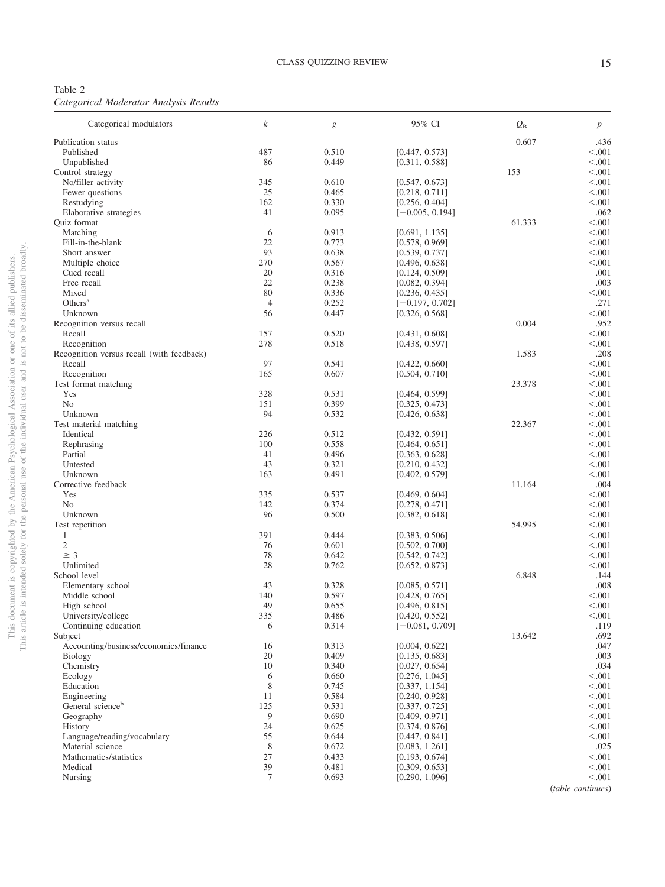Table 2

*Categorical Moderator Analysis Results*

| Categorical modulators | $k$ | $g$ | 95% CI | $Q_B$ | $p$ |
|---|---|---|---|---|---|
| Publication status | | | | 0.607 | .436 |
| Published | 487 | 0.510 | [0.447, 0.573] | | <.001 |
| Unpublished | 86 | 0.449 | [0.311, 0.588] | | <.001 |
| Control strategy | | | | 153 | <.001 |
| No/filler activity | 345 | 0.610 | [0.547, 0.673] | | <.001 |
| Fewer questions | 25 | 0.465 | [0.218, 0.711] | | <.001 |
| Restudying | 162 | 0.330 | [0.256, 0.404] | | <.001 |
| Elaborative strategies | 41 | 0.095 | [−0.005, 0.194] | | .062 |
| Quiz format | | | | 61.333 | <.001 |
| Matching | 6 | 0.913 | [0.691, 1.135] | | <.001 |
| Fill-in-the-blank | 22 | 0.773 | [0.578, 0.969] | | <.001 |
| Short answer | 93 | 0.638 | [0.539, 0.737] | | <.001 |
| Multiple choice | 270 | 0.567 | [0.496, 0.638] | | <.001 |
| Cued recall | 20 | 0.316 | [0.124, 0.509] | | .001 |
| Free recall | 22 | 0.238 | [0.082, 0.394] | | .003 |
| Mixed | 80 | 0.336 | [0.236, 0.435] | | <.001 |
| Others[a] | 4 | 0.252 | [−0.197, 0.702] | | .271 |
| Unknown | 56 | 0.447 | [0.326, 0.568] | | <.001 |
| Recognition versus recall | | | | 0.004 | .952 |
| Recall | 157 | 0.520 | [0.431, 0.608] | | <.001 |
| Recognition | 278 | 0.518 | [0.438, 0.597] | | <.001 |
| Recognition versus recall (with feedback) | | | | 1.583 | .208 |
| Recall | 97 | 0.541 | [0.422, 0.660] | | <.001 |
| Recognition | 165 | 0.607 | [0.504, 0.710] | | <.001 |
| Test format matching | | | | 23.378 | <.001 |
| Yes | 328 | 0.531 | [0.464, 0.599] | | <.001 |
| No | 151 | 0.399 | [0.325, 0.473] | | <.001 |
| Unknown | 94 | 0.532 | [0.426, 0.638] | | <.001 |
| Test material matching | | | | 22.367 | <.001 |
| Identical | 226 | 0.512 | [0.432, 0.591] | | <.001 |
| Rephrasing | 100 | 0.558 | [0.464, 0.651] | | <.001 |
| Partial | 41 | 0.496 | [0.363, 0.628] | | <.001 |
| Untested | 43 | 0.321 | [0.210, 0.432] | | <.001 |
| Unknown | 163 | 0.491 | [0.402, 0.579] | | <.001 |
| Corrective feedback | | | | 11.164 | .004 |
| Yes | 335 | 0.537 | [0.469, 0.604] | | <.001 |
| No | 142 | 0.374 | [0.278, 0.471] | | <.001 |
| Unknown | 96 | 0.500 | [0.382, 0.618] | | <.001 |
| Test repetition | | | | 54.995 | <.001 |
| 1 | 391 | 0.444 | [0.383, 0.506] | | <.001 |
| 2 | 76 | 0.601 | [0.502, 0.700] | | <.001 |
| ≥ 3 | 78 | 0.642 | [0.542, 0.742] | | <.001 |
| Unlimited | 28 | 0.762 | [0.652, 0.873] | | <.001 |
| School level | | | | 6.848 | .144 |
| Elementary school | 43 | 0.328 | [0.085, 0.571] | | .008 |
| Middle school | 140 | 0.597 | [0.428, 0.765] | | <.001 |
| High school | 49 | 0.655 | [0.496, 0.815] | | <.001 |
| University/college | 335 | 0.486 | [0.420, 0.552] | | <.001 |
| Continuing education | 6 | 0.314 | [−0.081, 0.709] | | .119 |
| Subject | | | | 13.642 | .692 |
| Accounting/business/economics/finance | 16 | 0.313 | [0.004, 0.622] | | .047 |
| Biology | 20 | 0.409 | [0.135, 0.683] | | .003 |
| Chemistry | 10 | 0.340 | [0.027, 0.654] | | .034 |
| Ecology | 6 | 0.660 | [0.276, 1.045] | | <.001 |
| Education | 8 | 0.745 | [0.337, 1.154] | | <.001 |
| Engineering | 11 | 0.584 | [0.240, 0.928] | | <.001 |
| General science[b] | 125 | 0.531 | [0.337, 0.725] | | <.001 |
| Geography | 9 | 0.690 | [0.409, 0.971] | | <.001 |
| History | 24 | 0.625 | [0.374, 0.876] | | <.001 |
| Language/reading/vocabulary | 55 | 0.644 | [0.447, 0.841] | | <.001 |
| Material science | 8 | 0.672 | [0.083, 1.261] | | .025 |
| Mathematics/statistics | 27 | 0.433 | [0.193, 0.674] | | <.001 |
| Medical | 39 | 0.481 | [0.309, 0.653] | | <.001 |
| Nursing | 7 | 0.693 | [0.290, 1.096] | | <.001 |

(*table continues*)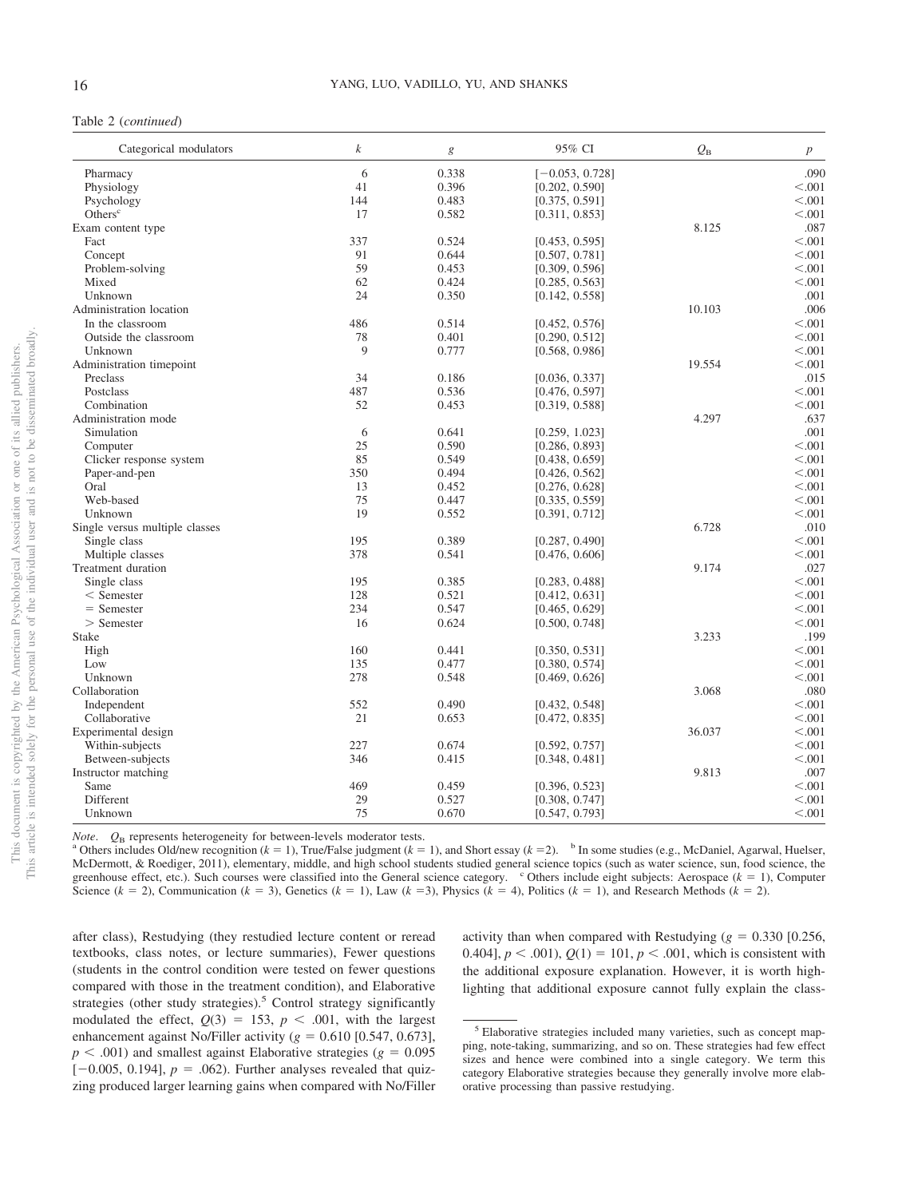Table 2 (*continued*)

| Categorical modulators | $k$ | $g$ | 95% CI | $Q_B$ | $p$ |
|---|---|---|---|---|---|
| Pharmacy | 6 | 0.338 | [−0.053, 0.728] | | .090 |
| Physiology | 41 | 0.396 | [0.202, 0.590] | | <.001 |
| Psychology | 144 | 0.483 | [0.375, 0.591] | | <.001 |
| Others[c] | 17 | 0.582 | [0.311, 0.853] | | <.001 |
| Exam content type | | | | 8.125 | .087 |
| Fact | 337 | 0.524 | [0.453, 0.595] | | <.001 |
| Concept | 91 | 0.644 | [0.507, 0.781] | | <.001 |
| Problem-solving | 59 | 0.453 | [0.309, 0.596] | | <.001 |
| Mixed | 62 | 0.424 | [0.285, 0.563] | | <.001 |
| Unknown | 24 | 0.350 | [0.142, 0.558] | | .001 |
| Administration location | | | | 10.103 | .006 |
| In the classroom | 486 | 0.514 | [0.452, 0.576] | | <.001 |
| Outside the classroom | 78 | 0.401 | [0.290, 0.512] | | <.001 |
| Unknown | 9 | 0.777 | [0.568, 0.986] | | <.001 |
| Administration timepoint | | | | 19.554 | <.001 |
| Preclass | 34 | 0.186 | [0.036, 0.337] | | .015 |
| Postclass | 487 | 0.536 | [0.476, 0.597] | | <.001 |
| Combination | 52 | 0.453 | [0.319, 0.588] | | <.001 |
| Administration mode | | | | 4.297 | .637 |
| Simulation | 6 | 0.641 | [0.259, 1.023] | | .001 |
| Computer | 25 | 0.590 | [0.286, 0.893] | | <.001 |
| Clicker response system | 85 | 0.549 | [0.438, 0.659] | | <.001 |
| Paper-and-pen | 350 | 0.494 | [0.426, 0.562] | | <.001 |
| Oral | 13 | 0.452 | [0.276, 0.628] | | <.001 |
| Web-based | 75 | 0.447 | [0.335, 0.559] | | <.001 |
| Unknown | 19 | 0.552 | [0.391, 0.712] | | <.001 |
| Single versus multiple classes | | | | 6.728 | .010 |
| Single class | 195 | 0.389 | [0.287, 0.490] | | <.001 |
| Multiple classes | 378 | 0.541 | [0.476, 0.606] | | <.001 |
| Treatment duration | | | | 9.174 | .027 |
| Single class | 195 | 0.385 | [0.283, 0.488] | | <.001 |
| < Semester | 128 | 0.521 | [0.412, 0.631] | | <.001 |
| = Semester | 234 | 0.547 | [0.465, 0.629] | | <.001 |
| > Semester | 16 | 0.624 | [0.500, 0.748] | | <.001 |
| Stake | | | | 3.233 | .199 |
| High | 160 | 0.441 | [0.350, 0.531] | | <.001 |
| Low | 135 | 0.477 | [0.380, 0.574] | | <.001 |
| Unknown | 278 | 0.548 | [0.469, 0.626] | | <.001 |
| Collaboration | | | | 3.068 | .080 |
| Independent | 552 | 0.490 | [0.432, 0.548] | | <.001 |
| Collaborative | 21 | 0.653 | [0.472, 0.835] | | <.001 |
| Experimental design | | | | 36.037 | <.001 |
| Within-subjects | 227 | 0.674 | [0.592, 0.757] | | <.001 |
| Between-subjects | 346 | 0.415 | [0.348, 0.481] | | <.001 |
| Instructor matching | | | | 9.813 | .007 |
| Same | 469 | 0.459 | [0.396, 0.523] | | <.001 |
| Different | 29 | 0.527 | [0.308, 0.747] | | <.001 |
| Unknown | 75 | 0.670 | [0.547, 0.793] | | <.001 |

*Note*. $Q_B$ represents heterogeneity for between-levels moderator tests.
[a] Others includes Old/new recognition ($k = 1$), True/False judgment ($k = 1$), and Short essay ($k = 2$). [b] In some studies (e.g., McDaniel, Agarwal, Huelser, McDermott, & Roediger, 2011), elementary, middle, and high school students studied general science topics (such as water science, sun, food science, the greenhouse effect, etc.). Such courses were classified into the General science category. [c] Others include eight subjects: Aerospace ($k = 1$), Computer Science ($k = 2$), Communication ($k = 3$), Genetics ($k = 1$), Law ($k = 3$), Physics ($k = 4$), Politics ($k = 1$), and Research Methods ($k = 2$).

after class), Restudying (they restudied lecture content or reread textbooks, class notes, or lecture summaries), Fewer questions (students in the control condition were tested on fewer questions compared with those in the treatment condition), and Elaborative strategies (other study strategies).[5] Control strategy significantly modulated the effect, $Q(3) = 153$, $p < .001$, with the largest enhancement against No/Filler activity ($g = 0.610$ [0.547, 0.673], $p < .001$) and smallest against Elaborative strategies ($g = 0.095$ [−0.005, 0.194], $p = .062$). Further analyses revealed that quizzing produced larger learning gains when compared with No/Filler activity than when compared with Restudying ($g = 0.330$ [0.256, 0.404], $p < .001$), $Q(1) = 101$, $p < .001$, which is consistent with the additional exposure explanation. However, it is worth highlighting that additional exposure cannot fully explain the class-

[5] Elaborative strategies included many varieties, such as concept mapping, note-taking, summarizing, and so on. These strategies had few effect sizes and hence were combined into a single category. We term this category Elaborative strategies because they generally involve more elaborative processing than passive restudying.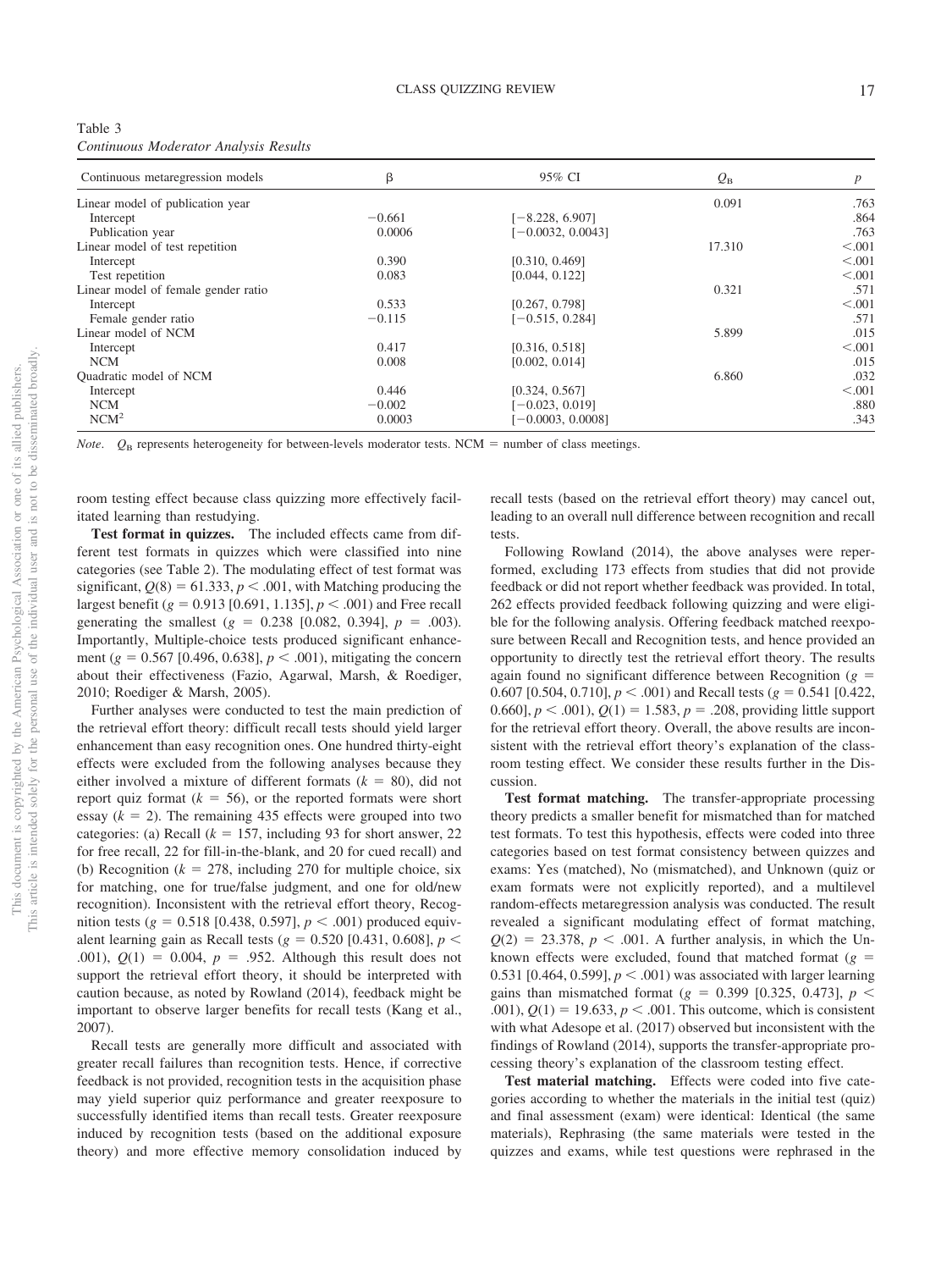Table 3

*Continuous Moderator Analysis Results*

| Continuous metaregression models | β | 95% CI | $Q_B$ | $p$ |
|---|---|---|---|---|
| Linear model of publication year | | | 0.091 | .763 |
| Intercept | −0.661 | [−8.228, 6.907] | | .864 |
| Publication year | 0.0006 | [−0.0032, 0.0043] | | .763 |
| Linear model of test repetition | | | 17.310 | <.001 |
| Intercept | 0.390 | [0.310, 0.469] | | <.001 |
| Test repetition | 0.083 | [0.044, 0.122] | | <.001 |
| Linear model of female gender ratio | | | 0.321 | .571 |
| Intercept | 0.533 | [0.267, 0.798] | | <.001 |
| Female gender ratio | −0.115 | [−0.515, 0.284] | | .571 |
| Linear model of NCM | | | 5.899 | .015 |
| Intercept | 0.417 | [0.316, 0.518] | | <.001 |
| NCM | 0.008 | [0.002, 0.014] | | .015 |
| Quadratic model of NCM | | | 6.860 | .032 |
| Intercept | 0.446 | [0.324, 0.567] | | <.001 |
| NCM | −0.002 | [−0.023, 0.019] | | .880 |
| $NCM^2$ | 0.0003 | [−0.0003, 0.0008] | | .343 |

*Note*. $Q_B$ represents heterogeneity for between-levels moderator tests. NCM = number of class meetings.

room testing effect because class quizzing more effectively facilitated learning than restudying.

**Test format in quizzes.** The included effects came from different test formats in quizzes which were classified into nine categories (see Table 2). The modulating effect of test format was significant, $Q(8) = 61.333$, $p < .001$, with Matching producing the largest benefit ($g = 0.913$ [0.691, 1.135], $p < .001$) and Free recall generating the smallest ($g = 0.238$ [0.082, 0.394], $p = .003$). Importantly, Multiple-choice tests produced significant enhancement ($g = 0.567$ [0.496, 0.638], $p < .001$), mitigating the concern about their effectiveness (Fazio, Agarwal, Marsh, & Roediger, 2010; Roediger & Marsh, 2005).

Further analyses were conducted to test the main prediction of the retrieval effort theory: difficult recall tests should yield larger enhancement than easy recognition ones. One hundred thirty-eight effects were excluded from the following analyses because they either involved a mixture of different formats ($k = 80$), did not report quiz format ($k = 56$), or the reported formats were short essay ($k = 2$). The remaining 435 effects were grouped into two categories: (a) Recall ($k = 157$, including 93 for short answer, 22 for free recall, 22 for fill-in-the-blank, and 20 for cued recall) and (b) Recognition ($k = 278$, including 270 for multiple choice, six for matching, one for true/false judgment, and one for old/new recognition). Inconsistent with the retrieval effort theory, Recognition tests ($g = 0.518$ [0.438, 0.597], $p < .001$) produced equivalent learning gain as Recall tests ($g = 0.520$ [0.431, 0.608], $p < .001$), $Q(1) = 0.004$, $p = .952$. Although this result does not support the retrieval effort theory, it should be interpreted with caution because, as noted by Rowland (2014), feedback might be important to observe larger benefits for recall tests (Kang et al., 2007).

Recall tests are generally more difficult and associated with greater recall failures than recognition tests. Hence, if corrective feedback is not provided, recognition tests in the acquisition phase may yield superior quiz performance and greater reexposure to successfully identified items than recall tests. Greater reexposure induced by recognition tests (based on the additional exposure theory) and more effective memory consolidation induced by recall tests (based on the retrieval effort theory) may cancel out, leading to an overall null difference between recognition and recall tests.

Following Rowland (2014), the above analyses were reperformed, excluding 173 effects from studies that did not provide feedback or did not report whether feedback was provided. In total, 262 effects provided feedback following quizzing and were eligible for the following analysis. Offering feedback matched reexposure between Recall and Recognition tests, and hence provided an opportunity to directly test the retrieval effort theory. The results again found no significant difference between Recognition ($g = 0.607$ [0.504, 0.710], $p < .001$) and Recall tests ($g = 0.541$ [0.422, 0.660], $p < .001$), $Q(1) = 1.583$, $p = .208$, providing little support for the retrieval effort theory. Overall, the above results are inconsistent with the retrieval effort theory's explanation of the classroom testing effect. We consider these results further in the Discussion.

**Test format matching.** The transfer-appropriate processing theory predicts a smaller benefit for mismatched than for matched test formats. To test this hypothesis, effects were coded into three categories based on test format consistency between quizzes and exams: Yes (matched), No (mismatched), and Unknown (quiz or exam formats were not explicitly reported), and a multilevel random-effects metaregression analysis was conducted. The result revealed a significant modulating effect of format matching, $Q(2) = 23.378$, $p < .001$. A further analysis, in which the Unknown effects were excluded, found that matched format ($g = 0.531$ [0.464, 0.599], $p < .001$) was associated with larger learning gains than mismatched format ($g = 0.399$ [0.325, 0.473], $p < .001$), $Q(1) = 19.633$, $p < .001$. This outcome, which is consistent with what Adesope et al. (2017) observed but inconsistent with the findings of Rowland (2014), supports the transfer-appropriate processing theory's explanation of the classroom testing effect.

**Test material matching.** Effects were coded into five categories according to whether the materials in the initial test (quiz) and final assessment (exam) were identical: Identical (the same materials), Rephrasing (the same materials were tested in the quizzes and exams, while test questions were rephrased in the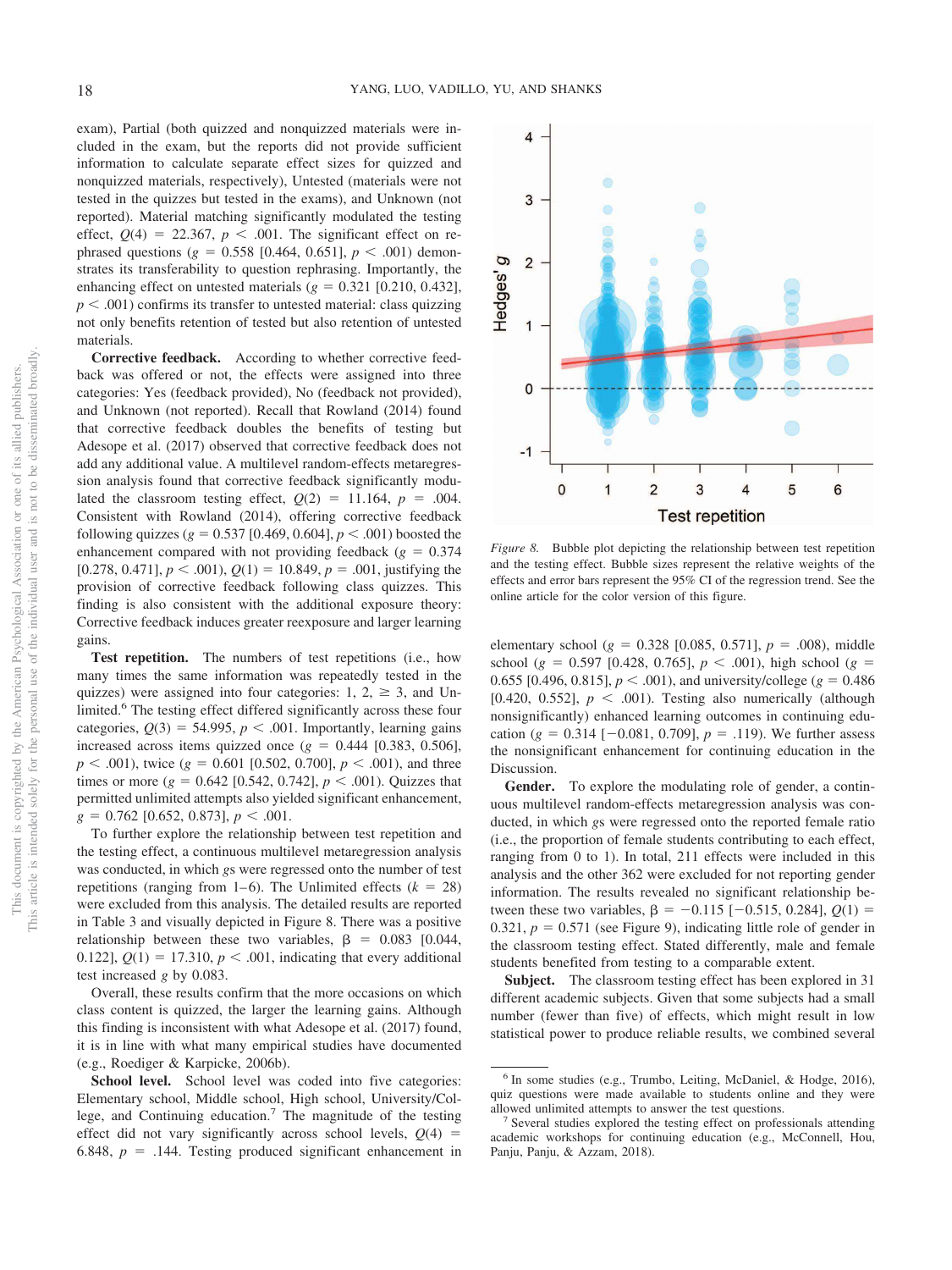exam), Partial (both quizzed and nonquizzed materials were included in the exam, but the reports did not provide sufficient information to calculate separate effect sizes for quizzed and nonquizzed materials, respectively), Untested (materials were not tested in the quizzes but tested in the exams), and Unknown (not reported). Material matching significantly modulated the testing effect, $Q(4) = 22.367$, $p < .001$. The significant effect on rephrased questions ($g = 0.558$ [0.464, 0.651], $p < .001$) demonstrates its transferability to question rephrasing. Importantly, the enhancing effect on untested materials ($g = 0.321$ [0.210, 0.432], $p < .001$) confirms its transfer to untested material: class quizzing not only benefits retention of tested but also retention of untested materials.

**Corrective feedback.** According to whether corrective feedback was offered or not, the effects were assigned into three categories: Yes (feedback provided), No (feedback not provided), and Unknown (not reported). Recall that Rowland (2014) found that corrective feedback doubles the benefits of testing but Adesope et al. (2017) observed that corrective feedback does not add any additional value. A multilevel random-effects metaregression analysis found that corrective feedback significantly modulated the classroom testing effect, $Q(2) = 11.164$, $p = .004$. Consistent with Rowland (2014), offering corrective feedback following quizzes ($g = 0.537$ [0.469, 0.604], $p < .001$) boosted the enhancement compared with not providing feedback ($g = 0.374$ [0.278, 0.471], $p < .001$), $Q(1) = 10.849$, $p = .001$, justifying the provision of corrective feedback following class quizzes. This finding is also consistent with the additional exposure theory: Corrective feedback induces greater reexposure and larger learning gains.

**Test repetition.** The numbers of test repetitions (i.e., how many times the same information was repeatedly tested in the quizzes) were assigned into four categories: 1, 2, ≥ 3, and Unlimited.[6] The testing effect differed significantly across these four categories, $Q(3) = 54.995$, $p < .001$. Importantly, learning gains increased across items quizzed once ($g = 0.444$ [0.383, 0.506], $p < .001$), twice ($g = 0.601$ [0.502, 0.700], $p < .001$), and three times or more ($g = 0.642$ [0.542, 0.742], $p < .001$). Quizzes that permitted unlimited attempts also yielded significant enhancement, $g = 0.762$ [0.652, 0.873], $p < .001$.

To further explore the relationship between test repetition and the testing effect, a continuous multilevel metaregression analysis was conducted, in which *g*s were regressed onto the number of test repetitions (ranging from 1–6). The Unlimited effects ($k = 28$) were excluded from this analysis. The detailed results are reported in Table 3 and visually depicted in Figure 8. There was a positive relationship between these two variables, $\beta = 0.083$ [0.044, 0.122], $Q(1) = 17.310$, $p < .001$, indicating that every additional test increased *g* by 0.083.

Overall, these results confirm that the more occasions on which class content is quizzed, the larger the learning gains. Although this finding is inconsistent with what Adesope et al. (2017) found, it is in line with what many empirical studies have documented (e.g., Roediger & Karpicke, 2006b).

**School level.** School level was coded into five categories: Elementary school, Middle school, High school, University/College, and Continuing education.[7] The magnitude of the testing effect did not vary significantly across school levels, $Q(4) = 6.848$, $p = .144$. Testing produced significant enhancement in elementary school ($g = 0.328$ [0.085, 0.571], $p = .008$), middle school ($g = 0.597$ [0.428, 0.765], $p < .001$), high school ($g = 0.655$ [0.496, 0.815], $p < .001$), and university/college ($g = 0.486$ [0.420, 0.552], $p < .001$). Testing also numerically (although nonsignificantly) enhanced learning outcomes in continuing education ($g = 0.314$ [−0.081, 0.709], $p = .119$). We further assess the nonsignificant enhancement for continuing education in the Discussion.

*Figure 8.* Bubble plot depicting the relationship between test repetition and the testing effect. Bubble sizes represent the relative weights of the effects and error bars represent the 95% CI of the regression trend. See the online article for the color version of this figure.

**Gender.** To explore the modulating role of gender, a continuous multilevel random-effects metaregression analysis was conducted, in which *g*s were regressed onto the reported female ratio (i.e., the proportion of female students contributing to each effect, ranging from 0 to 1). In total, 211 effects were included in this analysis and the other 362 were excluded for not reporting gender information. The results revealed no significant relationship between these two variables, $\beta = -0.115$ [−0.515, 0.284], $Q(1) = 0.321$, $p = 0.571$ (see Figure 9), indicating little role of gender in the classroom testing effect. Stated differently, male and female students benefited from testing to a comparable extent.

**Subject.** The classroom testing effect has been explored in 31 different academic subjects. Given that some subjects had a small number (fewer than five) of effects, which might result in low statistical power to produce reliable results, we combined several

[6] In some studies (e.g., Trumbo, Leiting, McDaniel, & Hodge, 2016), quiz questions were made available to students online and they were allowed unlimited attempts to answer the test questions.

[7] Several studies explored the testing effect on professionals attending academic workshops for continuing education (e.g., McConnell, Hou, Panju, Panju, & Azzam, 2018).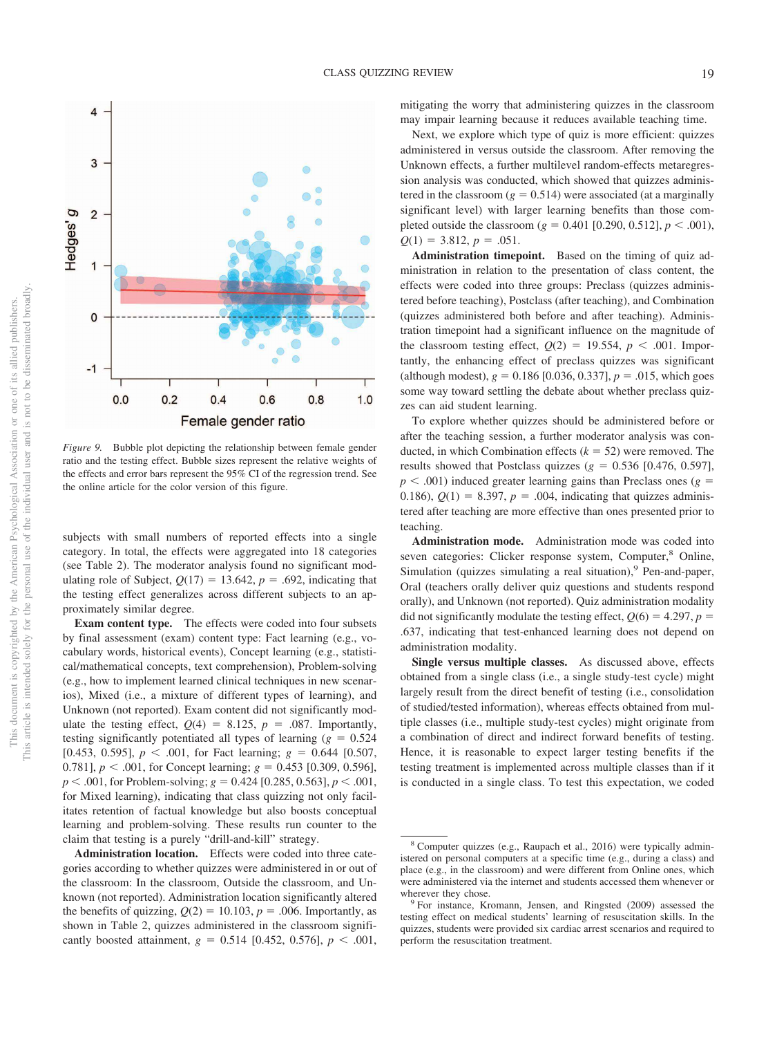Figure 9. Bubble plot depicting the relationship between female gender ratio and the testing effect. Bubble sizes represent the relative weights of the effects and error bars represent the 95% CI of the regression trend. See the online article for the color version of this figure.

subjects with small numbers of reported effects into a single category. In total, the effects were aggregated into 18 categories (see Table 2). The moderator analysis found no significant modulating role of Subject, $Q(17) = 13.642$, $p = .692$, indicating that the testing effect generalizes across different subjects to an approximately similar degree.

**Exam content type.** The effects were coded into four subsets by final assessment (exam) content type: Fact learning (e.g., vocabulary words, historical events), Concept learning (e.g., statistical/mathematical concepts, text comprehension), Problem-solving (e.g., how to implement learned clinical techniques in new scenarios), Mixed (i.e., a mixture of different types of learning), and Unknown (not reported). Exam content did not significantly modulate the testing effect, $Q(4) = 8.125$, $p = .087$. Importantly, testing significantly potentiated all types of learning ($g = 0.524$ [0.453, 0.595], $p < .001$, for Fact learning; $g = 0.644$ [0.507, 0.781], $p < .001$, for Concept learning; $g = 0.453$ [0.309, 0.596], $p < .001$, for Problem-solving; $g = 0.424$ [0.285, 0.563], $p < .001$, for Mixed learning), indicating that class quizzing not only facilitates retention of factual knowledge but also boosts conceptual learning and problem-solving. These results run counter to the claim that testing is a purely "drill-and-kill" strategy.

**Administration location.** Effects were coded into three categories according to whether quizzes were administered in or out of the classroom: In the classroom, Outside the classroom, and Unknown (not reported). Administration location significantly altered the benefits of quizzing, $Q(2) = 10.103$, $p = .006$. Importantly, as shown in Table 2, quizzes administered in the classroom significantly boosted attainment, $g = 0.514$ [0.452, 0.576], $p < .001$, mitigating the worry that administering quizzes in the classroom may impair learning because it reduces available teaching time.

Next, we explore which type of quiz is more efficient: quizzes administered in versus outside the classroom. After removing the Unknown effects, a further multilevel random-effects metaregression analysis was conducted, which showed that quizzes administered in the classroom ($g = 0.514$) were associated (at a marginally significant level) with larger learning benefits than those completed outside the classroom ($g = 0.401$ [0.290, 0.512], $p < .001$), $Q(1) = 3.812$, $p = .051$.

**Administration timepoint.** Based on the timing of quiz administration in relation to the presentation of class content, the effects were coded into three groups: Preclass (quizzes administered before teaching), Postclass (after teaching), and Combination (quizzes administered both before and after teaching). Administration timepoint had a significant influence on the magnitude of the classroom testing effect, $Q(2) = 19.554$, $p < .001$. Importantly, the enhancing effect of preclass quizzes was significant (although modest), $g = 0.186$ [0.036, 0.337], $p = .015$, which goes some way toward settling the debate about whether preclass quizzes can aid student learning.

To explore whether quizzes should be administered before or after the teaching session, a further moderator analysis was conducted, in which Combination effects ($k = 52$) were removed. The results showed that Postclass quizzes ($g = 0.536$ [0.476, 0.597], $p < .001$) induced greater learning gains than Preclass ones ($g = 0.186$), $Q(1) = 8.397$, $p = .004$, indicating that quizzes administered after teaching are more effective than ones presented prior to teaching.

**Administration mode.** Administration mode was coded into seven categories: Clicker response system, Computer,[8] Online, Simulation (quizzes simulating a real situation),[9] Pen-and-paper, Oral (teachers orally deliver quiz questions and students respond orally), and Unknown (not reported). Quiz administration modality did not significantly modulate the testing effect, $Q(6) = 4.297$, $p = .637$, indicating that test-enhanced learning does not depend on administration modality.

**Single versus multiple classes.** As discussed above, effects obtained from a single class (i.e., a single study-test cycle) might largely result from the direct benefit of testing (i.e., consolidation of studied/tested information), whereas effects obtained from multiple classes (i.e., multiple study-test cycles) might originate from a combination of direct and indirect forward benefits of testing. Hence, it is reasonable to expect larger testing benefits if the testing treatment is implemented across multiple classes than if it is conducted in a single class. To test this expectation, we coded

[8] Computer quizzes (e.g., Raupach et al., 2016) were typically administered on personal computers at a specific time (e.g., during a class) and place (e.g., in the classroom) and were different from Online ones, which were administered via the internet and students accessed them whenever or wherever they chose.

[9] For instance, Kromann, Jensen, and Ringsted (2009) assessed the testing effect on medical students' learning of resuscitation skills. In the quizzes, students were provided six cardiac arrest scenarios and required to perform the resuscitation treatment.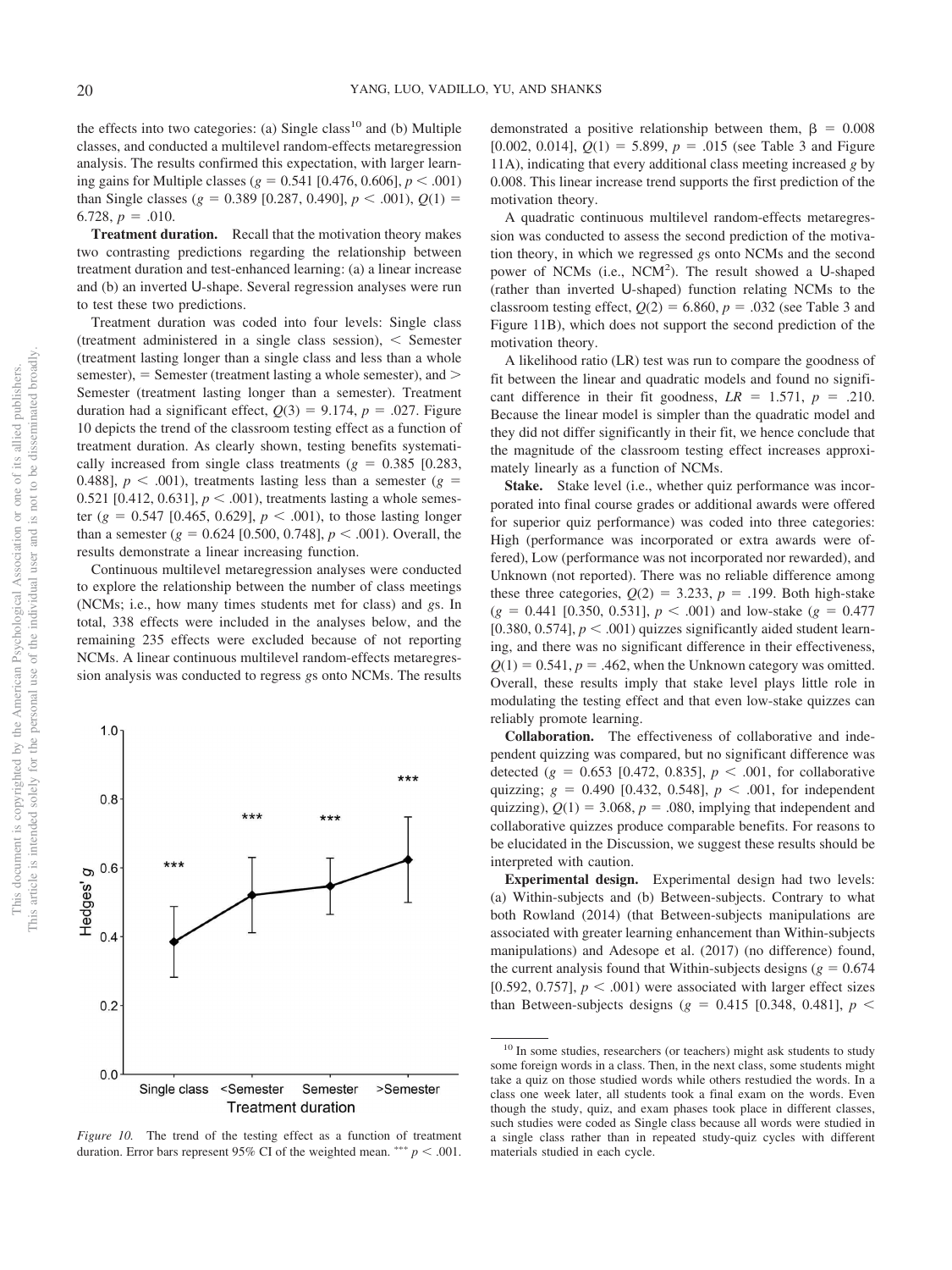the effects into two categories: (a) Single class[10] and (b) Multiple classes, and conducted a multilevel random-effects metaregression analysis. The results confirmed this expectation, with larger learning gains for Multiple classes ($g = 0.541$ [0.476, 0.606], $p < .001$) than Single classes ($g = 0.389$ [0.287, 0.490], $p < .001$), $Q(1) = 6.728$, $p = .010$.

**Treatment duration.** Recall that the motivation theory makes two contrasting predictions regarding the relationship between treatment duration and test-enhanced learning: (a) a linear increase and (b) an inverted U-shape. Several regression analyses were run to test these two predictions.

Treatment duration was coded into four levels: Single class (treatment administered in a single class session), < Semester (treatment lasting longer than a single class and less than a whole semester), = Semester (treatment lasting a whole semester), and > Semester (treatment lasting longer than a semester). Treatment duration had a significant effect, $Q(3) = 9.174$, $p = .027$. Figure 10 depicts the trend of the classroom testing effect as a function of treatment duration. As clearly shown, testing benefits systematically increased from single class treatments ($g = 0.385$ [0.283, 0.488], $p < .001$), treatments lasting less than a semester ($g = 0.521$ [0.412, 0.631], $p < .001$), treatments lasting a whole semester ($g = 0.547$ [0.465, 0.629], $p < .001$), to those lasting longer than a semester ($g = 0.624$ [0.500, 0.748], $p < .001$). Overall, the results demonstrate a linear increasing function.

Continuous multilevel metaregression analyses were conducted to explore the relationship between the number of class meetings (NCMs; i.e., how many times students met for class) and $g$s. In total, 338 effects were included in the analyses below, and the remaining 235 effects were excluded because of not reporting NCMs. A linear continuous multilevel random-effects metaregression analysis was conducted to regress $g$s onto NCMs. The results demonstrated a positive relationship between them, $\beta = 0.008$ [0.002, 0.014], $Q(1) = 5.899$, $p = .015$ (see Table 3 and Figure 11A), indicating that every additional class meeting increased $g$ by 0.008. This linear increase trend supports the first prediction of the motivation theory.

*Figure 10.* The trend of the testing effect as a function of treatment duration. Error bars represent 95% CI of the weighted mean. *** $p < .001$.

A quadratic continuous multilevel random-effects metaregression was conducted to assess the second prediction of the motivation theory, in which we regressed $g$s onto NCMs and the second power of NCMs (i.e., $NCM^2$). The result showed a U-shaped (rather than inverted U-shaped) function relating NCMs to the classroom testing effect, $Q(2) = 6.860$, $p = .032$ (see Table 3 and Figure 11B), which does not support the second prediction of the motivation theory.

A likelihood ratio (LR) test was run to compare the goodness of fit between the linear and quadratic models and found no significant difference in their fit goodness, $LR = 1.571$, $p = .210$. Because the linear model is simpler than the quadratic model and they did not differ significantly in their fit, we hence conclude that the magnitude of the classroom testing effect increases approximately linearly as a function of NCMs.

**Stake.** Stake level (i.e., whether quiz performance was incorporated into final course grades or additional awards were offered for superior quiz performance) was coded into three categories: High (performance was incorporated or extra awards were offered), Low (performance was not incorporated nor rewarded), and Unknown (not reported). There was no reliable difference among these three categories, $Q(2) = 3.233$, $p = .199$. Both high-stake ($g = 0.441$ [0.350, 0.531], $p < .001$) and low-stake ($g = 0.477$ [0.380, 0.574], $p < .001$) quizzes significantly aided student learning, and there was no significant difference in their effectiveness, $Q(1) = 0.541$, $p = .462$, when the Unknown category was omitted. Overall, these results imply that stake level plays little role in modulating the testing effect and that even low-stake quizzes can reliably promote learning.

**Collaboration.** The effectiveness of collaborative and independent quizzing was compared, but no significant difference was detected ($g = 0.653$ [0.472, 0.835], $p < .001$, for collaborative quizzing; $g = 0.490$ [0.432, 0.548], $p < .001$, for independent quizzing), $Q(1) = 3.068$, $p = .080$, implying that independent and collaborative quizzes produce comparable benefits. For reasons to be elucidated in the Discussion, we suggest these results should be interpreted with caution.

**Experimental design.** Experimental design had two levels: (a) Within-subjects and (b) Between-subjects. Contrary to what both Rowland (2014) (that Between-subjects manipulations are associated with greater learning enhancement than Within-subjects manipulations) and Adesope et al. (2017) (no difference) found, the current analysis found that Within-subjects designs ($g = 0.674$ [0.592, 0.757], $p < .001$) were associated with larger effect sizes than Between-subjects designs ($g = 0.415$ [0.348, 0.481], $p <$

[10] In some studies, researchers (or teachers) might ask students to study some foreign words in a class. Then, in the next class, some students might take a quiz on those studied words while others restudied the words. In a class one week later, all students took a final exam on the words. Even though the study, quiz, and exam phases took place in different classes, such studies were coded as Single class because all words were studied in a single class rather than in repeated study-quiz cycles with different materials studied in each cycle.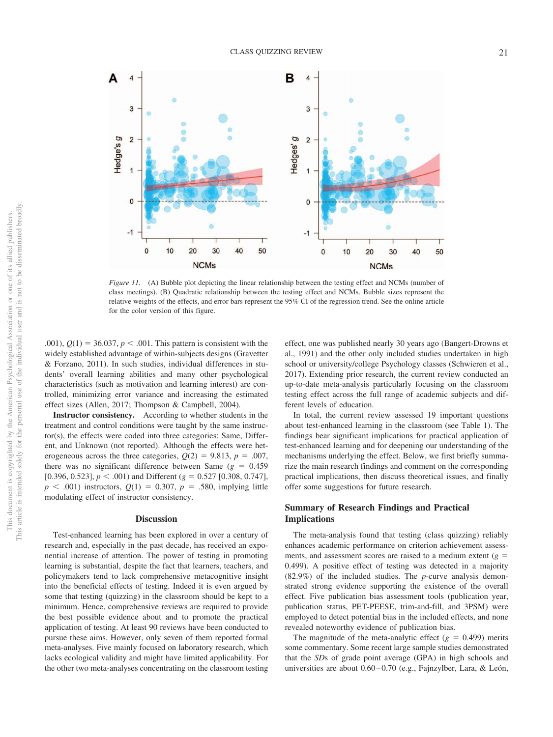*Figure 11.* (A) Bubble plot depicting the linear relationship between the testing effect and NCMs (number of class meetings). (B) Quadratic relationship between the testing effect and NCMs. Bubble sizes represent the relative weights of the effects, and error bars represent the 95% CI of the regression trend. See the online article for the color version of this figure.

.001), $Q(1) = 36.037$, $p < .001$. This pattern is consistent with the widely established advantage of within-subjects designs (Gravetter & Forzano, 2011). In such studies, individual differences in students' overall learning abilities and many other psychological characteristics (such as motivation and learning interest) are controlled, minimizing error variance and increasing the estimated effect sizes (Allen, 2017; Thompson & Campbell, 2004).

**Instructor consistency.** According to whether students in the treatment and control conditions were taught by the same instructor(s), the effects were coded into three categories: Same, Different, and Unknown (not reported). Although the effects were heterogeneous across the three categories, $Q(2) = 9.813$, $p = .007$, there was no significant difference between Same ($g = 0.459$ [0.396, 0.523], $p < .001$) and Different ($g = 0.527$ [0.308, 0.747], $p < .001$) instructors, $Q(1) = 0.307$, $p = .580$, implying little modulating effect of instructor consistency.

## Discussion

Test-enhanced learning has been explored in over a century of research and, especially in the past decade, has received an exponential increase of attention. The power of testing in promoting learning is substantial, despite the fact that learners, teachers, and policymakers tend to lack comprehensive metacognitive insight into the beneficial effects of testing. Indeed it is even argued by some that testing (quizzing) in the classroom should be kept to a minimum. Hence, comprehensive reviews are required to provide the best possible evidence about and to promote the practical application of testing. At least 90 reviews have been conducted to pursue these aims. However, only seven of them reported formal meta-analyses. Five mainly focused on laboratory research, which lacks ecological validity and might have limited applicability. For the other two meta-analyses concentrating on the classroom testing effect, one was published nearly 30 years ago (Bangert-Drowns et al., 1991) and the other only included studies undertaken in high school or university/college Psychology classes (Schwieren et al., 2017). Extending prior research, the current review conducted an up-to-date meta-analysis particularly focusing on the classroom testing effect across the full range of academic subjects and different levels of education.

In total, the current review assessed 19 important questions about test-enhanced learning in the classroom (see Table 1). The findings bear significant implications for practical application of test-enhanced learning and for deepening our understanding of the mechanisms underlying the effect. Below, we first briefly summarize the main research findings and comment on the corresponding practical implications, then discuss theoretical issues, and finally offer some suggestions for future research.

### Summary of Research Findings and Practical Implications

The meta-analysis found that testing (class quizzing) reliably enhances academic performance on criterion achievement assessments, and assessment scores are raised to a medium extent ($g = 0.499$). A positive effect of testing was detected in a majority (82.9%) of the included studies. The *p*-curve analysis demonstrated strong evidence supporting the existence of the overall effect. Five publication bias assessment tools (publication year, publication status, PET-PEESE, trim-and-fill, and 3PSM) were employed to detect potential bias in the included effects, and none revealed noteworthy evidence of publication bias.

The magnitude of the meta-analytic effect ($g = 0.499$) merits some commentary. Some recent large sample studies demonstrated that the *SD*s of grade point average (GPA) in high schools and universities are about 0.60–0.70 (e.g., Fajnzylber, Lara, & León,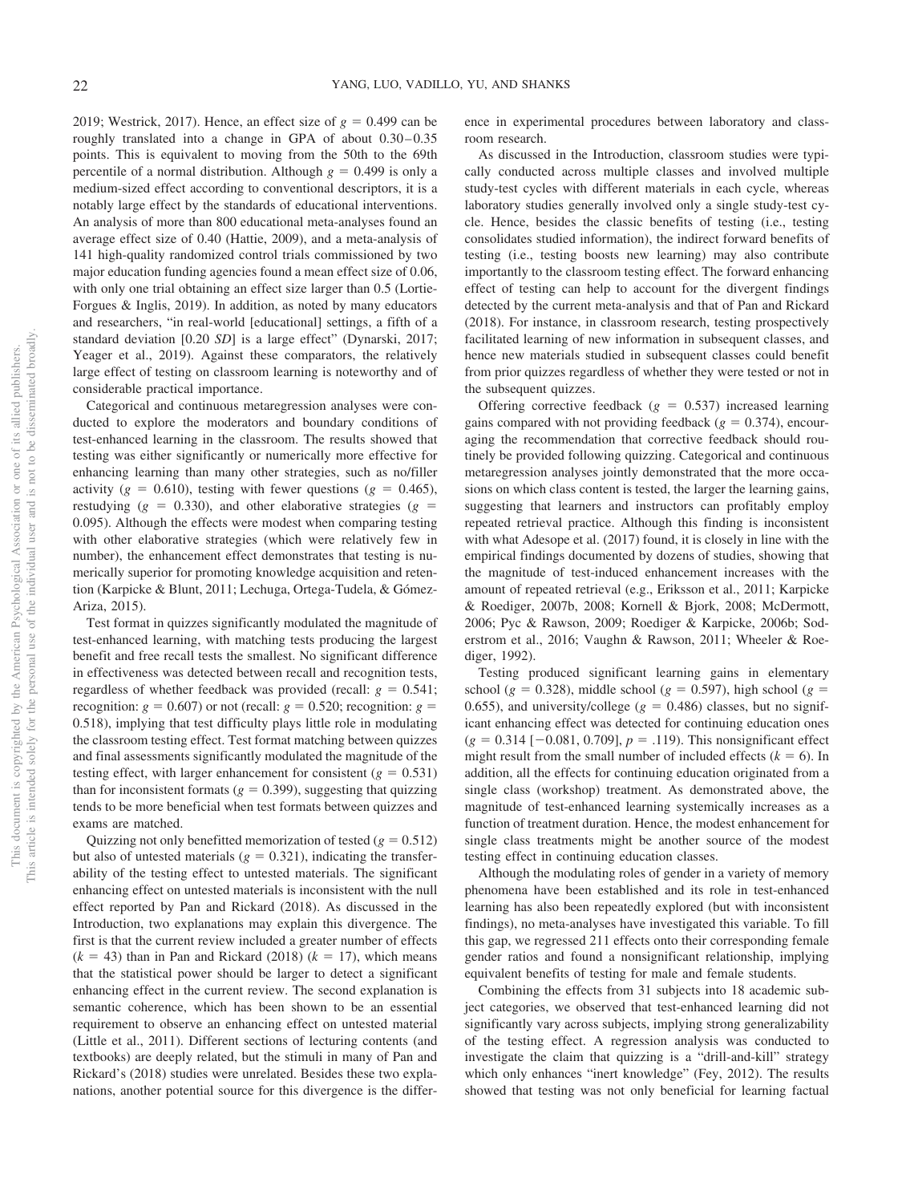2019; Westrick, 2017). Hence, an effect size of $g = 0.499$ can be roughly translated into a change in GPA of about 0.30–0.35 points. This is equivalent to moving from the 50th to the 69th percentile of a normal distribution. Although $g = 0.499$ is only a medium-sized effect according to conventional descriptors, it is a notably large effect by the standards of educational interventions. An analysis of more than 800 educational meta-analyses found an average effect size of 0.40 (Hattie, 2009), and a meta-analysis of 141 high-quality randomized control trials commissioned by two major education funding agencies found a mean effect size of 0.06, with only one trial obtaining an effect size larger than 0.5 (Lortie-Forgues & Inglis, 2019). In addition, as noted by many educators and researchers, "in real-world [educational] settings, a fifth of a standard deviation [0.20 *SD*] is a large effect" (Dynarski, 2017; Yeager et al., 2019). Against these comparators, the relatively large effect of testing on classroom learning is noteworthy and of considerable practical importance.

Categorical and continuous metaregression analyses were conducted to explore the moderators and boundary conditions of test-enhanced learning in the classroom. The results showed that testing was either significantly or numerically more effective for enhancing learning than many other strategies, such as no/filler activity ($g = 0.610$), testing with fewer questions ($g = 0.465$), restudying ($g = 0.330$), and other elaborative strategies ($g = 0.095$). Although the effects were modest when comparing testing with other elaborative strategies (which were relatively few in number), the enhancement effect demonstrates that testing is numerically superior for promoting knowledge acquisition and retention (Karpicke & Blunt, 2011; Lechuga, Ortega-Tudela, & Gómez-Ariza, 2015).

Test format in quizzes significantly modulated the magnitude of test-enhanced learning, with matching tests producing the largest benefit and free recall tests the smallest. No significant difference in effectiveness was detected between recall and recognition tests, regardless of whether feedback was provided (recall: $g = 0.541$; recognition: $g = 0.607$) or not (recall: $g = 0.520$; recognition: $g = 0.518$), implying that test difficulty plays little role in modulating the classroom testing effect. Test format matching between quizzes and final assessments significantly modulated the magnitude of the testing effect, with larger enhancement for consistent ($g = 0.531$) than for inconsistent formats ($g = 0.399$), suggesting that quizzing tends to be more beneficial when test formats between quizzes and exams are matched.

Quizzing not only benefitted memorization of tested ($g = 0.512$) but also of untested materials ($g = 0.321$), indicating the transferability of the testing effect to untested materials. The significant enhancing effect on untested materials is inconsistent with the null effect reported by Pan and Rickard (2018). As discussed in the Introduction, two explanations may explain this divergence. The first is that the current review included a greater number of effects ($k = 43$) than in Pan and Rickard (2018) ($k = 17$), which means that the statistical power should be larger to detect a significant enhancing effect in the current review. The second explanation is semantic coherence, which has been shown to be an essential requirement to observe an enhancing effect on untested material (Little et al., 2011). Different sections of lecturing contents (and textbooks) are deeply related, but the stimuli in many of Pan and Rickard's (2018) studies were unrelated. Besides these two explanations, another potential source for this divergence is the difference in experimental procedures between laboratory and classroom research.

As discussed in the Introduction, classroom studies were typically conducted across multiple classes and involved multiple study-test cycles with different materials in each cycle, whereas laboratory studies generally involved only a single study-test cycle. Hence, besides the classic benefits of testing (i.e., testing consolidates studied information), the indirect forward benefits of testing (i.e., testing boosts new learning) may also contribute importantly to the classroom testing effect. The forward enhancing effect of testing can help to account for the divergent findings detected by the current meta-analysis and that of Pan and Rickard (2018). For instance, in classroom research, testing prospectively facilitated learning of new information in subsequent classes, and hence new materials studied in subsequent classes could benefit from prior quizzes regardless of whether they were tested or not in the subsequent quizzes.

Offering corrective feedback ($g = 0.537$) increased learning gains compared with not providing feedback ($g = 0.374$), encouraging the recommendation that corrective feedback should routinely be provided following quizzing. Categorical and continuous metaregression analyses jointly demonstrated that the more occasions on which class content is tested, the larger the learning gains, suggesting that learners and instructors can profitably employ repeated retrieval practice. Although this finding is inconsistent with what Adesope et al. (2017) found, it is closely in line with the empirical findings documented by dozens of studies, showing that the magnitude of test-induced enhancement increases with the amount of repeated retrieval (e.g., Eriksson et al., 2011; Karpicke & Roediger, 2007b, 2008; Kornell & Bjork, 2008; McDermott, 2006; Pyc & Rawson, 2009; Roediger & Karpicke, 2006b; Soderstrom et al., 2016; Vaughn & Rawson, 2011; Wheeler & Roediger, 1992).

Testing produced significant learning gains in elementary school ($g = 0.328$), middle school ($g = 0.597$), high school ($g = 0.655$), and university/college ($g = 0.486$) classes, but no significant enhancing effect was detected for continuing education ones ($g = 0.314$ [$-0.081$, $0.709$], $p = .119$). This nonsignificant effect might result from the small number of included effects ($k = 6$). In addition, all the effects for continuing education originated from a single class (workshop) treatment. As demonstrated above, the magnitude of test-enhanced learning systemically increases as a function of treatment duration. Hence, the modest enhancement for single class treatments might be another source of the modest testing effect in continuing education classes.

Although the modulating roles of gender in a variety of memory phenomena have been established and its role in test-enhanced learning has also been repeatedly explored (but with inconsistent findings), no meta-analyses have investigated this variable. To fill this gap, we regressed 211 effects onto their corresponding female gender ratios and found a nonsignificant relationship, implying equivalent benefits of testing for male and female students.

Combining the effects from 31 subjects into 18 academic subject categories, we observed that test-enhanced learning did not significantly vary across subjects, implying strong generalizability of the testing effect. A regression analysis was conducted to investigate the claim that quizzing is a "drill-and-kill" strategy which only enhances "inert knowledge" (Fey, 2012). The results showed that testing was not only beneficial for learning factual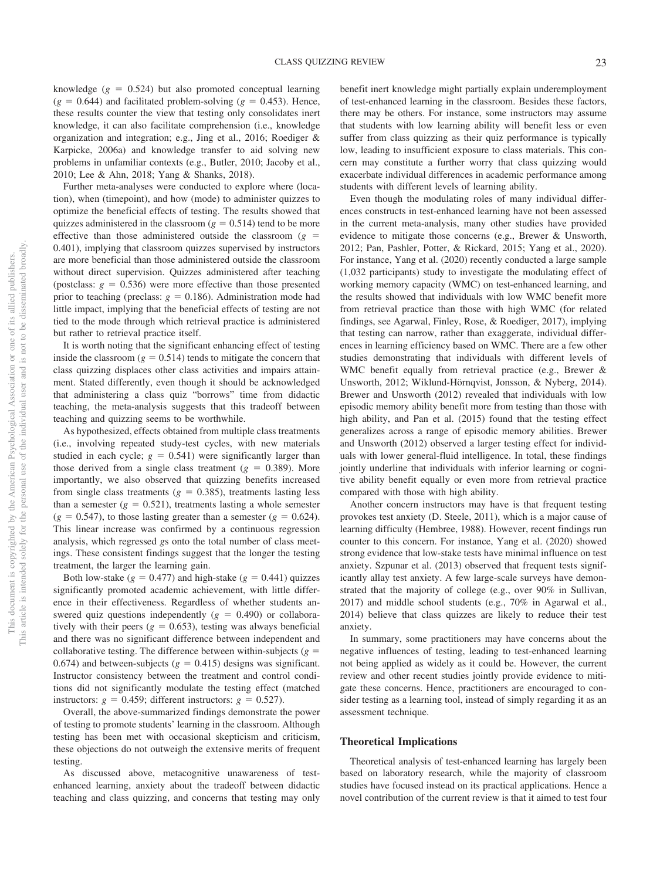knowledge ($g = 0.524$) but also promoted conceptual learning ($g = 0.644$) and facilitated problem-solving ($g = 0.453$). Hence, these results counter the view that testing only consolidates inert knowledge, it can also facilitate comprehension (i.e., knowledge organization and integration; e.g., Jing et al., 2016; Roediger & Karpicke, 2006a) and knowledge transfer to aid solving new problems in unfamiliar contexts (e.g., Butler, 2010; Jacoby et al., 2010; Lee & Ahn, 2018; Yang & Shanks, 2018).

Further meta-analyses were conducted to explore where (location), when (timepoint), and how (mode) to administer quizzes to optimize the beneficial effects of testing. The results showed that quizzes administered in the classroom ($g = 0.514$) tend to be more effective than those administered outside the classroom ($g = 0.401$), implying that classroom quizzes supervised by instructors are more beneficial than those administered outside the classroom without direct supervision. Quizzes administered after teaching (postclass: $g = 0.536$) were more effective than those presented prior to teaching (preclass: $g = 0.186$). Administration mode had little impact, implying that the beneficial effects of testing are not tied to the mode through which retrieval practice is administered but rather to retrieval practice itself.

It is worth noting that the significant enhancing effect of testing inside the classroom ($g = 0.514$) tends to mitigate the concern that class quizzing displaces other class activities and impairs attainment. Stated differently, even though it should be acknowledged that administering a class quiz "borrows" time from didactic teaching, the meta-analysis suggests that this tradeoff between teaching and quizzing seems to be worthwhile.

As hypothesized, effects obtained from multiple class treatments (i.e., involving repeated study-test cycles, with new materials studied in each cycle; $g = 0.541$) were significantly larger than those derived from a single class treatment ($g = 0.389$). More importantly, we also observed that quizzing benefits increased from single class treatments ($g = 0.385$), treatments lasting less than a semester ($g = 0.521$), treatments lasting a whole semester ($g = 0.547$), to those lasting greater than a semester ($g = 0.624$). This linear increase was confirmed by a continuous regression analysis, which regressed *g*s onto the total number of class meetings. These consistent findings suggest that the longer the testing treatment, the larger the learning gain.

Both low-stake ($g = 0.477$) and high-stake ($g = 0.441$) quizzes significantly promoted academic achievement, with little difference in their effectiveness. Regardless of whether students answered quiz questions independently ($g = 0.490$) or collaboratively with their peers ($g = 0.653$), testing was always beneficial and there was no significant difference between independent and collaborative testing. The difference between within-subjects ($g = 0.674$) and between-subjects ($g = 0.415$) designs was significant. Instructor consistency between the treatment and control conditions did not significantly modulate the testing effect (matched instructors: $g = 0.459$; different instructors: $g = 0.527$).

Overall, the above-summarized findings demonstrate the power of testing to promote students' learning in the classroom. Although testing has been met with occasional skepticism and criticism, these objections do not outweigh the extensive merits of frequent testing.

As discussed above, metacognitive unawareness of test-enhanced learning, anxiety about the tradeoff between didactic teaching and class quizzing, and concerns that testing may only benefit inert knowledge might partially explain underemployment of test-enhanced learning in the classroom. Besides these factors, there may be others. For instance, some instructors may assume that students with low learning ability will benefit less or even suffer from class quizzing as their quiz performance is typically low, leading to insufficient exposure to class materials. This concern may constitute a further worry that class quizzing would exacerbate individual differences in academic performance among students with different levels of learning ability.

Even though the modulating roles of many individual differences constructs in test-enhanced learning have not been assessed in the current meta-analysis, many other studies have provided evidence to mitigate those concerns (e.g., Brewer & Unsworth, 2012; Pan, Pashler, Potter, & Rickard, 2015; Yang et al., 2020). For instance, Yang et al. (2020) recently conducted a large sample (1,032 participants) study to investigate the modulating effect of working memory capacity (WMC) on test-enhanced learning, and the results showed that individuals with low WMC benefit more from retrieval practice than those with high WMC (for related findings, see Agarwal, Finley, Rose, & Roediger, 2017), implying that testing can narrow, rather than exaggerate, individual differences in learning efficiency based on WMC. There are a few other studies demonstrating that individuals with different levels of WMC benefit equally from retrieval practice (e.g., Brewer & Unsworth, 2012; Wiklund-Hörnqvist, Jonsson, & Nyberg, 2014). Brewer and Unsworth (2012) revealed that individuals with low episodic memory ability benefit more from testing than those with high ability, and Pan et al. (2015) found that the testing effect generalizes across a range of episodic memory abilities. Brewer and Unsworth (2012) observed a larger testing effect for individuals with lower general-fluid intelligence. In total, these findings jointly underline that individuals with inferior learning or cognitive ability benefit equally or even more from retrieval practice compared with those with high ability.

Another concern instructors may have is that frequent testing provokes test anxiety (D. Steele, 2011), which is a major cause of learning difficulty (Hembree, 1988). However, recent findings run counter to this concern. For instance, Yang et al. (2020) showed strong evidence that low-stake tests have minimal influence on test anxiety. Szpunar et al. (2013) observed that frequent tests significantly allay test anxiety. A few large-scale surveys have demonstrated that the majority of college (e.g., over 90% in Sullivan, 2017) and middle school students (e.g., 70% in Agarwal et al., 2014) believe that class quizzes are likely to reduce their test anxiety.

In summary, some practitioners may have concerns about the negative influences of testing, leading to test-enhanced learning not being applied as widely as it could be. However, the current review and other recent studies jointly provide evidence to mitigate these concerns. Hence, practitioners are encouraged to consider testing as a learning tool, instead of simply regarding it as an assessment technique.

### Theoretical Implications

Theoretical analysis of test-enhanced learning has largely been based on laboratory research, while the majority of classroom studies have focused instead on its practical applications. Hence a novel contribution of the current review is that it aimed to test four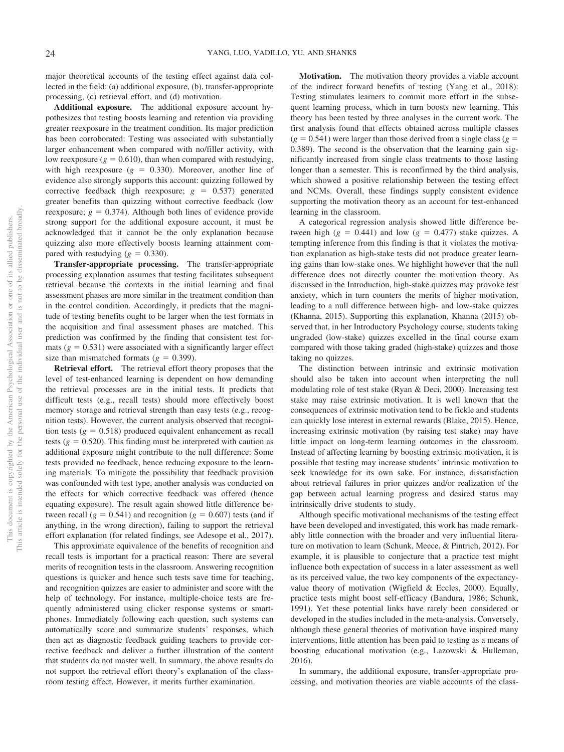major theoretical accounts of the testing effect against data collected in the field: (a) additional exposure, (b), transfer-appropriate processing, (c) retrieval effort, and (d) motivation.

**Additional exposure.** The additional exposure account hypothesizes that testing boosts learning and retention via providing greater reexposure in the treatment condition. Its major prediction has been corroborated: Testing was associated with substantially larger enhancement when compared with no/filler activity, with low reexposure ($g = 0.610$), than when compared with restudying, with high reexposure ($g = 0.330$). Moreover, another line of evidence also strongly supports this account: quizzing followed by corrective feedback (high reexposure; $g = 0.537$) generated greater benefits than quizzing without corrective feedback (low reexposure; $g = 0.374$). Although both lines of evidence provide strong support for the additional exposure account, it must be acknowledged that it cannot be the only explanation because quizzing also more effectively boosts learning attainment compared with restudying ($g = 0.330$).

**Transfer-appropriate processing.** The transfer-appropriate processing explanation assumes that testing facilitates subsequent retrieval because the contexts in the initial learning and final assessment phases are more similar in the treatment condition than in the control condition. Accordingly, it predicts that the magnitude of testing benefits ought to be larger when the test formats in the acquisition and final assessment phases are matched. This prediction was confirmed by the finding that consistent test formats ($g = 0.531$) were associated with a significantly larger effect size than mismatched formats ($g = 0.399$).

**Retrieval effort.** The retrieval effort theory proposes that the level of test-enhanced learning is dependent on how demanding the retrieval processes are in the initial tests. It predicts that difficult tests (e.g., recall tests) should more effectively boost memory storage and retrieval strength than easy tests (e.g., recognition tests). However, the current analysis observed that recognition tests ($g = 0.518$) produced equivalent enhancement as recall tests ($g = 0.520$). This finding must be interpreted with caution as additional exposure might contribute to the null difference: Some tests provided no feedback, hence reducing exposure to the learning materials. To mitigate the possibility that feedback provision was confounded with test type, another analysis was conducted on the effects for which corrective feedback was offered (hence equating exposure). The result again showed little difference between recall ($g = 0.541$) and recognition ($g = 0.607$) tests (and if anything, in the wrong direction), failing to support the retrieval effort explanation (for related findings, see Adesope et al., 2017).

This approximate equivalence of the benefits of recognition and recall tests is important for a practical reason: There are several merits of recognition tests in the classroom. Answering recognition questions is quicker and hence such tests save time for teaching, and recognition quizzes are easier to administer and score with the help of technology. For instance, multiple-choice tests are frequently administered using clicker response systems or smartphones. Immediately following each question, such systems can automatically score and summarize students' responses, which then act as diagnostic feedback guiding teachers to provide corrective feedback and deliver a further illustration of the content that students do not master well. In summary, the above results do not support the retrieval effort theory's explanation of the classroom testing effect. However, it merits further examination.

**Motivation.** The motivation theory provides a viable account of the indirect forward benefits of testing (Yang et al., 2018): Testing stimulates learners to commit more effort in the subsequent learning process, which in turn boosts new learning. This theory has been tested by three analyses in the current work. The first analysis found that effects obtained across multiple classes ($g = 0.541$) were larger than those derived from a single class ($g = 0.389$). The second is the observation that the learning gain significantly increased from single class treatments to those lasting longer than a semester. This is reconfirmed by the third analysis, which showed a positive relationship between the testing effect and NCMs. Overall, these findings supply consistent evidence supporting the motivation theory as an account for test-enhanced learning in the classroom.

A categorical regression analysis showed little difference between high ($g = 0.441$) and low ($g = 0.477$) stake quizzes. A tempting inference from this finding is that it violates the motivation explanation as high-stake tests did not produce greater learning gains than low-stake ones. We highlight however that the null difference does not directly counter the motivation theory. As discussed in the Introduction, high-stake quizzes may provoke test anxiety, which in turn counters the merits of higher motivation, leading to a null difference between high- and low-stake quizzes (Khanna, 2015). Supporting this explanation, Khanna (2015) observed that, in her Introductory Psychology course, students taking ungraded (low-stake) quizzes excelled in the final course exam compared with those taking graded (high-stake) quizzes and those taking no quizzes.

The distinction between intrinsic and extrinsic motivation should also be taken into account when interpreting the null modulating role of test stake (Ryan & Deci, 2000). Increasing test stake may raise extrinsic motivation. It is well known that the consequences of extrinsic motivation tend to be fickle and students can quickly lose interest in external rewards (Blake, 2015). Hence, increasing extrinsic motivation (by raising test stake) may have little impact on long-term learning outcomes in the classroom. Instead of affecting learning by boosting extrinsic motivation, it is possible that testing may increase students' intrinsic motivation to seek knowledge for its own sake. For instance, dissatisfaction about retrieval failures in prior quizzes and/or realization of the gap between actual learning progress and desired status may intrinsically drive students to study.

Although specific motivational mechanisms of the testing effect have been developed and investigated, this work has made remarkably little connection with the broader and very influential literature on motivation to learn (Schunk, Meece, & Pintrich, 2012). For example, it is plausible to conjecture that a practice test might influence both expectation of success in a later assessment as well as its perceived value, the two key components of the expectancy-value theory of motivation (Wigfield & Eccles, 2000). Equally, practice tests might boost self-efficacy (Bandura, 1986; Schunk, 1991). Yet these potential links have rarely been considered or developed in the studies included in the meta-analysis. Conversely, although these general theories of motivation have inspired many interventions, little attention has been paid to testing as a means of boosting educational motivation (e.g., Lazowski & Hulleman, 2016).

In summary, the additional exposure, transfer-appropriate processing, and motivation theories are viable accounts of the class-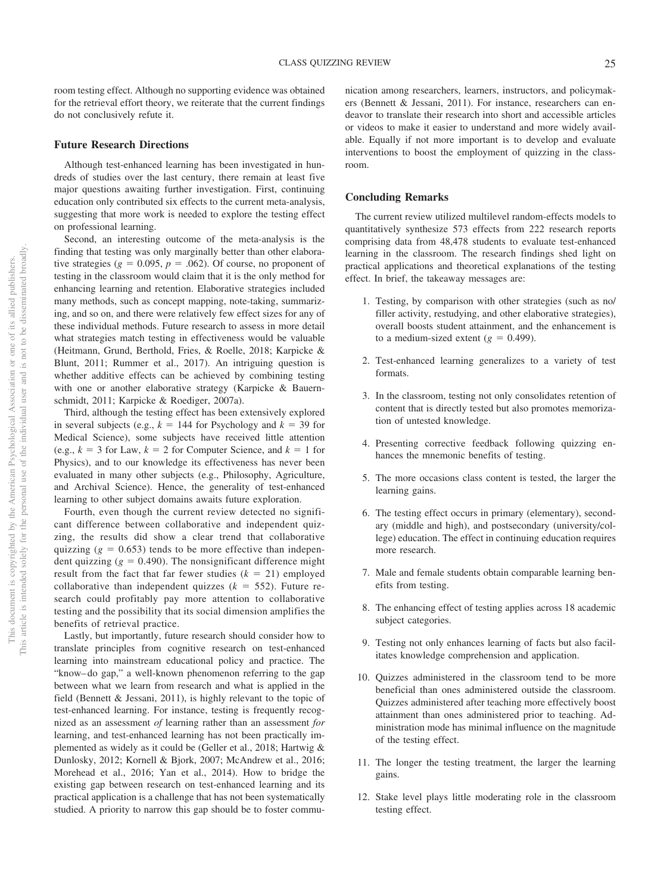room testing effect. Although no supporting evidence was obtained for the retrieval effort theory, we reiterate that the current findings do not conclusively refute it.

### Future Research Directions

Although test-enhanced learning has been investigated in hundreds of studies over the last century, there remain at least five major questions awaiting further investigation. First, continuing education only contributed six effects to the current meta-analysis, suggesting that more work is needed to explore the testing effect on professional learning.

Second, an interesting outcome of the meta-analysis is the finding that testing was only marginally better than other elaborative strategies ($g = 0.095$, $p = .062$). Of course, no proponent of testing in the classroom would claim that it is the only method for enhancing learning and retention. Elaborative strategies included many methods, such as concept mapping, note-taking, summarizing, and so on, and there were relatively few effect sizes for any of these individual methods. Future research to assess in more detail what strategies match testing in effectiveness would be valuable (Heitmann, Grund, Berthold, Fries, & Roelle, 2018; Karpicke & Blunt, 2011; Rummer et al., 2017). An intriguing question is whether additive effects can be achieved by combining testing with one or another elaborative strategy (Karpicke & Bauernschmidt, 2011; Karpicke & Roediger, 2007a).

Third, although the testing effect has been extensively explored in several subjects (e.g., $k = 144$ for Psychology and $k = 39$ for Medical Science), some subjects have received little attention (e.g., $k = 3$ for Law, $k = 2$ for Computer Science, and $k = 1$ for Physics), and to our knowledge its effectiveness has never been evaluated in many other subjects (e.g., Philosophy, Agriculture, and Archival Science). Hence, the generality of test-enhanced learning to other subject domains awaits future exploration.

Fourth, even though the current review detected no significant difference between collaborative and independent quizzing, the results did show a clear trend that collaborative quizzing ($g = 0.653$) tends to be more effective than independent quizzing ($g = 0.490$). The nonsignificant difference might result from the fact that far fewer studies ($k = 21$) employed collaborative than independent quizzes ($k = 552$). Future research could profitably pay more attention to collaborative testing and the possibility that its social dimension amplifies the benefits of retrieval practice.

Lastly, but importantly, future research should consider how to translate principles from cognitive research on test-enhanced learning into mainstream educational policy and practice. The "know–do gap," a well-known phenomenon referring to the gap between what we learn from research and what is applied in the field (Bennett & Jessani, 2011), is highly relevant to the topic of test-enhanced learning. For instance, testing is frequently recognized as an assessment *of* learning rather than an assessment *for* learning, and test-enhanced learning has not been practically implemented as widely as it could be (Geller et al., 2018; Hartwig & Dunlosky, 2012; Kornell & Bjork, 2007; McAndrew et al., 2016; Morehead et al., 2016; Yan et al., 2014). How to bridge the existing gap between research on test-enhanced learning and its practical application is a challenge that has not been systematically studied. A priority to narrow this gap should be to foster communication among researchers, learners, instructors, and policymakers (Bennett & Jessani, 2011). For instance, researchers can endeavor to translate their research into short and accessible articles or videos to make it easier to understand and more widely available. Equally if not more important is to develop and evaluate interventions to boost the employment of quizzing in the classroom.

### Concluding Remarks

The current review utilized multilevel random-effects models to quantitatively synthesize 573 effects from 222 research reports comprising data from 48,478 students to evaluate test-enhanced learning in the classroom. The research findings shed light on practical applications and theoretical explanations of the testing effect. In brief, the takeaway messages are:

1. Testing, by comparison with other strategies (such as no/filler activity, restudying, and other elaborative strategies), overall boosts student attainment, and the enhancement is to a medium-sized extent ($g = 0.499$).
2. Test-enhanced learning generalizes to a variety of test formats.
3. In the classroom, testing not only consolidates retention of content that is directly tested but also promotes memorization of untested knowledge.
4. Presenting corrective feedback following quizzing enhances the mnemonic benefits of testing.
5. The more occasions class content is tested, the larger the learning gains.
6. The testing effect occurs in primary (elementary), secondary (middle and high), and postsecondary (university/college) education. The effect in continuing education requires more research.
7. Male and female students obtain comparable learning benefits from testing.
8. The enhancing effect of testing applies across 18 academic subject categories.
9. Testing not only enhances learning of facts but also facilitates knowledge comprehension and application.
10. Quizzes administered in the classroom tend to be more beneficial than ones administered outside the classroom. Quizzes administered after teaching more effectively boost attainment than ones administered prior to teaching. Administration mode has minimal influence on the magnitude of the testing effect.
11. The longer the testing treatment, the larger the learning gains.
12. Stake level plays little moderating role in the classroom testing effect.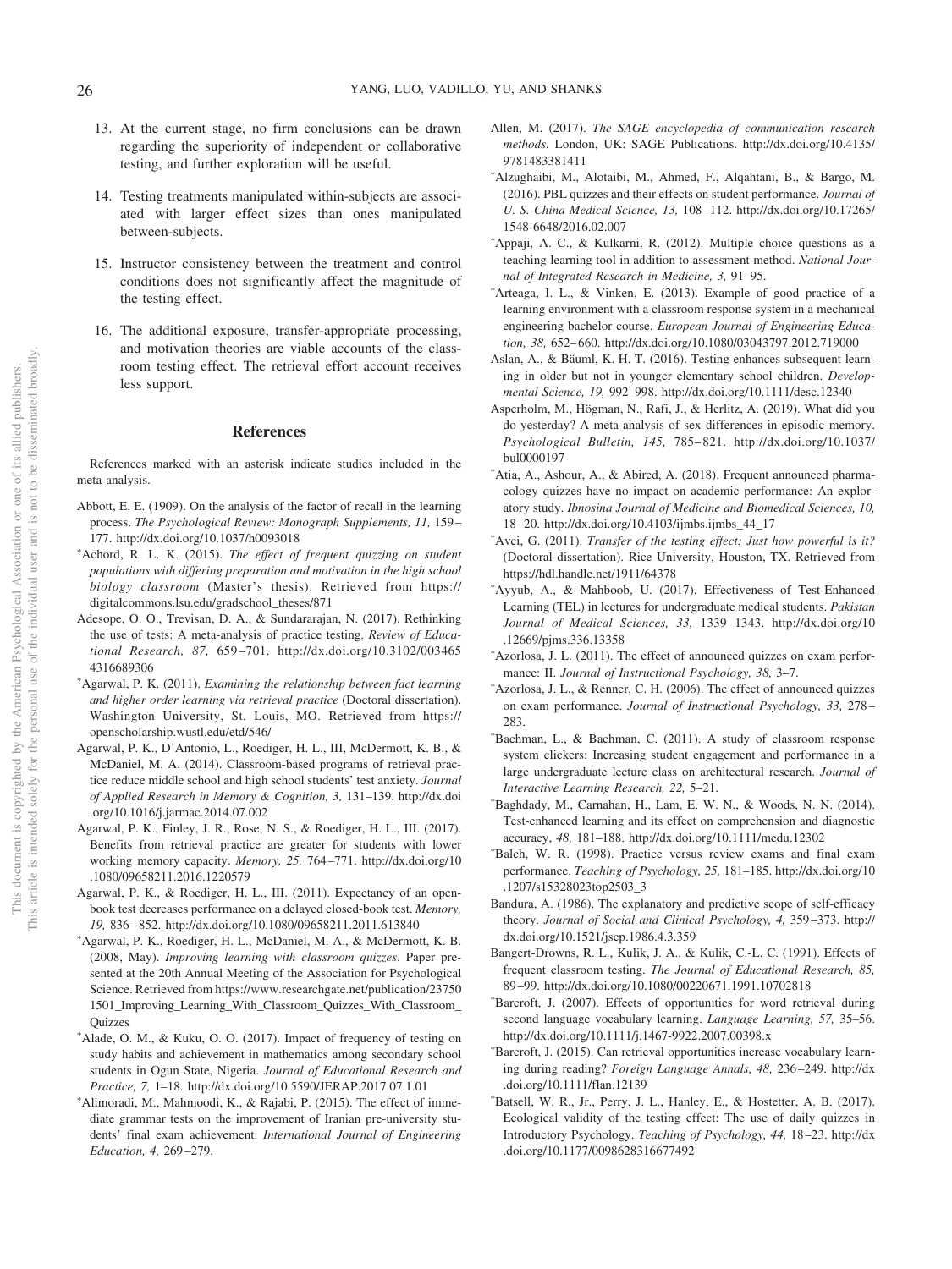13. At the current stage, no firm conclusions can be drawn regarding the superiority of independent or collaborative testing, and further exploration will be useful.

14. Testing treatments manipulated within-subjects are associated with larger effect sizes than ones manipulated between-subjects.

15. Instructor consistency between the treatment and control conditions does not significantly affect the magnitude of the testing effect.

16. The additional exposure, transfer-appropriate processing, and motivation theories are viable accounts of the classroom testing effect. The retrieval effort account receives less support.

## References

References marked with an asterisk indicate studies included in the meta-analysis.

Abbott, E. E. (1909). On the analysis of the factor of recall in the learning process. *The Psychological Review: Monograph Supplements, 11,* 159–177. http://dx.doi.org/10.1037/h0093018

*Achord, R. L. K. (2015). *The effect of frequent quizzing on student populations with differing preparation and motivation in the high school biology classroom* (Master's thesis). Retrieved from https://digitalcommons.lsu.edu/gradschool_theses/871

Adesope, O. O., Trevisan, D. A., & Sundararajan, N. (2017). Rethinking the use of tests: A meta-analysis of practice testing. *Review of Educational Research, 87,* 659–701. http://dx.doi.org/10.3102/0034654316689306

*Agarwal, P. K. (2011). *Examining the relationship between fact learning and higher order learning via retrieval practice* (Doctoral dissertation). Washington University, St. Louis, MO. Retrieved from https://openscholarship.wustl.edu/etd/546/

Agarwal, P. K., D'Antonio, L., Roediger, H. L., III, McDermott, K. B., & McDaniel, M. A. (2014). Classroom-based programs of retrieval practice reduce middle school and high school students' test anxiety. *Journal of Applied Research in Memory & Cognition, 3,* 131–139. http://dx.doi.org/10.1016/j.jarmac.2014.07.002

Agarwal, P. K., Finley, J. R., Rose, N. S., & Roediger, H. L., III. (2017). Benefits from retrieval practice are greater for students with lower working memory capacity. *Memory, 25,* 764–771. http://dx.doi.org/10.1080/09658211.2016.1220579

Agarwal, P. K., & Roediger, H. L., III. (2011). Expectancy of an open-book test decreases performance on a delayed closed-book test. *Memory, 19,* 836–852. http://dx.doi.org/10.1080/09658211.2011.613840

*Agarwal, P. K., Roediger, H. L., McDaniel, M. A., & McDermott, K. B. (2008, May). *Improving learning with classroom quizzes*. Paper presented at the 20th Annual Meeting of the Association for Psychological Science. Retrieved from https://www.researchgate.net/publication/237501501_Improving_Learning_With_Classroom_Quizzes_With_Classroom_Quizzes

*Alade, O. M., & Kuku, O. O. (2017). Impact of frequency of testing on study habits and achievement in mathematics among secondary school students in Ogun State, Nigeria. *Journal of Educational Research and Practice, 7,* 1–18. http://dx.doi.org/10.5590/JERAP.2017.07.1.01

*Alimoradi, M., Mahmoodi, K., & Rajabi, P. (2015). The effect of immediate grammar tests on the improvement of Iranian pre-university students' final exam achievement. *International Journal of Engineering Education, 4,* 269–279.

Allen, M. (2017). *The SAGE encyclopedia of communication research methods*. London, UK: SAGE Publications. http://dx.doi.org/10.4135/9781483381411

*Alzughaibi, M., Alotaibi, M., Ahmed, F., Alqahtani, B., & Bargo, M. (2016). PBL quizzes and their effects on student performance. *Journal of U. S.-China Medical Science, 13,* 108–112. http://dx.doi.org/10.17265/1548-6648/2016.02.007

*Appaji, A. C., & Kulkarni, R. (2012). Multiple choice questions as a teaching learning tool in addition to assessment method. *National Journal of Integrated Research in Medicine, 3,* 91–95.

*Arteaga, I. L., & Vinken, E. (2013). Example of good practice of a learning environment with a classroom response system in a mechanical engineering bachelor course. *European Journal of Engineering Education, 38,* 652–660. http://dx.doi.org/10.1080/03043797.2012.719000

Aslan, A., & Bäuml, K. H. T. (2016). Testing enhances subsequent learning in older but not in younger elementary school children. *Developmental Science, 19,* 992–998. http://dx.doi.org/10.1111/desc.12340

Asperholm, M., Högman, N., Rafi, J., & Herlitz, A. (2019). What did you do yesterday? A meta-analysis of sex differences in episodic memory. *Psychological Bulletin, 145,* 785–821. http://dx.doi.org/10.1037/bul0000197

*Atia, A., Ashour, A., & Abired, A. (2018). Frequent announced pharmacology quizzes have no impact on academic performance: An exploratory study. *Ibnosina Journal of Medicine and Biomedical Sciences, 10,* 18–20. http://dx.doi.org/10.4103/ijmbs.ijmbs_44_17

*Avci, G. (2011). *Transfer of the testing effect: Just how powerful is it?* (Doctoral dissertation). Rice University, Houston, TX. Retrieved from https://hdl.handle.net/1911/64378

*Ayyub, A., & Mahboob, U. (2017). Effectiveness of Test-Enhanced Learning (TEL) in lectures for undergraduate medical students. *Pakistan Journal of Medical Sciences, 33,* 1339–1343. http://dx.doi.org/10.12669/pjms.336.13358

*Azorlosa, J. L. (2011). The effect of announced quizzes on exam performance: II. *Journal of Instructional Psychology, 38,* 3–7.

*Azorlosa, J. L., & Renner, C. H. (2006). The effect of announced quizzes on exam performance. *Journal of Instructional Psychology, 33,* 278–283.

*Bachman, L., & Bachman, C. (2011). A study of classroom response system clickers: Increasing student engagement and performance in a large undergraduate lecture class on architectural research. *Journal of Interactive Learning Research, 22,* 5–21.

*Baghdady, M., Carnahan, H., Lam, E. W. N., & Woods, N. N. (2014). Test-enhanced learning and its effect on comprehension and diagnostic accuracy, *48,* 181–188. http://dx.doi.org/10.1111/medu.12302

*Balch, W. R. (1998). Practice versus review exams and final exam performance. *Teaching of Psychology, 25,* 181–185. http://dx.doi.org/10.1207/s15328023top2503_3

Bandura, A. (1986). The explanatory and predictive scope of self-efficacy theory. *Journal of Social and Clinical Psychology, 4,* 359–373. http://dx.doi.org/10.1521/jscp.1986.4.3.359

Bangert-Drowns, R. L., Kulik, J. A., & Kulik, C.-L. C. (1991). Effects of frequent classroom testing. *The Journal of Educational Research, 85,* 89–99. http://dx.doi.org/10.1080/00220671.1991.10702818

*Barcroft, J. (2007). Effects of opportunities for word retrieval during second language vocabulary learning. *Language Learning, 57,* 35–56. http://dx.doi.org/10.1111/j.1467-9922.2007.00398.x

*Barcroft, J. (2015). Can retrieval opportunities increase vocabulary learning during reading? *Foreign Language Annals, 48,* 236–249. http://dx.doi.org/10.1111/flan.12139

*Batsell, W. R., Jr., Perry, J. L., Hanley, E., & Hostetter, A. B. (2017). Ecological validity of the testing effect: The use of daily quizzes in Introductory Psychology. *Teaching of Psychology, 44,* 18–23. http://dx.doi.org/10.1177/0098628316677492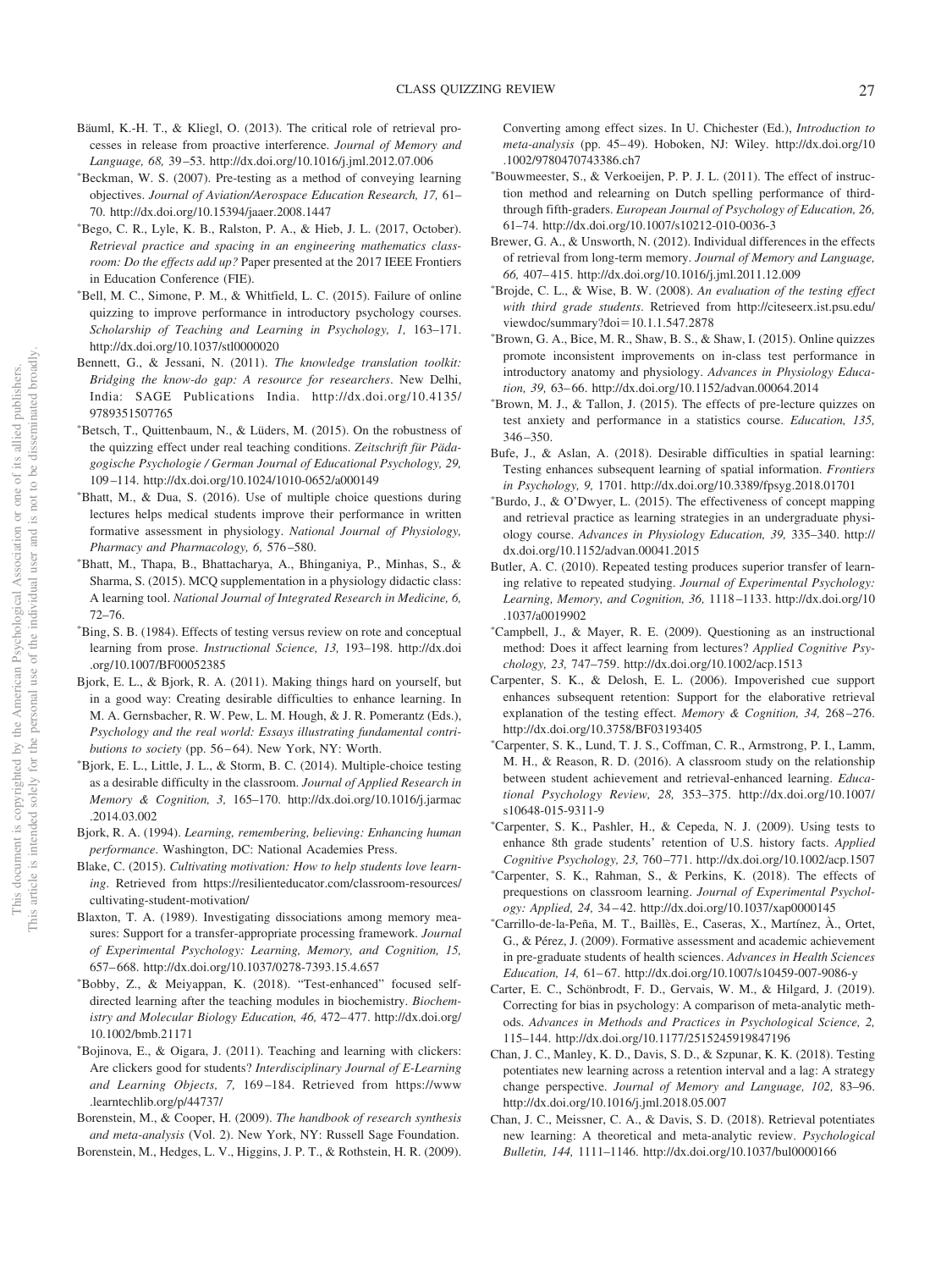Bäuml, K.-H. T., & Kliegl, O. (2013). The critical role of retrieval processes in release from proactive interference. *Journal of Memory and Language, 68,* 39–53. http://dx.doi.org/10.1016/j.jml.2012.07.006

*Beckman, W. S. (2007). Pre-testing as a method of conveying learning objectives. *Journal of Aviation/Aerospace Education Research, 17,* 61–70. http://dx.doi.org/10.15394/jaaer.2008.1447

*Bego, C. R., Lyle, K. B., Ralston, P. A., & Hieb, J. L. (2017, October). *Retrieval practice and spacing in an engineering mathematics classroom: Do the effects add up?* Paper presented at the 2017 IEEE Frontiers in Education Conference (FIE).

*Bell, M. C., Simone, P. M., & Whitfield, L. C. (2015). Failure of online quizzing to improve performance in introductory psychology courses. *Scholarship of Teaching and Learning in Psychology, 1,* 163–171. http://dx.doi.org/10.1037/stl0000020

Bennett, G., & Jessani, N. (2011). *The knowledge translation toolkit: Bridging the know-do gap: A resource for researchers*. New Delhi, India: SAGE Publications India. http://dx.doi.org/10.4135/9789351507765

*Betsch, T., Quittenbaum, N., & Lüders, M. (2015). On the robustness of the quizzing effect under real teaching conditions. *Zeitschrift für Pädagogische Psychologie / German Journal of Educational Psychology, 29,* 109–114. http://dx.doi.org/10.1024/1010-0652/a000149

*Bhatt, M., & Dua, S. (2016). Use of multiple choice questions during lectures helps medical students improve their performance in written formative assessment in physiology. *National Journal of Physiology, Pharmacy and Pharmacology, 6,* 576–580.

*Bhatt, M., Thapa, B., Bhattacharya, A., Bhinganiya, P., Minhas, S., & Sharma, S. (2015). MCQ supplementation in a physiology didactic class: A learning tool. *National Journal of Integrated Research in Medicine, 6,* 72–76.

*Bing, S. B. (1984). Effects of testing versus review on rote and conceptual learning from prose. *Instructional Science, 13,* 193–198. http://dx.doi.org/10.1007/BF00052385

Bjork, E. L., & Bjork, R. A. (2011). Making things hard on yourself, but in a good way: Creating desirable difficulties to enhance learning. In M. A. Gernsbacher, R. W. Pew, L. M. Hough, & J. R. Pomerantz (Eds.), *Psychology and the real world: Essays illustrating fundamental contributions to society* (pp. 56–64). New York, NY: Worth.

*Bjork, E. L., Little, J. L., & Storm, B. C. (2014). Multiple-choice testing as a desirable difficulty in the classroom. *Journal of Applied Research in Memory & Cognition, 3,* 165–170. http://dx.doi.org/10.1016/j.jarmac.2014.03.002

Bjork, R. A. (1994). *Learning, remembering, believing: Enhancing human performance*. Washington, DC: National Academies Press.

Blake, C. (2015). *Cultivating motivation: How to help students love learning*. Retrieved from https://resilienteducator.com/classroom-resources/cultivating-student-motivation/

Blaxton, T. A. (1989). Investigating dissociations among memory measures: Support for a transfer-appropriate processing framework. *Journal of Experimental Psychology: Learning, Memory, and Cognition, 15,* 657–668. http://dx.doi.org/10.1037/0278-7393.15.4.657

*Bobby, Z., & Meiyappan, K. (2018). "Test-enhanced" focused self-directed learning after the teaching modules in biochemistry. *Biochemistry and Molecular Biology Education, 46,* 472–477. http://dx.doi.org/10.1002/bmb.21171

*Bojinova, E., & Oigara, J. (2011). Teaching and learning with clickers: Are clickers good for students? *Interdisciplinary Journal of E-Learning and Learning Objects, 7,* 169–184. Retrieved from https://www.learntechlib.org/p/44737/

Borenstein, M., & Cooper, H. (2009). *The handbook of research synthesis and meta-analysis* (Vol. 2). New York, NY: Russell Sage Foundation.

Borenstein, M., Hedges, L. V., Higgins, J. P. T., & Rothstein, H. R. (2009). Converting among effect sizes. In U. Chichester (Ed.), *Introduction to meta-analysis* (pp. 45–49). Hoboken, NJ: Wiley. http://dx.doi.org/10.1002/9780470743386.ch7

*Bouwmeester, S., & Verkoeijen, P. P. J. L. (2011). The effect of instruction method and relearning on Dutch spelling performance of third-through fifth-graders. *European Journal of Psychology of Education, 26,* 61–74. http://dx.doi.org/10.1007/s10212-010-0036-3

Brewer, G. A., & Unsworth, N. (2012). Individual differences in the effects of retrieval from long-term memory. *Journal of Memory and Language, 66,* 407–415. http://dx.doi.org/10.1016/j.jml.2011.12.009

*Brojde, C. L., & Wise, B. W. (2008). *An evaluation of the testing effect with third grade students*. Retrieved from http://citeseerx.ist.psu.edu/viewdoc/summary?doi=10.1.1.547.2878

*Brown, G. A., Bice, M. R., Shaw, B. S., & Shaw, I. (2015). Online quizzes promote inconsistent improvements on in-class test performance in introductory anatomy and physiology. *Advances in Physiology Education, 39,* 63–66. http://dx.doi.org/10.1152/advan.00064.2014

*Brown, M. J., & Tallon, J. (2015). The effects of pre-lecture quizzes on test anxiety and performance in a statistics course. *Education, 135,* 346–350.

Bufe, J., & Aslan, A. (2018). Desirable difficulties in spatial learning: Testing enhances subsequent learning of spatial information. *Frontiers in Psychology, 9,* 1701. http://dx.doi.org/10.3389/fpsyg.2018.01701

*Burdo, J., & O'Dwyer, L. (2015). The effectiveness of concept mapping and retrieval practice as learning strategies in an undergraduate physiology course. *Advances in Physiology Education, 39,* 335–340. http://dx.doi.org/10.1152/advan.00041.2015

Butler, A. C. (2010). Repeated testing produces superior transfer of learning relative to repeated studying. *Journal of Experimental Psychology: Learning, Memory, and Cognition, 36,* 1118–1133. http://dx.doi.org/10.1037/a0019902

*Campbell, J., & Mayer, R. E. (2009). Questioning as an instructional method: Does it affect learning from lectures? *Applied Cognitive Psychology, 23,* 747–759. http://dx.doi.org/10.1002/acp.1513

Carpenter, S. K., & Delosh, E. L. (2006). Impoverished cue support enhances subsequent retention: Support for the elaborative retrieval explanation of the testing effect. *Memory & Cognition, 34,* 268–276. http://dx.doi.org/10.3758/BF03193405

*Carpenter, S. K., Lund, T. J. S., Coffman, C. R., Armstrong, P. I., Lamm, M. H., & Reason, R. D. (2016). A classroom study on the relationship between student achievement and retrieval-enhanced learning. *Educational Psychology Review, 28,* 353–375. http://dx.doi.org/10.1007/s10648-015-9311-9

*Carpenter, S. K., Pashler, H., & Cepeda, N. J. (2009). Using tests to enhance 8th grade students' retention of U.S. history facts. *Applied Cognitive Psychology, 23,* 760–771. http://dx.doi.org/10.1002/acp.1507

*Carpenter, S. K., Rahman, S., & Perkins, K. (2018). The effects of prequestions on classroom learning. *Journal of Experimental Psychology: Applied, 24,* 34–42. http://dx.doi.org/10.1037/xap0000145

*Carrillo-de-la-Peña, M. T., Baillès, E., Caseras, X., Martínez, À., Ortet, G., & Pérez, J. (2009). Formative assessment and academic achievement in pre-graduate students of health sciences. *Advances in Health Sciences Education, 14,* 61–67. http://dx.doi.org/10.1007/s10459-007-9086-y

Carter, E. C., Schönbrodt, F. D., Gervais, W. M., & Hilgard, J. (2019). Correcting for bias in psychology: A comparison of meta-analytic methods. *Advances in Methods and Practices in Psychological Science, 2,* 115–144. http://dx.doi.org/10.1177/2515245919847196

Chan, J. C., Manley, K. D., Davis, S. D., & Szpunar, K. K. (2018). Testing potentiates new learning across a retention interval and a lag: A strategy change perspective. *Journal of Memory and Language, 102,* 83–96. http://dx.doi.org/10.1016/j.jml.2018.05.007

Chan, J. C., Meissner, C. A., & Davis, S. D. (2018). Retrieval potentiates new learning: A theoretical and meta-analytic review. *Psychological Bulletin, 144,* 1111–1146. http://dx.doi.org/10.1037/bul0000166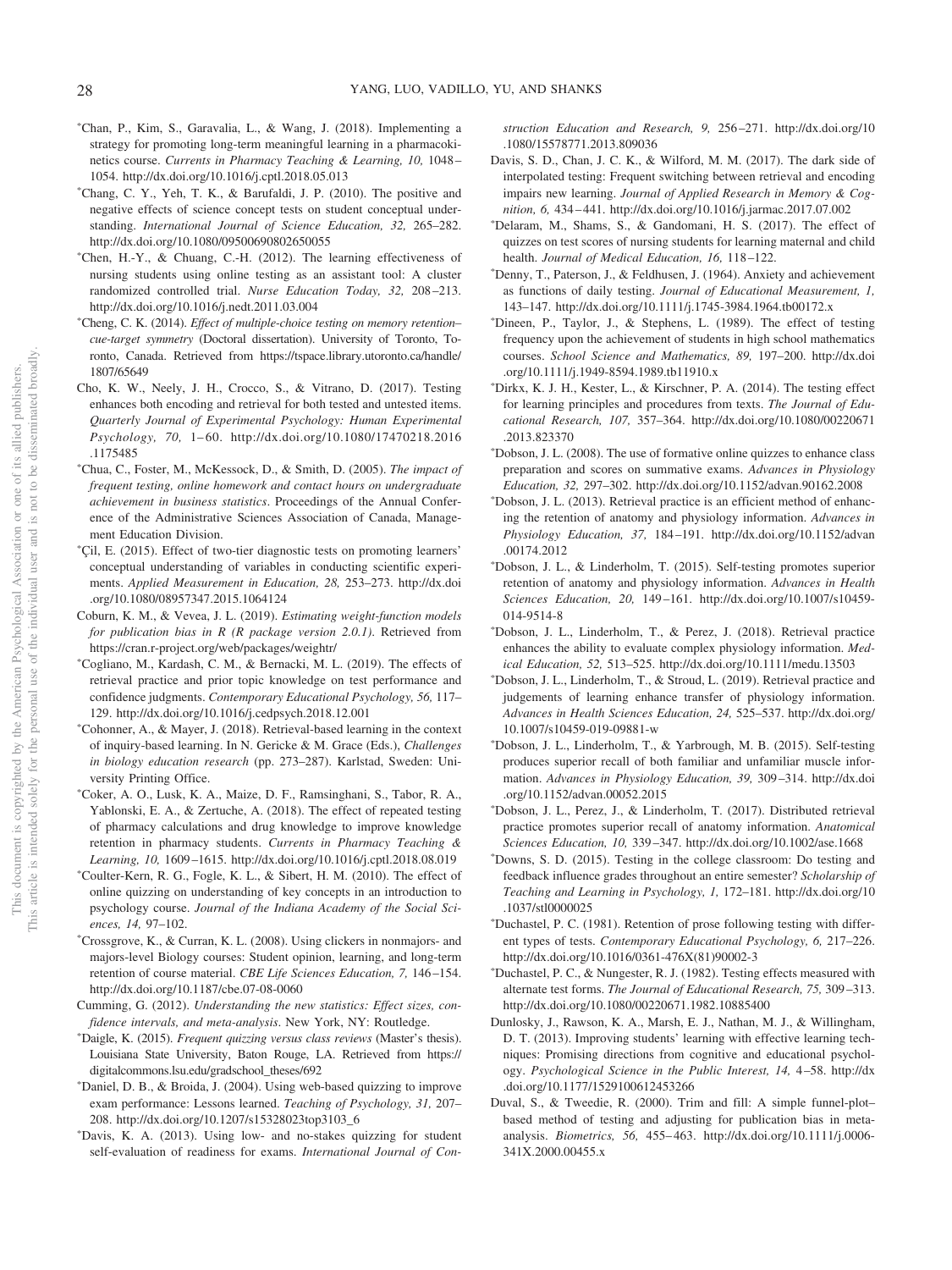*Chan, P., Kim, S., Garavalia, L., & Wang, J. (2018). Implementing a strategy for promoting long-term meaningful learning in a pharmacokinetics course. *Currents in Pharmacy Teaching & Learning, 10,* 1048–1054. http://dx.doi.org/10.1016/j.cptl.2018.05.013

*Chang, C. Y., Yeh, T. K., & Barufaldi, J. P. (2010). The positive and negative effects of science concept tests on student conceptual understanding. *International Journal of Science Education, 32,* 265–282. http://dx.doi.org/10.1080/09500690802650055

*Chen, H.-Y., & Chuang, C.-H. (2012). The learning effectiveness of nursing students using online testing as an assistant tool: A cluster randomized controlled trial. *Nurse Education Today, 32,* 208–213. http://dx.doi.org/10.1016/j.nedt.2011.03.004

*Cheng, C. K. (2014). *Effect of multiple-choice testing on memory retention–cue-target symmetry* (Doctoral dissertation). University of Toronto, Toronto, Canada. Retrieved from https://tspace.library.utoronto.ca/handle/1807/65649

Cho, K. W., Neely, J. H., Crocco, S., & Vitrano, D. (2017). Testing enhances both encoding and retrieval for both tested and untested items. *Quarterly Journal of Experimental Psychology: Human Experimental Psychology, 70,* 1–60. http://dx.doi.org/10.1080/17470218.2016.1175485

*Chua, C., Foster, M., McKessock, D., & Smith, D. (2005). *The impact of frequent testing, online homework and contact hours on undergraduate achievement in business statistics*. Proceedings of the Annual Conference of the Administrative Sciences Association of Canada, Management Education Division.

*Çil, E. (2015). Effect of two-tier diagnostic tests on promoting learners' conceptual understanding of variables in conducting scientific experiments. *Applied Measurement in Education, 28,* 253–273. http://dx.doi.org/10.1080/08957347.2015.1064124

Coburn, K. M., & Vevea, J. L. (2019). *Estimating weight-function models for publication bias in R (R package version 2.0.1)*. Retrieved from https://cran.r-project.org/web/packages/weightr/

*Cogliano, M., Kardash, C. M., & Bernacki, M. L. (2019). The effects of retrieval practice and prior topic knowledge on test performance and confidence judgments. *Contemporary Educational Psychology, 56,* 117–129. http://dx.doi.org/10.1016/j.cedpsych.2018.12.001

*Cohonner, A., & Mayer, J. (2018). Retrieval-based learning in the context of inquiry-based learning. In N. Gericke & M. Grace (Eds.), *Challenges in biology education research* (pp. 273–287). Karlstad, Sweden: University Printing Office.

*Coker, A. O., Lusk, K. A., Maize, D. F., Ramsinghani, S., Tabor, R. A., Yablonski, E. A., & Zertuche, A. (2018). The effect of repeated testing of pharmacy calculations and drug knowledge to improve knowledge retention in pharmacy students. *Currents in Pharmacy Teaching & Learning, 10,* 1609–1615. http://dx.doi.org/10.1016/j.cptl.2018.08.019

*Coulter-Kern, R. G., Fogle, K. L., & Sibert, H. M. (2010). The effect of online quizzing on understanding of key concepts in an introduction to psychology course. *Journal of the Indiana Academy of the Social Sciences, 14,* 97–102.

*Crossgrove, K., & Curran, K. L. (2008). Using clickers in nonmajors- and majors-level Biology courses: Student opinion, learning, and long-term retention of course material. *CBE Life Sciences Education, 7,* 146–154. http://dx.doi.org/10.1187/cbe.07-08-0060

Cumming, G. (2012). *Understanding the new statistics: Effect sizes, confidence intervals, and meta-analysis*. New York, NY: Routledge.

*Daigle, K. (2015). *Frequent quizzing versus class reviews* (Master's thesis). Louisiana State University, Baton Rouge, LA. Retrieved from https://digitalcommons.lsu.edu/gradschool_theses/692

*Daniel, D. B., & Broida, J. (2004). Using web-based quizzing to improve exam performance: Lessons learned. *Teaching of Psychology, 31,* 207–208. http://dx.doi.org/10.1207/s15328023top3103_6

*Davis, K. A. (2013). Using low- and no-stakes quizzing for student self-evaluation of readiness for exams. *International Journal of Construction Education and Research, 9,* 256–271. http://dx.doi.org/10.1080/15578771.2013.809036

Davis, S. D., Chan, J. C. K., & Wilford, M. M. (2017). The dark side of interpolated testing: Frequent switching between retrieval and encoding impairs new learning. *Journal of Applied Research in Memory & Cognition, 6,* 434–441. http://dx.doi.org/10.1016/j.jarmac.2017.07.002

*Delaram, M., Shams, S., & Gandomani, H. S. (2017). The effect of quizzes on test scores of nursing students for learning maternal and child health. *Journal of Medical Education, 16,* 118–122.

*Denny, T., Paterson, J., & Feldhusen, J. (1964). Anxiety and achievement as functions of daily testing. *Journal of Educational Measurement, 1,* 143–147. http://dx.doi.org/10.1111/j.1745-3984.1964.tb00172.x

*Dineen, P., Taylor, J., & Stephens, L. (1989). The effect of testing frequency upon the achievement of students in high school mathematics courses. *School Science and Mathematics, 89,* 197–200. http://dx.doi.org/10.1111/j.1949-8594.1989.tb11910.x

*Dirkx, K. J. H., Kester, L., & Kirschner, P. A. (2014). The testing effect for learning principles and procedures from texts. *The Journal of Educational Research, 107,* 357–364. http://dx.doi.org/10.1080/00220671.2013.823370

*Dobson, J. L. (2008). The use of formative online quizzes to enhance class preparation and scores on summative exams. *Advances in Physiology Education, 32,* 297–302. http://dx.doi.org/10.1152/advan.90162.2008

*Dobson, J. L. (2013). Retrieval practice is an efficient method of enhancing the retention of anatomy and physiology information. *Advances in Physiology Education, 37,* 184–191. http://dx.doi.org/10.1152/advan.00174.2012

*Dobson, J. L., & Linderholm, T. (2015). Self-testing promotes superior retention of anatomy and physiology information. *Advances in Health Sciences Education, 20,* 149–161. http://dx.doi.org/10.1007/s10459-014-9514-8

*Dobson, J. L., Linderholm, T., & Perez, J. (2018). Retrieval practice enhances the ability to evaluate complex physiology information. *Medical Education, 52,* 513–525. http://dx.doi.org/10.1111/medu.13503

*Dobson, J. L., Linderholm, T., & Stroud, L. (2019). Retrieval practice and judgements of learning enhance transfer of physiology information. *Advances in Health Sciences Education, 24,* 525–537. http://dx.doi.org/10.1007/s10459-019-09881-w

*Dobson, J. L., Linderholm, T., & Yarbrough, M. B. (2015). Self-testing produces superior recall of both familiar and unfamiliar muscle information. *Advances in Physiology Education, 39,* 309–314. http://dx.doi.org/10.1152/advan.00052.2015

*Dobson, J. L., Perez, J., & Linderholm, T. (2017). Distributed retrieval practice promotes superior recall of anatomy information. *Anatomical Sciences Education, 10,* 339–347. http://dx.doi.org/10.1002/ase.1668

*Downs, S. D. (2015). Testing in the college classroom: Do testing and feedback influence grades throughout an entire semester? *Scholarship of Teaching and Learning in Psychology, 1,* 172–181. http://dx.doi.org/10.1037/stl0000025

*Duchastel, P. C. (1981). Retention of prose following testing with different types of tests. *Contemporary Educational Psychology, 6,* 217–226. http://dx.doi.org/10.1016/0361-476X(81)90002-3

*Duchastel, P. C., & Nungester, R. J. (1982). Testing effects measured with alternate test forms. *The Journal of Educational Research, 75,* 309–313. http://dx.doi.org/10.1080/00220671.1982.10885400

Dunlosky, J., Rawson, K. A., Marsh, E. J., Nathan, M. J., & Willingham, D. T. (2013). Improving students' learning with effective learning techniques: Promising directions from cognitive and educational psychology. *Psychological Science in the Public Interest, 14,* 4–58. http://dx.doi.org/10.1177/1529100612453266

Duval, S., & Tweedie, R. (2000). Trim and fill: A simple funnel-plot–based method of testing and adjusting for publication bias in meta-analysis. *Biometrics, 56,* 455–463. http://dx.doi.org/10.1111/j.0006-341X.2000.00455.x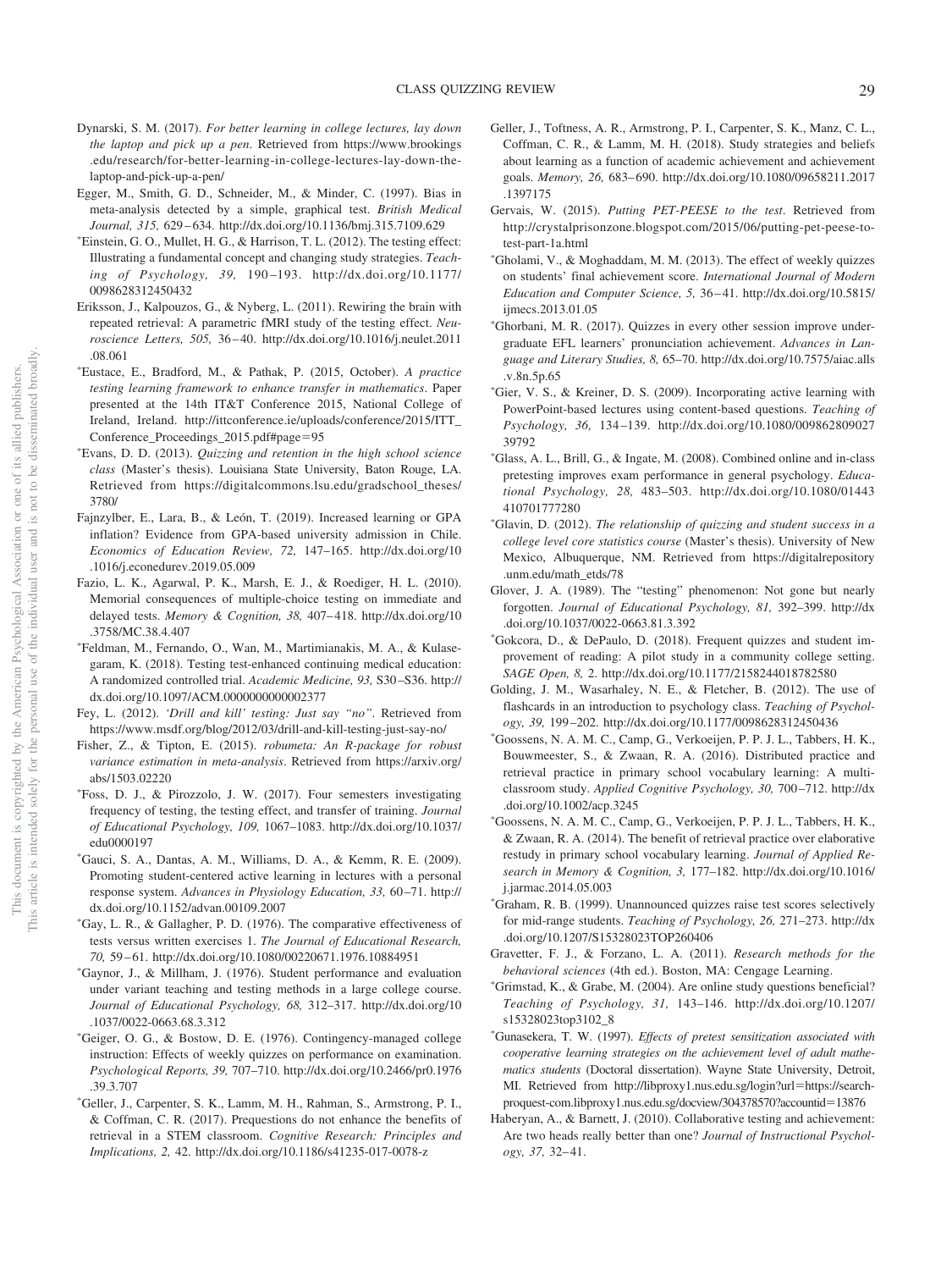Dynarski, S. M. (2017). *For better learning in college lectures, lay down the laptop and pick up a pen*. Retrieved from https://www.brookings.edu/research/for-better-learning-in-college-lectures-lay-down-the-laptop-and-pick-up-a-pen/

Egger, M., Smith, G. D., Schneider, M., & Minder, C. (1997). Bias in meta-analysis detected by a simple, graphical test. *British Medical Journal, 315,* 629–634. http://dx.doi.org/10.1136/bmj.315.7109.629

*Einstein, G. O., Mullet, H. G., & Harrison, T. L. (2012). The testing effect: Illustrating a fundamental concept and changing study strategies. *Teaching of Psychology, 39,* 190–193. http://dx.doi.org/10.1177/0098628312450432

Eriksson, J., Kalpouzos, G., & Nyberg, L. (2011). Rewiring the brain with repeated retrieval: A parametric fMRI study of the testing effect. *Neuroscience Letters, 505,* 36–40. http://dx.doi.org/10.1016/j.neulet.2011.08.061

*Eustace, E., Bradford, M., & Pathak, P. (2015, October). *A practice testing learning framework to enhance transfer in mathematics*. Paper presented at the 14th IT&T Conference 2015, National College of Ireland, Ireland. http://ittconference.ie/uploads/conference/2015/ITT_Conference_Proceedings_2015.pdf#page=95

*Evans, D. D. (2013). *Quizzing and retention in the high school science class* (Master's thesis). Louisiana State University, Baton Rouge, LA. Retrieved from https://digitalcommons.lsu.edu/gradschool_theses/3780/

Fajnzylber, E., Lara, B., & León, T. (2019). Increased learning or GPA inflation? Evidence from GPA-based university admission in Chile. *Economics of Education Review, 72,* 147–165. http://dx.doi.org/10.1016/j.econedurev.2019.05.009

Fazio, L. K., Agarwal, P. K., Marsh, E. J., & Roediger, H. L. (2010). Memorial consequences of multiple-choice testing on immediate and delayed tests. *Memory & Cognition, 38,* 407–418. http://dx.doi.org/10.3758/MC.38.4.407

*Feldman, M., Fernando, O., Wan, M., Martimianakis, M. A., & Kulasegaram, K. (2018). Testing test-enhanced continuing medical education: A randomized controlled trial. *Academic Medicine, 93,* S30–S36. http://dx.doi.org/10.1097/ACM.0000000000002377

Fey, L. (2012). *'Drill and kill' testing: Just say "no"*. Retrieved from https://www.msdf.org/blog/2012/03/drill-and-kill-testing-just-say-no/

Fisher, Z., & Tipton, E. (2015). *robumeta: An R-package for robust variance estimation in meta-analysis*. Retrieved from https://arxiv.org/abs/1503.02220

*Foss, D. J., & Pirozzolo, J. W. (2017). Four semesters investigating frequency of testing, the testing effect, and transfer of training. *Journal of Educational Psychology, 109,* 1067–1083. http://dx.doi.org/10.1037/edu0000197

*Gauci, S. A., Dantas, A. M., Williams, D. A., & Kemm, R. E. (2009). Promoting student-centered active learning in lectures with a personal response system. *Advances in Physiology Education, 33,* 60–71. http://dx.doi.org/10.1152/advan.00109.2007

*Gay, L. R., & Gallagher, P. D. (1976). The comparative effectiveness of tests versus written exercises 1. *The Journal of Educational Research, 70,* 59–61. http://dx.doi.org/10.1080/00220671.1976.10884951

*Gaynor, J., & Millham, J. (1976). Student performance and evaluation under variant teaching and testing methods in a large college course. *Journal of Educational Psychology, 68,* 312–317. http://dx.doi.org/10.1037/0022-0663.68.3.312

*Geiger, O. G., & Bostow, D. E. (1976). Contingency-managed college instruction: Effects of weekly quizzes on performance on examination. *Psychological Reports, 39,* 707–710. http://dx.doi.org/10.2466/pr0.1976.39.3.707

*Geller, J., Carpenter, S. K., Lamm, M. H., Rahman, S., Armstrong, P. I., & Coffman, C. R. (2017). Prequestions do not enhance the benefits of retrieval in a STEM classroom. *Cognitive Research: Principles and Implications, 2,* 42. http://dx.doi.org/10.1186/s41235-017-0078-z

Geller, J., Toftness, A. R., Armstrong, P. I., Carpenter, S. K., Manz, C. L., Coffman, C. R., & Lamm, M. H. (2018). Study strategies and beliefs about learning as a function of academic achievement and achievement goals. *Memory, 26,* 683–690. http://dx.doi.org/10.1080/09658211.2017.1397175

Gervais, W. (2015). *Putting PET-PEESE to the test*. Retrieved from http://crystalprisonzone.blogspot.com/2015/06/putting-pet-peese-to-test-part-1a.html

*Gholami, V., & Moghaddam, M. M. (2013). The effect of weekly quizzes on students' final achievement score. *International Journal of Modern Education and Computer Science, 5,* 36–41. http://dx.doi.org/10.5815/ijmecs.2013.01.05

*Ghorbani, M. R. (2017). Quizzes in every other session improve undergraduate EFL learners' pronunciation achievement. *Advances in Language and Literary Studies, 8,* 65–70. http://dx.doi.org/10.7575/aiac.alls.v.8n.5p.65

*Gier, V. S., & Kreiner, D. S. (2009). Incorporating active learning with PowerPoint-based lectures using content-based questions. *Teaching of Psychology, 36,* 134–139. http://dx.doi.org/10.1080/00986280902739792

*Glass, A. L., Brill, G., & Ingate, M. (2008). Combined online and in-class pretesting improves exam performance in general psychology. *Educational Psychology, 28,* 483–503. http://dx.doi.org/10.1080/01443410701777280

*Glavin, D. (2012). *The relationship of quizzing and student success in a college level core statistics course* (Master's thesis). University of New Mexico, Albuquerque, NM. Retrieved from https://digitalrepository.unm.edu/math_etds/78

Glover, J. A. (1989). The "testing" phenomenon: Not gone but nearly forgotten. *Journal of Educational Psychology, 81,* 392–399. http://dx.doi.org/10.1037/0022-0663.81.3.392

*Gokcora, D., & DePaulo, D. (2018). Frequent quizzes and student improvement of reading: A pilot study in a community college setting. *SAGE Open, 8,* 2. http://dx.doi.org/10.1177/2158244018782580

Golding, J. M., Wasarhaley, N. E., & Fletcher, B. (2012). The use of flashcards in an introduction to psychology class. *Teaching of Psychology, 39,* 199–202. http://dx.doi.org/10.1177/0098628312450436

*Goossens, N. A. M. C., Camp, G., Verkoeijen, P. P. J. L., Tabbers, H. K., Bouwmeester, S., & Zwaan, R. A. (2016). Distributed practice and retrieval practice in primary school vocabulary learning: A multi-classroom study. *Applied Cognitive Psychology, 30,* 700–712. http://dx.doi.org/10.1002/acp.3245

*Goossens, N. A. M. C., Camp, G., Verkoeijen, P. P. J. L., Tabbers, H. K., & Zwaan, R. A. (2014). The benefit of retrieval practice over elaborative restudy in primary school vocabulary learning. *Journal of Applied Research in Memory & Cognition, 3,* 177–182. http://dx.doi.org/10.1016/j.jarmac.2014.05.003

*Graham, R. B. (1999). Unannounced quizzes raise test scores selectively for mid-range students. *Teaching of Psychology, 26,* 271–273. http://dx.doi.org/10.1207/S15328023TOP260406

Gravetter, F. J., & Forzano, L. A. (2011). *Research methods for the behavioral sciences* (4th ed.). Boston, MA: Cengage Learning.

*Grimstad, K., & Grabe, M. (2004). Are online study questions beneficial? *Teaching of Psychology, 31,* 143–146. http://dx.doi.org/10.1207/s15328023top3102_8

*Gunasekera, T. W. (1997). *Effects of pretest sensitization associated with cooperative learning strategies on the achievement level of adult mathematics students* (Doctoral dissertation). Wayne State University, Detroit, MI. Retrieved from http://libproxy1.nus.edu.sg/login?url=https://search-proquest-com.libproxy1.nus.edu.sg/docview/304378570?accountid=13876

Haberyan, A., & Barnett, J. (2010). Collaborative testing and achievement: Are two heads really better than one? *Journal of Instructional Psychology, 37,* 32–41.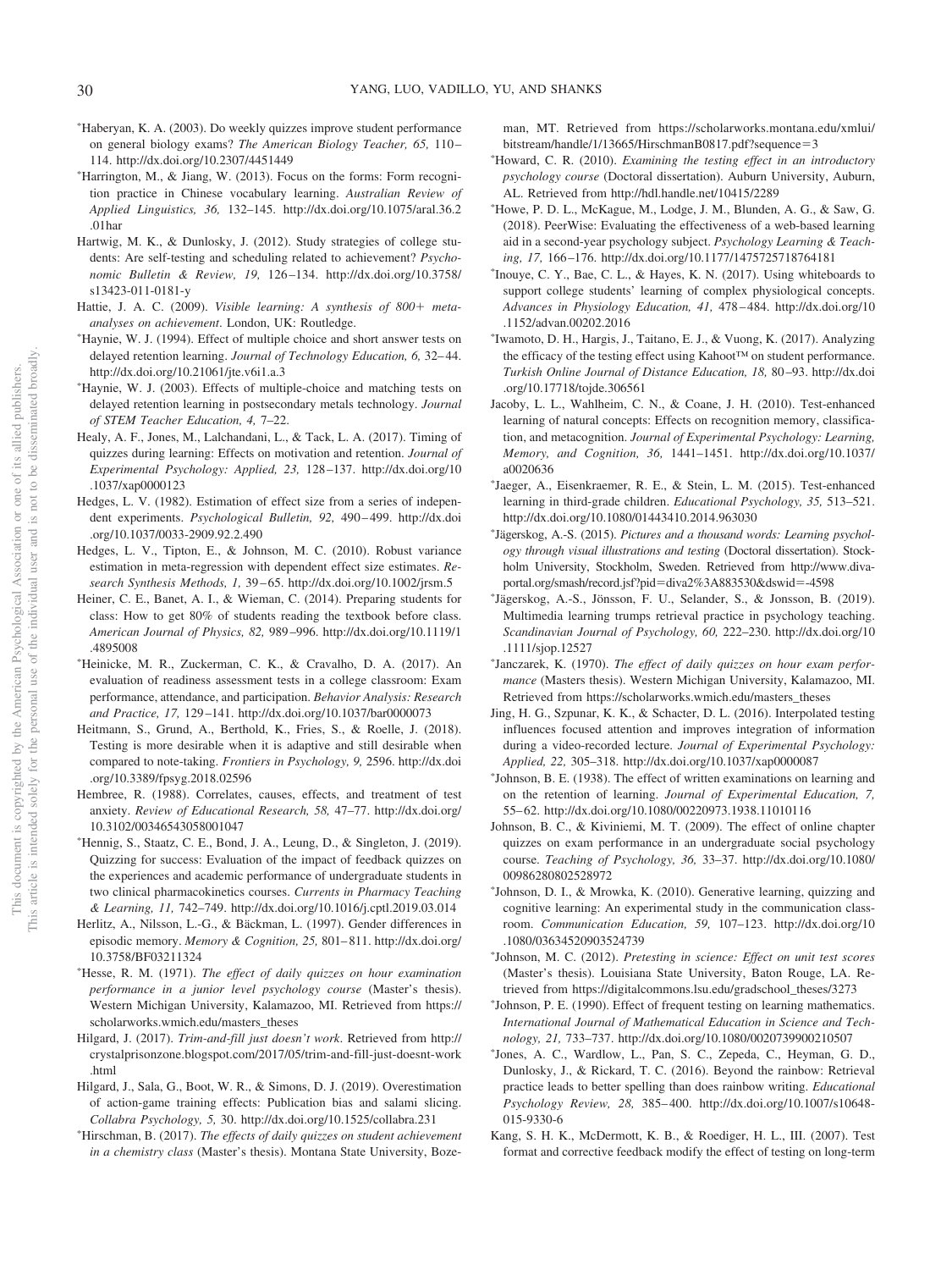*Haberyan, K. A. (2003). Do weekly quizzes improve student performance on general biology exams? *The American Biology Teacher, 65,* 110–114. http://dx.doi.org/10.2307/4451449

*Harrington, M., & Jiang, W. (2013). Focus on the forms: Form recognition practice in Chinese vocabulary learning. *Australian Review of Applied Linguistics, 36,* 132–145. http://dx.doi.org/10.1075/aral.36.2.01har

Hartwig, M. K., & Dunlosky, J. (2012). Study strategies of college students: Are self-testing and scheduling related to achievement? *Psychonomic Bulletin & Review, 19,* 126–134. http://dx.doi.org/10.3758/s13423-011-0181-y

Hattie, J. A. C. (2009). *Visible learning: A synthesis of 800+ meta-analyses on achievement*. London, UK: Routledge.

*Haynie, W. J. (1994). Effect of multiple choice and short answer tests on delayed retention learning. *Journal of Technology Education, 6,* 32–44. http://dx.doi.org/10.21061/jte.v6i1.a.3

*Haynie, W. J. (2003). Effects of multiple-choice and matching tests on delayed retention learning in postsecondary metals technology. *Journal of STEM Teacher Education, 4,* 7–22.

Healy, A. F., Jones, M., Lalchandani, L., & Tack, L. A. (2017). Timing of quizzes during learning: Effects on motivation and retention. *Journal of Experimental Psychology: Applied, 23,* 128–137. http://dx.doi.org/10.1037/xap0000123

Hedges, L. V. (1982). Estimation of effect size from a series of independent experiments. *Psychological Bulletin, 92,* 490–499. http://dx.doi.org/10.1037/0033-2909.92.2.490

Hedges, L. V., Tipton, E., & Johnson, M. C. (2010). Robust variance estimation in meta-regression with dependent effect size estimates. *Research Synthesis Methods, 1,* 39–65. http://dx.doi.org/10.1002/jrsm.5

Heiner, C. E., Banet, A. I., & Wieman, C. (2014). Preparing students for class: How to get 80% of students reading the textbook before class. *American Journal of Physics, 82,* 989–996. http://dx.doi.org/10.1119/1.4895008

*Heinicke, M. R., Zuckerman, C. K., & Cravalho, D. A. (2017). An evaluation of readiness assessment tests in a college classroom: Exam performance, attendance, and participation. *Behavior Analysis: Research and Practice, 17,* 129–141. http://dx.doi.org/10.1037/bar0000073

Heitmann, S., Grund, A., Berthold, K., Fries, S., & Roelle, J. (2018). Testing is more desirable when it is adaptive and still desirable when compared to note-taking. *Frontiers in Psychology, 9,* 2596. http://dx.doi.org/10.3389/fpsyg.2018.02596

Hembree, R. (1988). Correlates, causes, effects, and treatment of test anxiety. *Review of Educational Research, 58,* 47–77. http://dx.doi.org/10.3102/00346543058001047

*Hennig, S., Staatz, C. E., Bond, J. A., Leung, D., & Singleton, J. (2019). Quizzing for success: Evaluation of the impact of feedback quizzes on the experiences and academic performance of undergraduate students in two clinical pharmacokinetics courses. *Currents in Pharmacy Teaching & Learning, 11,* 742–749. http://dx.doi.org/10.1016/j.cptl.2019.03.014

Herlitz, A., Nilsson, L.-G., & Bäckman, L. (1997). Gender differences in episodic memory. *Memory & Cognition, 25,* 801–811. http://dx.doi.org/10.3758/BF03211324

*Hesse, R. M. (1971). *The effect of daily quizzes on hour examination performance in a junior level psychology course* (Master's thesis). Western Michigan University, Kalamazoo, MI. Retrieved from https://scholarworks.wmich.edu/masters_theses

Hilgard, J. (2017). *Trim-and-fill just doesn't work*. Retrieved from http://crystalprisonzone.blogspot.com/2017/05/trim-and-fill-just-doesnt-work.html

Hilgard, J., Sala, G., Boot, W. R., & Simons, D. J. (2019). Overestimation of action-game training effects: Publication bias and salami slicing. *Collabra Psychology, 5,* 30. http://dx.doi.org/10.1525/collabra.231

*Hirschman, B. (2017). *The effects of daily quizzes on student achievement in a chemistry class* (Master's thesis). Montana State University, Bozeman, MT. Retrieved from https://scholarworks.montana.edu/xmlui/bitstream/handle/1/13665/HirschmanB0817.pdf?sequence=3

*Howard, C. R. (2010). *Examining the testing effect in an introductory psychology course* (Doctoral dissertation). Auburn University, Auburn, AL. Retrieved from http://hdl.handle.net/10415/2289

*Howe, P. D. L., McKague, M., Lodge, J. M., Blunden, A. G., & Saw, G. (2018). PeerWise: Evaluating the effectiveness of a web-based learning aid in a second-year psychology subject. *Psychology Learning & Teaching, 17,* 166–176. http://dx.doi.org/10.1177/1475725718764181

*Inouye, C. Y., Bae, C. L., & Hayes, K. N. (2017). Using whiteboards to support college students' learning of complex physiological concepts. *Advances in Physiology Education, 41,* 478–484. http://dx.doi.org/10.1152/advan.00202.2016

*Iwamoto, D. H., Hargis, J., Taitano, E. J., & Vuong, K. (2017). Analyzing the efficacy of the testing effect using Kahoot™ on student performance. *Turkish Online Journal of Distance Education, 18,* 80–93. http://dx.doi.org/10.17718/tojde.306561

Jacoby, L. L., Wahlheim, C. N., & Coane, J. H. (2010). Test-enhanced learning of natural concepts: Effects on recognition memory, classification, and metacognition. *Journal of Experimental Psychology: Learning, Memory, and Cognition, 36,* 1441–1451. http://dx.doi.org/10.1037/a0020636

*Jaeger, A., Eisenkraemer, R. E., & Stein, L. M. (2015). Test-enhanced learning in third-grade children. *Educational Psychology, 35,* 513–521. http://dx.doi.org/10.1080/01443410.2014.963030

*Jägerskog, A.-S. (2015). *Pictures and a thousand words: Learning psychology through visual illustrations and testing* (Doctoral dissertation). Stockholm University, Stockholm, Sweden. Retrieved from http://www.diva-portal.org/smash/record.jsf?pid=diva2%3A883530&dswid=-4598

*Jägerskog, A.-S., Jönsson, F. U., Selander, S., & Jonsson, B. (2019). Multimedia learning trumps retrieval practice in psychology teaching. *Scandinavian Journal of Psychology, 60,* 222–230. http://dx.doi.org/10.1111/sjop.12527

*Janczarek, K. (1970). *The effect of daily quizzes on hour exam performance* (Masters thesis). Western Michigan University, Kalamazoo, MI. Retrieved from https://scholarworks.wmich.edu/masters_theses

Jing, H. G., Szpunar, K. K., & Schacter, D. L. (2016). Interpolated testing influences focused attention and improves integration of information during a video-recorded lecture. *Journal of Experimental Psychology: Applied, 22,* 305–318. http://dx.doi.org/10.1037/xap0000087

*Johnson, B. E. (1938). The effect of written examinations on learning and on the retention of learning. *Journal of Experimental Education, 7,* 55–62. http://dx.doi.org/10.1080/00220973.1938.11010116

Johnson, B. C., & Kiviniemi, M. T. (2009). The effect of online chapter quizzes on exam performance in an undergraduate social psychology course. *Teaching of Psychology, 36,* 33–37. http://dx.doi.org/10.1080/00986280802528972

*Johnson, D. I., & Mrowka, K. (2010). Generative learning, quizzing and cognitive learning: An experimental study in the communication classroom. *Communication Education, 59,* 107–123. http://dx.doi.org/10.1080/03634520903524739

*Johnson, M. C. (2012). *Pretesting in science: Effect on unit test scores* (Master's thesis). Louisiana State University, Baton Rouge, LA. Retrieved from https://digitalcommons.lsu.edu/gradschool_theses/3273

*Johnson, P. E. (1990). Effect of frequent testing on learning mathematics. *International Journal of Mathematical Education in Science and Technology, 21,* 733–737. http://dx.doi.org/10.1080/0020739900210507

*Jones, A. C., Wardlow, L., Pan, S. C., Zepeda, C., Heyman, G. D., Dunlosky, J., & Rickard, T. C. (2016). Beyond the rainbow: Retrieval practice leads to better spelling than does rainbow writing. *Educational Psychology Review, 28,* 385–400. http://dx.doi.org/10.1007/s10648-015-9330-6

Kang, S. H. K., McDermott, K. B., & Roediger, H. L., III. (2007). Test format and corrective feedback modify the effect of testing on long-term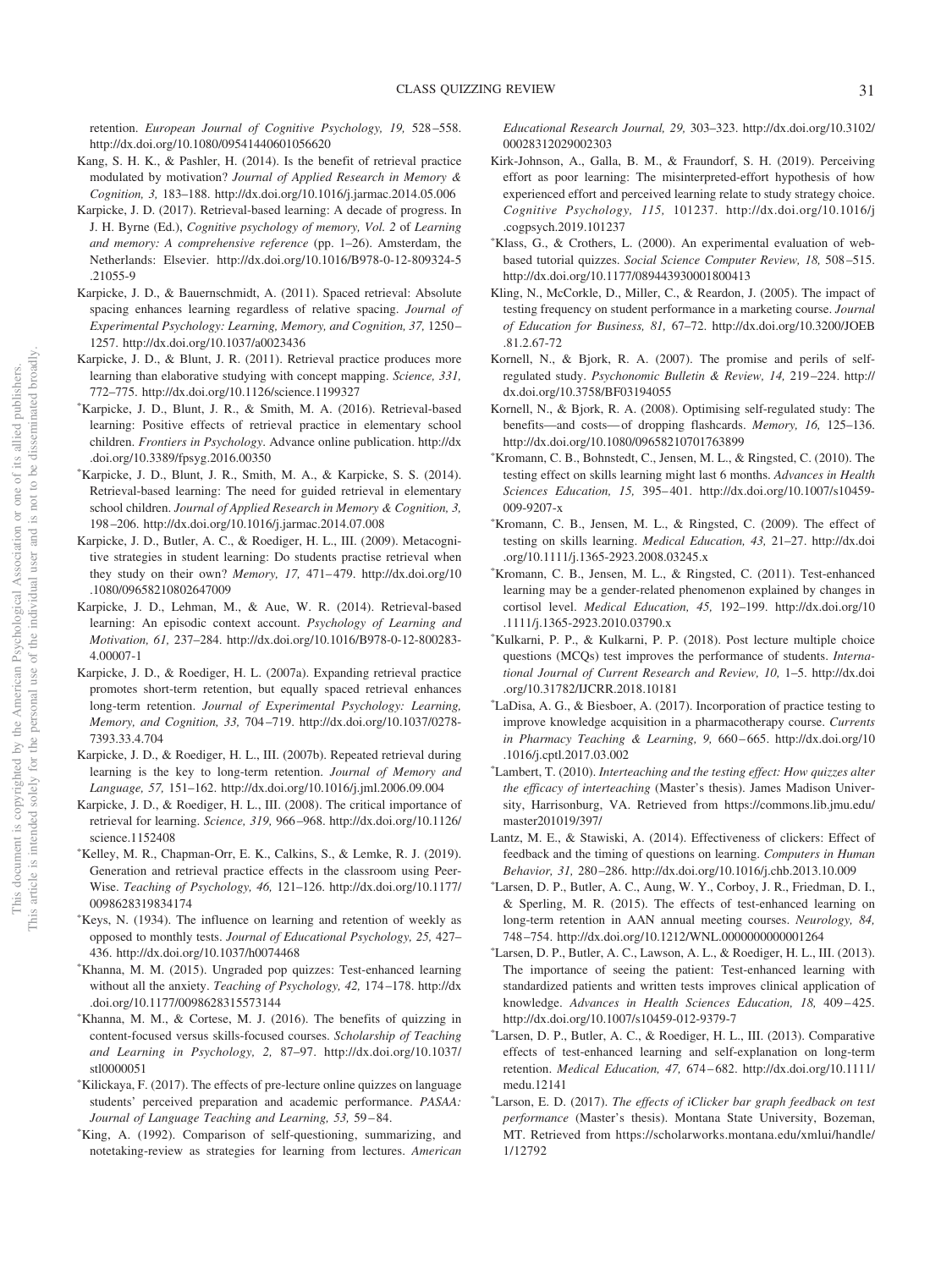retention. *European Journal of Cognitive Psychology, 19,* 528–558. http://dx.doi.org/10.1080/09541440601056620

Kang, S. H. K., & Pashler, H. (2014). Is the benefit of retrieval practice modulated by motivation? *Journal of Applied Research in Memory & Cognition, 3,* 183–188. http://dx.doi.org/10.1016/j.jarmac.2014.05.006

Karpicke, J. D. (2017). Retrieval-based learning: A decade of progress. In J. H. Byrne (Ed.), *Cognitive psychology of memory, Vol. 2* of *Learning and memory: A comprehensive reference* (pp. 1–26). Amsterdam, the Netherlands: Elsevier. http://dx.doi.org/10.1016/B978-0-12-809324-5.21055-9

Karpicke, J. D., & Bauernschmidt, A. (2011). Spaced retrieval: Absolute spacing enhances learning regardless of relative spacing. *Journal of Experimental Psychology: Learning, Memory, and Cognition, 37,* 1250–1257. http://dx.doi.org/10.1037/a0023436

Karpicke, J. D., & Blunt, J. R. (2011). Retrieval practice produces more learning than elaborative studying with concept mapping. *Science, 331,* 772–775. http://dx.doi.org/10.1126/science.1199327

*Karpicke, J. D., Blunt, J. R., & Smith, M. A. (2016). Retrieval-based learning: Positive effects of retrieval practice in elementary school children. *Frontiers in Psychology*. Advance online publication. http://dx.doi.org/10.3389/fpsyg.2016.00350

*Karpicke, J. D., Blunt, J. R., Smith, M. A., & Karpicke, S. S. (2014). Retrieval-based learning: The need for guided retrieval in elementary school children. *Journal of Applied Research in Memory & Cognition, 3,* 198–206. http://dx.doi.org/10.1016/j.jarmac.2014.07.008

Karpicke, J. D., Butler, A. C., & Roediger, H. L., III. (2009). Metacognitive strategies in student learning: Do students practise retrieval when they study on their own? *Memory, 17,* 471–479. http://dx.doi.org/10.1080/09658210802647009

Karpicke, J. D., Lehman, M., & Aue, W. R. (2014). Retrieval-based learning: An episodic context account. *Psychology of Learning and Motivation, 61,* 237–284. http://dx.doi.org/10.1016/B978-0-12-800283-4.00007-1

Karpicke, J. D., & Roediger, H. L. (2007a). Expanding retrieval practice promotes short-term retention, but equally spaced retrieval enhances long-term retention. *Journal of Experimental Psychology: Learning, Memory, and Cognition, 33,* 704–719. http://dx.doi.org/10.1037/0278-7393.33.4.704

Karpicke, J. D., & Roediger, H. L., III. (2007b). Repeated retrieval during learning is the key to long-term retention. *Journal of Memory and Language, 57,* 151–162. http://dx.doi.org/10.1016/j.jml.2006.09.004

Karpicke, J. D., & Roediger, H. L., III. (2008). The critical importance of retrieval for learning. *Science, 319,* 966–968. http://dx.doi.org/10.1126/science.1152408

*Kelley, M. R., Chapman-Orr, E. K., Calkins, S., & Lemke, R. J. (2019). Generation and retrieval practice effects in the classroom using PeerWise. *Teaching of Psychology, 46,* 121–126. http://dx.doi.org/10.1177/0098628319834174

*Keys, N. (1934). The influence on learning and retention of weekly as opposed to monthly tests. *Journal of Educational Psychology, 25,* 427–436. http://dx.doi.org/10.1037/h0074468

*Khanna, M. M. (2015). Ungraded pop quizzes: Test-enhanced learning without all the anxiety. *Teaching of Psychology, 42,* 174–178. http://dx.doi.org/10.1177/0098628315573144

*Khanna, M. M., & Cortese, M. J. (2016). The benefits of quizzing in content-focused versus skills-focused courses. *Scholarship of Teaching and Learning in Psychology, 2,* 87–97. http://dx.doi.org/10.1037/stl0000051

*Kilickaya, F. (2017). The effects of pre-lecture online quizzes on language students' perceived preparation and academic performance. *PASAA: Journal of Language Teaching and Learning, 53,* 59–84.

*King, A. (1992). Comparison of self-questioning, summarizing, and notetaking-review as strategies for learning from lectures. *American Educational Research Journal, 29,* 303–323. http://dx.doi.org/10.3102/00028312029002303

Kirk-Johnson, A., Galla, B. M., & Fraundorf, S. H. (2019). Perceiving effort as poor learning: The misinterpreted-effort hypothesis of how experienced effort and perceived learning relate to study strategy choice. *Cognitive Psychology, 115,* 101237. http://dx.doi.org/10.1016/j.cogpsych.2019.101237

*Klass, G., & Crothers, L. (2000). An experimental evaluation of web-based tutorial quizzes. *Social Science Computer Review, 18,* 508–515. http://dx.doi.org/10.1177/089443930001800413

Kling, N., McCorkle, D., Miller, C., & Reardon, J. (2005). The impact of testing frequency on student performance in a marketing course. *Journal of Education for Business, 81,* 67–72. http://dx.doi.org/10.3200/JOEB.81.2.67-72

Kornell, N., & Bjork, R. A. (2007). The promise and perils of self-regulated study. *Psychonomic Bulletin & Review, 14,* 219–224. http://dx.doi.org/10.3758/BF03194055

Kornell, N., & Bjork, R. A. (2008). Optimising self-regulated study: The benefits—and costs—of dropping flashcards. *Memory, 16,* 125–136. http://dx.doi.org/10.1080/09658210701763899

*Kromann, C. B., Bohnstedt, C., Jensen, M. L., & Ringsted, C. (2010). The testing effect on skills learning might last 6 months. *Advances in Health Sciences Education, 15,* 395–401. http://dx.doi.org/10.1007/s10459-009-9207-x

*Kromann, C. B., Jensen, M. L., & Ringsted, C. (2009). The effect of testing on skills learning. *Medical Education, 43,* 21–27. http://dx.doi.org/10.1111/j.1365-2923.2008.03245.x

*Kromann, C. B., Jensen, M. L., & Ringsted, C. (2011). Test-enhanced learning may be a gender-related phenomenon explained by changes in cortisol level. *Medical Education, 45,* 192–199. http://dx.doi.org/10.1111/j.1365-2923.2010.03790.x

*Kulkarni, P. P., & Kulkarni, P. P. (2018). Post lecture multiple choice questions (MCQs) test improves the performance of students. *International Journal of Current Research and Review, 10,* 1–5. http://dx.doi.org/10.31782/IJCRR.2018.10181

*LaDisa, A. G., & Biesboer, A. (2017). Incorporation of practice testing to improve knowledge acquisition in a pharmacotherapy course. *Currents in Pharmacy Teaching & Learning, 9,* 660–665. http://dx.doi.org/10.1016/j.cptl.2017.03.002

*Lambert, T. (2010). *Interteaching and the testing effect: How quizzes alter the efficacy of interteaching* (Master's thesis). James Madison University, Harrisonburg, VA. Retrieved from https://commons.lib.jmu.edu/master201019/397/

Lantz, M. E., & Stawiski, A. (2014). Effectiveness of clickers: Effect of feedback and the timing of questions on learning. *Computers in Human Behavior, 31,* 280–286. http://dx.doi.org/10.1016/j.chb.2013.10.009

*Larsen, D. P., Butler, A. C., Aung, W. Y., Corboy, J. R., Friedman, D. I., & Sperling, M. R. (2015). The effects of test-enhanced learning on long-term retention in AAN annual meeting courses. *Neurology, 84,* 748–754. http://dx.doi.org/10.1212/WNL.0000000000001264

*Larsen, D. P., Butler, A. C., Lawson, A. L., & Roediger, H. L., III. (2013). The importance of seeing the patient: Test-enhanced learning with standardized patients and written tests improves clinical application of knowledge. *Advances in Health Sciences Education, 18,* 409–425. http://dx.doi.org/10.1007/s10459-012-9379-7

*Larsen, D. P., Butler, A. C., & Roediger, H. L., III. (2013). Comparative effects of test-enhanced learning and self-explanation on long-term retention. *Medical Education, 47,* 674–682. http://dx.doi.org/10.1111/medu.12141

*Larson, E. D. (2017). *The effects of iClicker bar graph feedback on test performance* (Master's thesis). Montana State University, Bozeman, MT. Retrieved from https://scholarworks.montana.edu/xmlui/handle/1/12792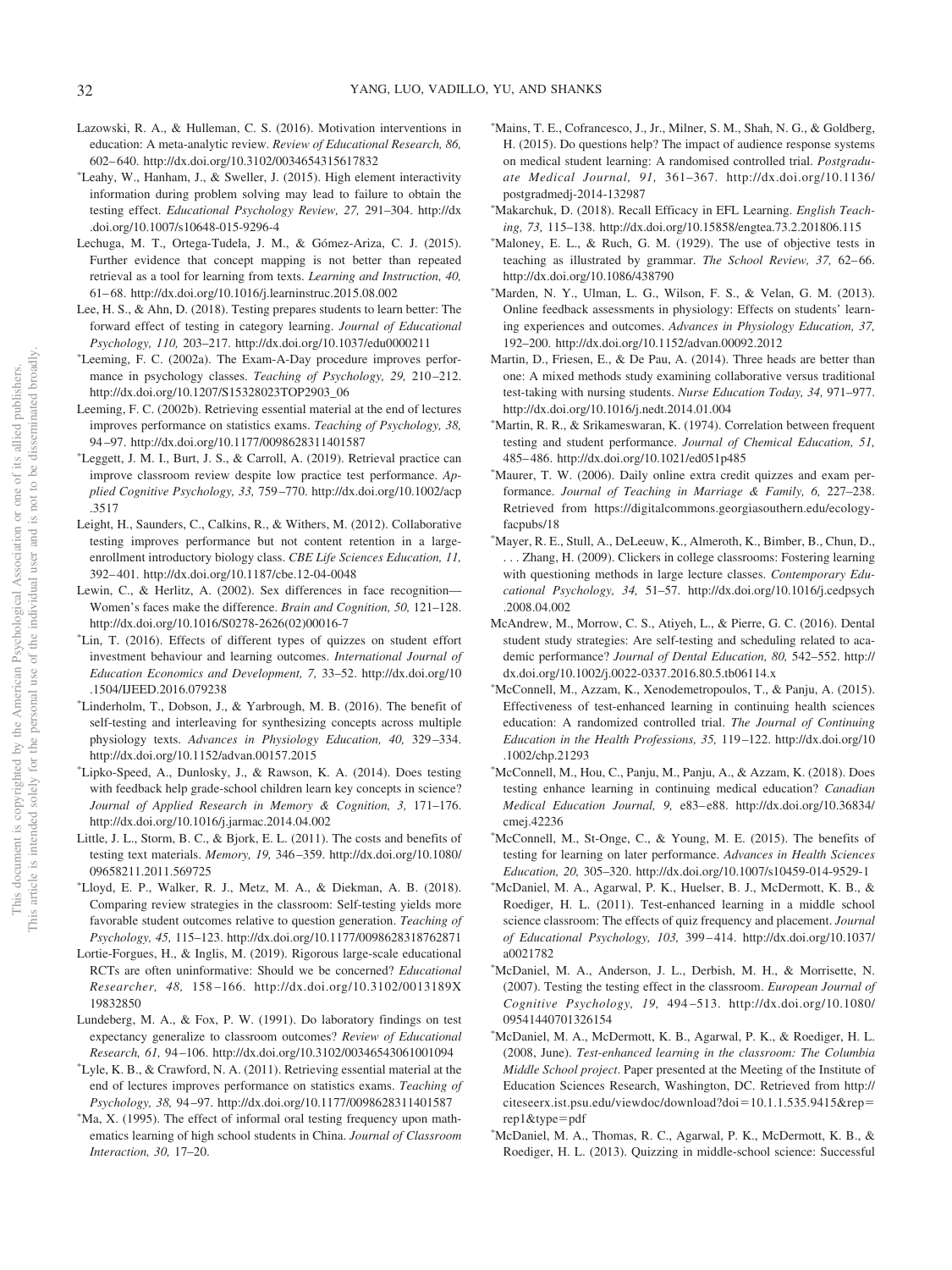Lazowski, R. A., & Hulleman, C. S. (2016). Motivation interventions in education: A meta-analytic review. *Review of Educational Research, 86,* 602–640. http://dx.doi.org/10.3102/0034654315617832

*Leahy, W., Hanham, J., & Sweller, J. (2015). High element interactivity information during problem solving may lead to failure to obtain the testing effect. *Educational Psychology Review, 27,* 291–304. http://dx.doi.org/10.1007/s10648-015-9296-4

Lechuga, M. T., Ortega-Tudela, J. M., & Gómez-Ariza, C. J. (2015). Further evidence that concept mapping is not better than repeated retrieval as a tool for learning from texts. *Learning and Instruction, 40,* 61–68. http://dx.doi.org/10.1016/j.learninstruc.2015.08.002

Lee, H. S., & Ahn, D. (2018). Testing prepares students to learn better: The forward effect of testing in category learning. *Journal of Educational Psychology, 110,* 203–217. http://dx.doi.org/10.1037/edu0000211

*Leeming, F. C. (2002a). The Exam-A-Day procedure improves performance in psychology classes. *Teaching of Psychology, 29,* 210–212. http://dx.doi.org/10.1207/S15328023TOP2903_06

Leeming, F. C. (2002b). Retrieving essential material at the end of lectures improves performance on statistics exams. *Teaching of Psychology, 38,* 94–97. http://dx.doi.org/10.1177/0098628311401587

*Leggett, J. M. I., Burt, J. S., & Carroll, A. (2019). Retrieval practice can improve classroom review despite low practice test performance. *Applied Cognitive Psychology, 33,* 759–770. http://dx.doi.org/10.1002/acp.3517

Leight, H., Saunders, C., Calkins, R., & Withers, M. (2012). Collaborative testing improves performance but not content retention in a large-enrollment introductory biology class. *CBE Life Sciences Education, 11,* 392–401. http://dx.doi.org/10.1187/cbe.12-04-0048

Lewin, C., & Herlitz, A. (2002). Sex differences in face recognition—Women's faces make the difference. *Brain and Cognition, 50,* 121–128. http://dx.doi.org/10.1016/S0278-2626(02)00016-7

*Lin, T. (2016). Effects of different types of quizzes on student effort investment behaviour and learning outcomes. *International Journal of Education Economics and Development, 7,* 33–52. http://dx.doi.org/10.1504/IJEED.2016.079238

*Linderholm, T., Dobson, J., & Yarbrough, M. B. (2016). The benefit of self-testing and interleaving for synthesizing concepts across multiple physiology texts. *Advances in Physiology Education, 40,* 329–334. http://dx.doi.org/10.1152/advan.00157.2015

*Lipko-Speed, A., Dunlosky, J., & Rawson, K. A. (2014). Does testing with feedback help grade-school children learn key concepts in science? *Journal of Applied Research in Memory & Cognition, 3,* 171–176. http://dx.doi.org/10.1016/j.jarmac.2014.04.002

Little, J. L., Storm, B. C., & Bjork, E. L. (2011). The costs and benefits of testing text materials. *Memory, 19,* 346–359. http://dx.doi.org/10.1080/09658211.2011.569725

*Lloyd, E. P., Walker, R. J., Metz, M. A., & Diekman, A. B. (2018). Comparing review strategies in the classroom: Self-testing yields more favorable student outcomes relative to question generation. *Teaching of Psychology, 45,* 115–123. http://dx.doi.org/10.1177/0098628318762871

Lortie-Forgues, H., & Inglis, M. (2019). Rigorous large-scale educational RCTs are often uninformative: Should we be concerned? *Educational Researcher, 48,* 158–166. http://dx.doi.org/10.3102/0013189X19832850

Lundeberg, M. A., & Fox, P. W. (1991). Do laboratory findings on test expectancy generalize to classroom outcomes? *Review of Educational Research, 61,* 94–106. http://dx.doi.org/10.3102/00346543061001094

*Lyle, K. B., & Crawford, N. A. (2011). Retrieving essential material at the end of lectures improves performance on statistics exams. *Teaching of Psychology, 38,* 94–97. http://dx.doi.org/10.1177/0098628311401587

*Ma, X. (1995). The effect of informal oral testing frequency upon mathematics learning of high school students in China. *Journal of Classroom Interaction, 30,* 17–20.

*Mains, T. E., Cofrancesco, J., Jr., Milner, S. M., Shah, N. G., & Goldberg, H. (2015). Do questions help? The impact of audience response systems on medical student learning: A randomised controlled trial. *Postgraduate Medical Journal, 91,* 361–367. http://dx.doi.org/10.1136/postgradmedj-2014-132987

*Makarchuk, D. (2018). Recall Efficacy in EFL Learning. *English Teaching, 73,* 115–138. http://dx.doi.org/10.15858/engtea.73.2.201806.115

*Maloney, E. L., & Ruch, G. M. (1929). The use of objective tests in teaching as illustrated by grammar. *The School Review, 37,* 62–66. http://dx.doi.org/10.1086/438790

*Marden, N. Y., Ulman, L. G., Wilson, F. S., & Velan, G. M. (2013). Online feedback assessments in physiology: Effects on students' learning experiences and outcomes. *Advances in Physiology Education, 37,* 192–200. http://dx.doi.org/10.1152/advan.00092.2012

Martin, D., Friesen, E., & De Pau, A. (2014). Three heads are better than one: A mixed methods study examining collaborative versus traditional test-taking with nursing students. *Nurse Education Today, 34,* 971–977. http://dx.doi.org/10.1016/j.nedt.2014.01.004

*Martin, R. R., & Srikameswaran, K. (1974). Correlation between frequent testing and student performance. *Journal of Chemical Education, 51,* 485–486. http://dx.doi.org/10.1021/ed051p485

*Maurer, T. W. (2006). Daily online extra credit quizzes and exam performance. *Journal of Teaching in Marriage & Family, 6,* 227–238. Retrieved from https://digitalcommons.georgiasouthern.edu/ecology-facpubs/18

*Mayer, R. E., Stull, A., DeLeeuw, K., Almeroth, K., Bimber, B., Chun, D., . . . Zhang, H. (2009). Clickers in college classrooms: Fostering learning with questioning methods in large lecture classes. *Contemporary Educational Psychology, 34,* 51–57. http://dx.doi.org/10.1016/j.cedpsych.2008.04.002

McAndrew, M., Morrow, C. S., Atiyeh, L., & Pierre, G. C. (2016). Dental student study strategies: Are self-testing and scheduling related to academic performance? *Journal of Dental Education, 80,* 542–552. http://dx.doi.org/10.1002/j.0022-0337.2016.80.5.tb06114.x

*McConnell, M., Azzam, K., Xenodemetropoulos, T., & Panju, A. (2015). Effectiveness of test-enhanced learning in continuing health sciences education: A randomized controlled trial. *The Journal of Continuing Education in the Health Professions, 35,* 119–122. http://dx.doi.org/10.1002/chp.21293

*McConnell, M., Hou, C., Panju, M., Panju, A., & Azzam, K. (2018). Does testing enhance learning in continuing medical education? *Canadian Medical Education Journal, 9,* e83–e88. http://dx.doi.org/10.36834/cmej.42236

*McConnell, M., St-Onge, C., & Young, M. E. (2015). The benefits of testing for learning on later performance. *Advances in Health Sciences Education, 20,* 305–320. http://dx.doi.org/10.1007/s10459-014-9529-1

*McDaniel, M. A., Agarwal, P. K., Huelser, B. J., McDermott, K. B., & Roediger, H. L. (2011). Test-enhanced learning in a middle school science classroom: The effects of quiz frequency and placement. *Journal of Educational Psychology, 103,* 399–414. http://dx.doi.org/10.1037/a0021782

*McDaniel, M. A., Anderson, J. L., Derbish, M. H., & Morrisette, N. (2007). Testing the testing effect in the classroom. *European Journal of Cognitive Psychology, 19,* 494–513. http://dx.doi.org/10.1080/09541440701326154

*McDaniel, M. A., McDermott, K. B., Agarwal, P. K., & Roediger, H. L. (2008, June). *Test-enhanced learning in the classroom: The Columbia Middle School project*. Paper presented at the Meeting of the Institute of Education Sciences Research, Washington, DC. Retrieved from http://citeseerx.ist.psu.edu/viewdoc/download?doi=10.1.1.535.9415&rep=rep1&type=pdf

*McDaniel, M. A., Thomas, R. C., Agarwal, P. K., McDermott, K. B., & Roediger, H. L. (2013). Quizzing in middle-school science: Successful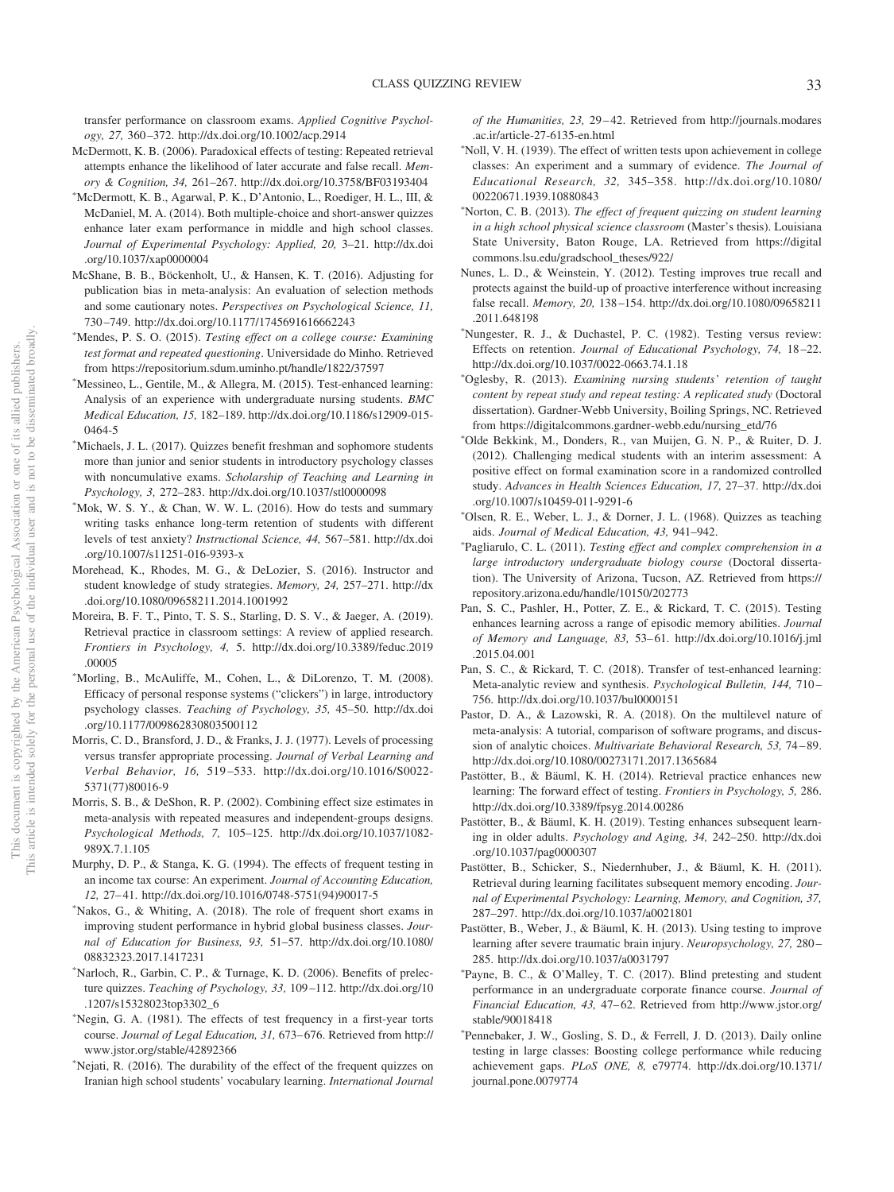transfer performance on classroom exams. *Applied Cognitive Psychology, 27,* 360–372. http://dx.doi.org/10.1002/acp.2914

McDermott, K. B. (2006). Paradoxical effects of testing: Repeated retrieval attempts enhance the likelihood of later accurate and false recall. *Memory & Cognition, 34,* 261–267. http://dx.doi.org/10.3758/BF03193404

*McDermott, K. B., Agarwal, P. K., D'Antonio, L., Roediger, H. L., III, & McDaniel, M. A. (2014). Both multiple-choice and short-answer quizzes enhance later exam performance in middle and high school classes. *Journal of Experimental Psychology: Applied, 20,* 3–21. http://dx.doi.org/10.1037/xap0000004

McShane, B. B., Böckenholt, U., & Hansen, K. T. (2016). Adjusting for publication bias in meta-analysis: An evaluation of selection methods and some cautionary notes. *Perspectives on Psychological Science, 11,* 730–749. http://dx.doi.org/10.1177/1745691616662243

*Mendes, P. S. O. (2015). *Testing effect on a college course: Examining test format and repeated questioning*. Universidade do Minho. Retrieved from https://repositorium.sdum.uminho.pt/handle/1822/37597

*Messineo, L., Gentile, M., & Allegra, M. (2015). Test-enhanced learning: Analysis of an experience with undergraduate nursing students. *BMC Medical Education, 15,* 182–189. http://dx.doi.org/10.1186/s12909-015-0464-5

*Michaels, J. L. (2017). Quizzes benefit freshman and sophomore students more than junior and senior students in introductory psychology classes with noncumulative exams. *Scholarship of Teaching and Learning in Psychology, 3,* 272–283. http://dx.doi.org/10.1037/stl0000098

*Mok, W. S. Y., & Chan, W. W. L. (2016). How do tests and summary writing tasks enhance long-term retention of students with different levels of test anxiety? *Instructional Science, 44,* 567–581. http://dx.doi.org/10.1007/s11251-016-9393-x

Morehead, K., Rhodes, M. G., & DeLozier, S. (2016). Instructor and student knowledge of study strategies. *Memory, 24,* 257–271. http://dx.doi.org/10.1080/09658211.2014.1001992

Moreira, B. F. T., Pinto, T. S. S., Starling, D. S. V., & Jaeger, A. (2019). Retrieval practice in classroom settings: A review of applied research. *Frontiers in Psychology, 4,* 5. http://dx.doi.org/10.3389/feduc.2019.00005

*Morling, B., McAuliffe, M., Cohen, L., & DiLorenzo, T. M. (2008). Efficacy of personal response systems ("clickers") in large, introductory psychology classes. *Teaching of Psychology, 35,* 45–50. http://dx.doi.org/10.1177/009862830803500112

Morris, C. D., Bransford, J. D., & Franks, J. J. (1977). Levels of processing versus transfer appropriate processing. *Journal of Verbal Learning and Verbal Behavior, 16,* 519–533. http://dx.doi.org/10.1016/S0022-5371(77)80016-9

Morris, S. B., & DeShon, R. P. (2002). Combining effect size estimates in meta-analysis with repeated measures and independent-groups designs. *Psychological Methods, 7,* 105–125. http://dx.doi.org/10.1037/1082-989X.7.1.105

Murphy, D. P., & Stanga, K. G. (1994). The effects of frequent testing in an income tax course: An experiment. *Journal of Accounting Education, 12,* 27–41. http://dx.doi.org/10.1016/0748-5751(94)90017-5

*Nakos, G., & Whiting, A. (2018). The role of frequent short exams in improving student performance in hybrid global business classes. *Journal of Education for Business, 93,* 51–57. http://dx.doi.org/10.1080/08832323.2017.1417231

*Narloch, R., Garbin, C. P., & Turnage, K. D. (2006). Benefits of prelecture quizzes. *Teaching of Psychology, 33,* 109–112. http://dx.doi.org/10.1207/s15328023top3302_6

*Negin, G. A. (1981). The effects of test frequency in a first-year torts course. *Journal of Legal Education, 31,* 673–676. Retrieved from http://www.jstor.org/stable/42892366

*Nejati, R. (2016). The durability of the effect of the frequent quizzes on Iranian high school students' vocabulary learning. *International Journal of the Humanities, 23,* 29–42. Retrieved from http://journals.modares.ac.ir/article-27-6135-en.html

*Noll, V. H. (1939). The effect of written tests upon achievement in college classes: An experiment and a summary of evidence. *The Journal of Educational Research, 32,* 345–358. http://dx.doi.org/10.1080/00220671.1939.10880843

*Norton, C. B. (2013). *The effect of frequent quizzing on student learning in a high school physical science classroom* (Master's thesis). Louisiana State University, Baton Rouge, LA. Retrieved from https://digitalcommons.lsu.edu/gradschool_theses/922/

Nunes, L. D., & Weinstein, Y. (2012). Testing improves true recall and protects against the build-up of proactive interference without increasing false recall. *Memory, 20,* 138–154. http://dx.doi.org/10.1080/09658211.2011.648198

*Nungester, R. J., & Duchastel, P. C. (1982). Testing versus review: Effects on retention. *Journal of Educational Psychology, 74,* 18–22. http://dx.doi.org/10.1037/0022-0663.74.1.18

*Oglesby, R. (2013). *Examining nursing students' retention of taught content by repeat study and repeat testing: A replicated study* (Doctoral dissertation). Gardner-Webb University, Boiling Springs, NC. Retrieved from https://digitalcommons.gardner-webb.edu/nursing_etd/76

*Olde Bekkink, M., Donders, R., van Muijen, G. N. P., & Ruiter, D. J. (2012). Challenging medical students with an interim assessment: A positive effect on formal examination score in a randomized controlled study. *Advances in Health Sciences Education, 17,* 27–37. http://dx.doi.org/10.1007/s10459-011-9291-6

*Olsen, R. E., Weber, L. J., & Dorner, J. L. (1968). Quizzes as teaching aids. *Journal of Medical Education, 43,* 941–942.

*Pagliarulo, C. L. (2011). *Testing effect and complex comprehension in a large introductory undergraduate biology course* (Doctoral dissertation). The University of Arizona, Tucson, AZ. Retrieved from https://repository.arizona.edu/handle/10150/202773

Pan, S. C., Pashler, H., Potter, Z. E., & Rickard, T. C. (2015). Testing enhances learning across a range of episodic memory abilities. *Journal of Memory and Language, 83,* 53–61. http://dx.doi.org/10.1016/j.jml.2015.04.001

Pan, S. C., & Rickard, T. C. (2018). Transfer of test-enhanced learning: Meta-analytic review and synthesis. *Psychological Bulletin, 144,* 710–756. http://dx.doi.org/10.1037/bul0000151

Pastor, D. A., & Lazowski, R. A. (2018). On the multilevel nature of meta-analysis: A tutorial, comparison of software programs, and discussion of analytic choices. *Multivariate Behavioral Research, 53,* 74–89. http://dx.doi.org/10.1080/00273171.2017.1365684

Pastötter, B., & Bäuml, K. H. (2014). Retrieval practice enhances new learning: The forward effect of testing. *Frontiers in Psychology, 5,* 286. http://dx.doi.org/10.3389/fpsyg.2014.00286

Pastötter, B., & Bäuml, K. H. (2019). Testing enhances subsequent learning in older adults. *Psychology and Aging, 34,* 242–250. http://dx.doi.org/10.1037/pag0000307

Pastötter, B., Schicker, S., Niedernhuber, J., & Bäuml, K. H. (2011). Retrieval during learning facilitates subsequent memory encoding. *Journal of Experimental Psychology: Learning, Memory, and Cognition, 37,* 287–297. http://dx.doi.org/10.1037/a0021801

Pastötter, B., Weber, J., & Bäuml, K. H. (2013). Using testing to improve learning after severe traumatic brain injury. *Neuropsychology, 27,* 280–285. http://dx.doi.org/10.1037/a0031797

*Payne, B. C., & O'Malley, T. C. (2017). Blind pretesting and student performance in an undergraduate corporate finance course. *Journal of Financial Education, 43,* 47–62. Retrieved from http://www.jstor.org/stable/90018418

*Pennebaker, J. W., Gosling, S. D., & Ferrell, J. D. (2013). Daily online testing in large classes: Boosting college performance while reducing achievement gaps. *PLoS ONE, 8,* e79774. http://dx.doi.org/10.1371/journal.pone.0079774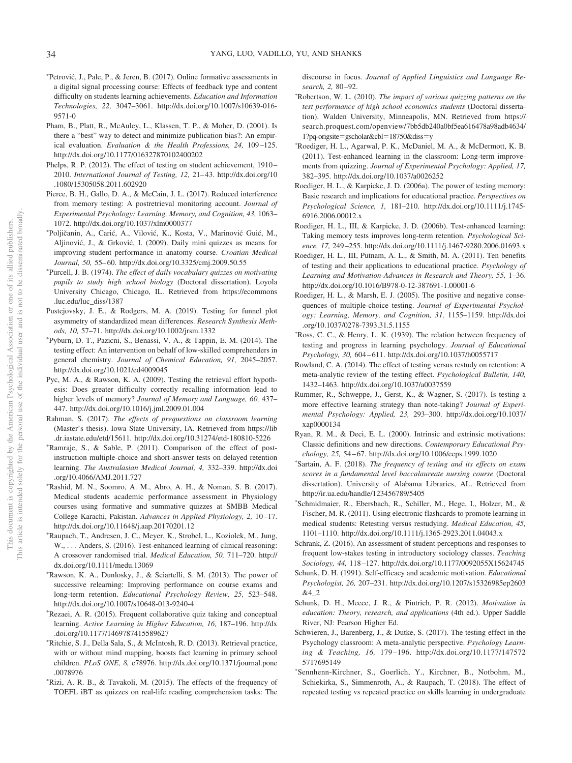*Petrović, J., Pale, P., & Jeren, B. (2017). Online formative assessments in a digital signal processing course: Effects of feedback type and content difficulty on students learning achievements. *Education and Information Technologies, 22,* 3047–3061. http://dx.doi.org/10.1007/s10639-016-9571-0

Pham, B., Platt, R., McAuley, L., Klassen, T. P., & Moher, D. (2001). Is there a "best" way to detect and minimize publication bias?: An empirical evaluation. *Evaluation & the Health Professions, 24,* 109–125. http://dx.doi.org/10.1177/016327870102400202

Phelps, R. P. (2012). The effect of testing on student achievement, 1910–2010. *International Journal of Testing, 12,* 21–43. http://dx.doi.org/10.1080/15305058.2011.602920

Pierce, B. H., Gallo, D. A., & McCain, J. L. (2017). Reduced interference from memory testing: A postretrieval monitoring account. *Journal of Experimental Psychology: Learning, Memory, and Cognition, 43,* 1063–1072. http://dx.doi.org/10.1037/xlm0000377

*Poljičanin, A., Carić, A., Vilović, K., Kosta, V., Marinović Guić, M., Aljinović, J., & Grković, I. (2009). Daily mini quizzes as means for improving student performance in anatomy course. *Croatian Medical Journal, 50,* 55–60. http://dx.doi.org/10.3325/cmj.2009.50.55

*Purcell, J. B. (1974). *The effect of daily vocabulary quizzes on motivating pupils to study high school biology* (Doctoral dissertation). Loyola University Chicago, Chicago, IL. Retrieved from https://ecommons.luc.edu/luc_diss/1387

Pustejovsky, J. E., & Rodgers, M. A. (2019). Testing for funnel plot asymmetry of standardized mean differences. *Research Synthesis Methods, 10,* 57–71. http://dx.doi.org/10.1002/jrsm.1332

*Pyburn, D. T., Pazicni, S., Benassi, V. A., & Tappin, E. M. (2014). The testing effect: An intervention on behalf of low-skilled comprehenders in general chemistry. *Journal of Chemical Education, 91,* 2045–2057. http://dx.doi.org/10.1021/ed4009045

Pyc, M. A., & Rawson, K. A. (2009). Testing the retrieval effort hypothesis: Does greater difficulty correctly recalling information lead to higher levels of memory? *Journal of Memory and Language, 60,* 437–447. http://dx.doi.org/10.1016/j.jml.2009.01.004

Rahman, S. (2017). *The effects of prequestions on classroom learning* (Master's thesis). Iowa State University, IA. Retrieved from https://lib.dr.iastate.edu/etd/15611. http://dx.doi.org/10.31274/etd-180810-5226

*Ramraje, S., & Sable, P. (2011). Comparison of the effect of post-instruction multiple-choice and short-answer tests on delayed retention learning. *The Australasian Medical Journal, 4,* 332–339. http://dx.doi.org/10.4066/AMJ.2011.727

*Rashid, M. N., Soomro, A. M., Abro, A. H., & Noman, S. B. (2017). Medical students academic performance assessment in Physiology courses using formative and summative quizzes at SMBB Medical College Karachi, Pakistan. *Advances in Applied Physiology, 2,* 10–17. http://dx.doi.org/10.11648/j.aap.20170201.12

*Raupach, T., Andresen, J. C., Meyer, K., Strobel, L., Koziolek, M., Jung, W., . . . Anders, S. (2016). Test-enhanced learning of clinical reasoning: A crossover randomised trial. *Medical Education, 50,* 711–720. http://dx.doi.org/10.1111/medu.13069

*Rawson, K. A., Dunlosky, J., & Sciartelli, S. M. (2013). The power of successive relearning: Improving performance on course exams and long-term retention. *Educational Psychology Review, 25,* 523–548. http://dx.doi.org/10.1007/s10648-013-9240-4

*Rezaei, A. R. (2015). Frequent collaborative quiz taking and conceptual learning. *Active Learning in Higher Education, 16,* 187–196. http://dx.doi.org/10.1177/1469787415589627

*Ritchie, S. J., Della Sala, S., & McIntosh, R. D. (2013). Retrieval practice, with or without mind mapping, boosts fact learning in primary school children. *PLoS ONE, 8,* e78976. http://dx.doi.org/10.1371/journal.pone.0078976

*Rizi, A. R. B., & Tavakoli, M. (2015). The effects of the frequency of TOEFL iBT as quizzes on real-life reading comprehension tasks: The discourse in focus. *Journal of Applied Linguistics and Language Research, 2,* 80–92.

*Robertson, W. L. (2010). *The impact of various quizzing patterns on the test performance of high school economics students* (Doctoral dissertation). Walden University, Minneapolis, MN. Retrieved from https://search.proquest.com/openview/7bb5db240a0bf5ea616478a98adb4634/1?pq-origsite=gscholar&cbl=18750&diss=y

*Roediger, H. L., Agarwal, P. K., McDaniel, M. A., & McDermott, K. B. (2011). Test-enhanced learning in the classroom: Long-term improvements from quizzing. *Journal of Experimental Psychology: Applied, 17,* 382–395. http://dx.doi.org/10.1037/a0026252

Roediger, H. L., & Karpicke, J. D. (2006a). The power of testing memory: Basic research and implications for educational practice. *Perspectives on Psychological Science, 1,* 181–210. http://dx.doi.org/10.1111/j.1745-6916.2006.00012.x

Roediger, H. L., III, & Karpicke, J. D. (2006b). Test-enhanced learning: Taking memory tests improves long-term retention. *Psychological Science, 17,* 249–255. http://dx.doi.org/10.1111/j.1467-9280.2006.01693.x

Roediger, H. L., III, Putnam, A. L., & Smith, M. A. (2011). Ten benefits of testing and their applications to educational practice. *Psychology of Learning and Motivation-Advances in Research and Theory, 55,* 1–36. http://dx.doi.org/10.1016/B978-0-12-387691-1.00001-6

Roediger, H. L., & Marsh, E. J. (2005). The positive and negative consequences of multiple-choice testing. *Journal of Experimental Psychology: Learning, Memory, and Cognition, 31,* 1155–1159. http://dx.doi.org/10.1037/0278-7393.31.5.1155

*Ross, C. C., & Henry, L. K. (1939). The relation between frequency of testing and progress in learning psychology. *Journal of Educational Psychology, 30,* 604–611. http://dx.doi.org/10.1037/h0055717

Rowland, C. A. (2014). The effect of testing versus restudy on retention: A meta-analytic review of the testing effect. *Psychological Bulletin, 140,* 1432–1463. http://dx.doi.org/10.1037/a0037559

Rummer, R., Schweppe, J., Gerst, K., & Wagner, S. (2017). Is testing a more effective learning strategy than note-taking? *Journal of Experimental Psychology: Applied, 23,* 293–300. http://dx.doi.org/10.1037/xap0000134

Ryan, R. M., & Deci, E. L. (2000). Intrinsic and extrinsic motivations: Classic definitions and new directions. *Contemporary Educational Psychology, 25,* 54–67. http://dx.doi.org/10.1006/ceps.1999.1020

*Sartain, A. F. (2018). *The frequency of testing and its effects on exam scores in a fundamental level baccalaureate nursing course* (Doctoral dissertation). University of Alabama Libraries, AL. Retrieved from http://ir.ua.edu/handle/123456789/5405

*Schmidmaier, R., Ebersbach, R., Schiller, M., Hege, I., Holzer, M., & Fischer, M. R. (2011). Using electronic flashcards to promote learning in medical students: Retesting versus restudying. *Medical Education, 45,* 1101–1110. http://dx.doi.org/10.1111/j.1365-2923.2011.04043.x

Schrank, Z. (2016). An assessment of student perceptions and responses to frequent low-stakes testing in introductory sociology classes. *Teaching Sociology, 44,* 118–127. http://dx.doi.org/10.1177/0092055X15624745

Schunk, D. H. (1991). Self-efficacy and academic motivation. *Educational Psychologist, 26,* 207–231. http://dx.doi.org/10.1207/s15326985ep2603&4_2

Schunk, D. H., Meece, J. R., & Pintrich, P. R. (2012). *Motivation in education: Theory, research, and applications* (4th ed.). Upper Saddle River, NJ: Pearson Higher Ed.

Schwieren, J., Barenberg, J., & Dutke, S. (2017). The testing effect in the Psychology classroom: A meta-analytic perspective. *Psychology Learning & Teaching, 16,* 179–196. http://dx.doi.org/10.1177/1475725717695149

*Sennhenn-Kirchner, S., Goerlich, Y., Kirchner, B., Notbohm, M., Schiekirka, S., Simmenroth, A., & Raupach, T. (2018). The effect of repeated testing vs repeated practice on skills learning in undergraduate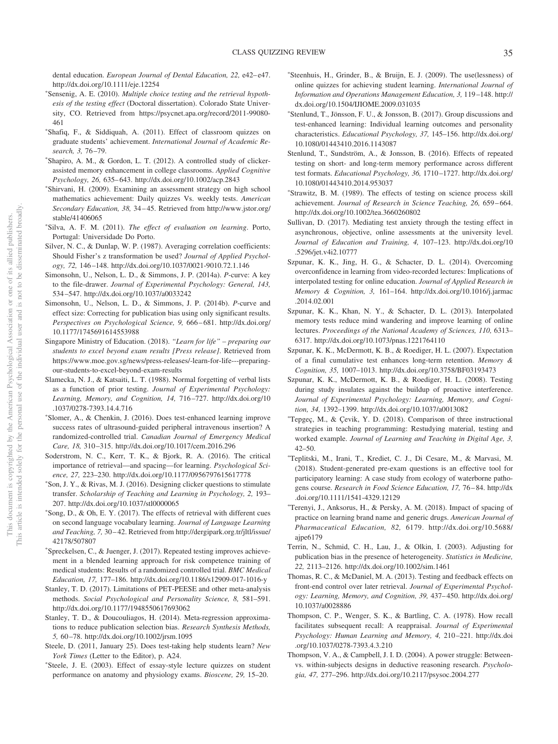dental education. *European Journal of Dental Education, 22,* e42–e47. http://dx.doi.org/10.1111/eje.12254

*Sensenig, A. E. (2010). *Multiple choice testing and the retrieval hypothesis of the testing effect* (Doctoral dissertation). Colorado State University, CO. Retrieved from https://psycnet.apa.org/record/2011-99080-461

*Shafiq, F., & Siddiquah, A. (2011). Effect of classroom quizzes on graduate students' achievement. *International Journal of Academic Research, 3,* 76–79.

*Shapiro, A. M., & Gordon, L. T. (2012). A controlled study of clicker-assisted memory enhancement in college classrooms. *Applied Cognitive Psychology, 26,* 635–643. http://dx.doi.org/10.1002/acp.2843

*Shirvani, H. (2009). Examining an assessment strategy on high school mathematics achievement: Daily quizzes Vs. weekly tests. *American Secondary Education, 38,* 34–45. Retrieved from http://www.jstor.org/stable/41406065

*Silva, A. F. M. (2011). *The effect of evaluation on learning*. Porto, Portugal: Universidade Do Porto.

Silver, N. C., & Dunlap, W. P. (1987). Averaging correlation coefficients: Should Fisher's z transformation be used? *Journal of Applied Psychology, 72,* 146–148. http://dx.doi.org/10.1037/0021-9010.72.1.146

Simonsohn, U., Nelson, L. D., & Simmons, J. P. (2014a). *P*-curve: A key to the file-drawer. *Journal of Experimental Psychology: General, 143,* 534–547. http://dx.doi.org/10.1037/a0033242

Simonsohn, U., Nelson, L. D., & Simmons, J. P. (2014b). *P*-curve and effect size: Correcting for publication bias using only significant results. *Perspectives on Psychological Science, 9,* 666–681. http://dx.doi.org/10.1177/1745691614553988

Singapore Ministry of Education. (2018). *"Learn for life" – preparing our students to excel beyond exam results [Press release]*. Retrieved from https://www.moe.gov.sg/news/press-releases/-learn-for-life---preparing-our-students-to-excel-beyond-exam-results

Slamecka, N. J., & Katsaiti, L. T. (1988). Normal forgetting of verbal lists as a function of prior testing. *Journal of Experimental Psychology: Learning, Memory, and Cognition, 14,* 716–727. http://dx.doi.org/10.1037/0278-7393.14.4.716

*Slomer, A., & Chenkin, J. (2016). Does test-enhanced learning improve success rates of ultrasound-guided peripheral intravenous insertion? A randomized-controlled trial. *Canadian Journal of Emergency Medical Care, 18,* 310–315. http://dx.doi.org/10.1017/cem.2016.296

Soderstrom, N. C., Kerr, T. K., & Bjork, R. A. (2016). The critical importance of retrieval—and spacing—for learning. *Psychological Science, 27,* 223–230. http://dx.doi.org/10.1177/0956797615617778

*Son, J. Y., & Rivas, M. J. (2016). Designing clicker questions to stimulate transfer. *Scholarship of Teaching and Learning in Psychology, 2,* 193–207. http://dx.doi.org/10.1037/stl0000065

*Song, D., & Oh, E. Y. (2017). The effects of retrieval with different cues on second language vocabulary learning. *Journal of Language Learning and Teaching, 7,* 30–42. Retrieved from http://dergipark.org.tr/jltl/issue/42178/507807

*Spreckelsen, C., & Juenger, J. (2017). Repeated testing improves achievement in a blended learning approach for risk competence training of medical students: Results of a randomized controlled trial. *BMC Medical Education, 17,* 177–186. http://dx.doi.org/10.1186/s12909-017-1016-y

Stanley, T. D. (2017). Limitations of PET-PEESE and other meta-analysis methods. *Social Psychological and Personality Science, 8,* 581–591. http://dx.doi.org/10.1177/1948550617693062

Stanley, T. D., & Doucouliagos, H. (2014). Meta-regression approximations to reduce publication selection bias. *Research Synthesis Methods, 5,* 60–78. http://dx.doi.org/10.1002/jrsm.1095

Steele, D. (2011, January 25). Does test-taking help students learn? *New York Times* (Letter to the Editor), p. A24.

*Steele, J. E. (2003). Effect of essay-style lecture quizzes on student performance on anatomy and physiology exams. *Bioscene, 29,* 15–20.

*Steenhuis, H., Grinder, B., & Bruijn, E. J. (2009). The use(lessness) of online quizzes for achieving student learning. *International Journal of Information and Operations Management Education, 3,* 119–148. http://dx.doi.org/10.1504/IJIOME.2009.031035

*Stenlund, T., Jönsson, F. U., & Jonsson, B. (2017). Group discussions and test-enhanced learning: Individual learning outcomes and personality characteristics. *Educational Psychology, 37,* 145–156. http://dx.doi.org/10.1080/01443410.2016.1143087

Stenlund, T., Sundström, A., & Jonsson, B. (2016). Effects of repeated testing on short- and long-term memory performance across different test formats. *Educational Psychology, 36,* 1710–1727. http://dx.doi.org/10.1080/01443410.2014.953037

*Strawitz, B. M. (1989). The effects of testing on science process skill achievement. *Journal of Research in Science Teaching, 26,* 659–664. http://dx.doi.org/10.1002/tea.3660260802

Sullivan, D. (2017). Mediating test anxiety through the testing effect in asynchronous, objective, online assessments at the university level. *Journal of Education and Training, 4,* 107–123. http://dx.doi.org/10.5296/jet.v4i2.10777

Szpunar, K. K., Jing, H. G., & Schacter, D. L. (2014). Overcoming overconfidence in learning from video-recorded lectures: Implications of interpolated testing for online education. *Journal of Applied Research in Memory & Cognition, 3,* 161–164. http://dx.doi.org/10.1016/j.jarmac.2014.02.001

Szpunar, K. K., Khan, N. Y., & Schacter, D. L. (2013). Interpolated memory tests reduce mind wandering and improve learning of online lectures. *Proceedings of the National Academy of Sciences, 110,* 6313–6317. http://dx.doi.org/10.1073/pnas.1221764110

Szpunar, K. K., McDermott, K. B., & Roediger, H. L. (2007). Expectation of a final cumulative test enhances long-term retention. *Memory & Cognition, 35,* 1007–1013. http://dx.doi.org/10.3758/BF03193473

Szpunar, K. K., McDermott, K. B., & Roediger, H. L. (2008). Testing during study insulates against the buildup of proactive interference. *Journal of Experimental Psychology: Learning, Memory, and Cognition, 34,* 1392–1399. http://dx.doi.org/10.1037/a0013082

*Tepgeç, M., & Çevik, Y. D. (2018). Comparison of three instructional strategies in teaching programming: Restudying material, testing and worked example. *Journal of Learning and Teaching in Digital Age, 3,* 42–50.

*Teplitski, M., Irani, T., Krediet, C. J., Di Cesare, M., & Marvasi, M. (2018). Student-generated pre-exam questions is an effective tool for participatory learning: A case study from ecology of waterborne pathogens course. *Research in Food Science Education, 17,* 76–84. http://dx.doi.org/10.1111/1541-4329.12129

*Terenyi, J., Anksorus, H., & Persky, A. M. (2018). Impact of spacing of practice on learning brand name and generic drugs. *American Journal of Pharmaceutical Education, 82,* 6179. http://dx.doi.org/10.5688/ajpe6179

Terrin, N., Schmid, C. H., Lau, J., & Olkin, I. (2003). Adjusting for publication bias in the presence of heterogeneity. *Statistics in Medicine, 22,* 2113–2126. http://dx.doi.org/10.1002/sim.1461

Thomas, R. C., & McDaniel, M. A. (2013). Testing and feedback effects on front-end control over later retrieval. *Journal of Experimental Psychology: Learning, Memory, and Cognition, 39,* 437–450. http://dx.doi.org/10.1037/a0028886

Thompson, C. P., Wenger, S. K., & Bartling, C. A. (1978). How recall facilitates subsequent recall: A reappraisal. *Journal of Experimental Psychology: Human Learning and Memory, 4,* 210–221. http://dx.doi.org/10.1037/0278-7393.4.3.210

Thompson, V. A., & Campbell, J. I. D. (2004). A power struggle: Between- vs. within-subjects designs in deductive reasoning research. *Psychologia, 47,* 277–296. http://dx.doi.org/10.2117/psysoc.2004.277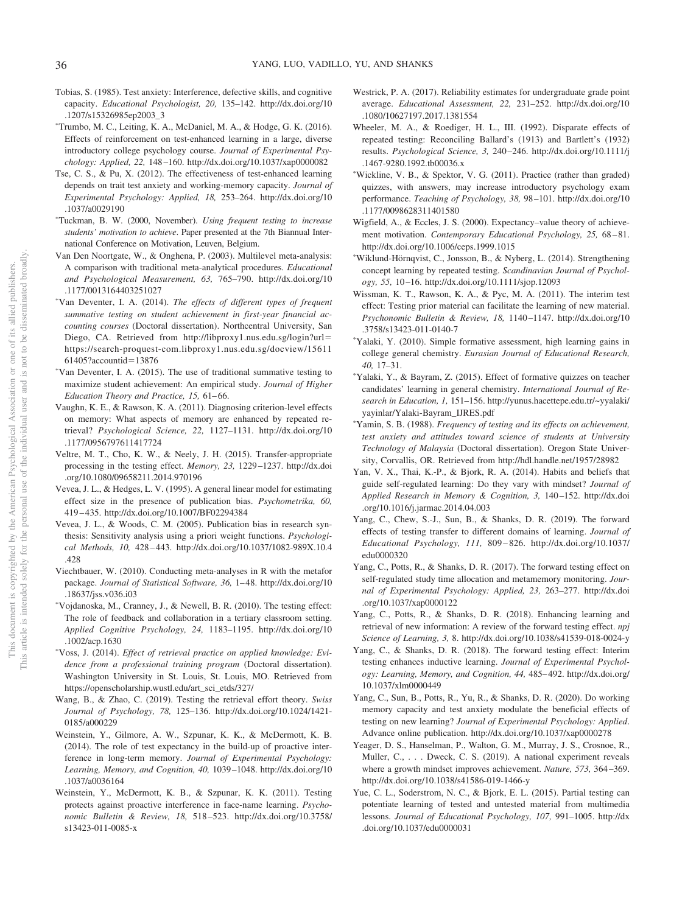Tobias, S. (1985). Test anxiety: Interference, defective skills, and cognitive capacity. *Educational Psychologist, 20,* 135–142. http://dx.doi.org/10.1207/s15326985ep2003_3

*Trumbo, M. C., Leiting, K. A., McDaniel, M. A., & Hodge, G. K. (2016). Effects of reinforcement on test-enhanced learning in a large, diverse introductory college psychology course. *Journal of Experimental Psychology: Applied, 22,* 148–160. http://dx.doi.org/10.1037/xap0000082

Tse, C. S., & Pu, X. (2012). The effectiveness of test-enhanced learning depends on trait test anxiety and working-memory capacity. *Journal of Experimental Psychology: Applied, 18,* 253–264. http://dx.doi.org/10.1037/a0029190

*Tuckman, B. W. (2000, November). *Using frequent testing to increase students' motivation to achieve*. Paper presented at the 7th Biannual International Conference on Motivation, Leuven, Belgium.

Van Den Noortgate, W., & Onghena, P. (2003). Multilevel meta-analysis: A comparison with traditional meta-analytical procedures. *Educational and Psychological Measurement, 63,* 765–790. http://dx.doi.org/10.1177/0013164403251027

*Van Deventer, I. A. (2014). *The effects of different types of frequent summative testing on student achievement in first-year financial accounting courses* (Doctoral dissertation). Northcentral University, San Diego, CA. Retrieved from http://libproxy1.nus.edu.sg/login?url=https://search-proquest-com.libproxy1.nus.edu.sg/docview/1561161405?accountid=13876

*Van Deventer, I. A. (2015). The use of traditional summative testing to maximize student achievement: An empirical study. *Journal of Higher Education Theory and Practice, 15,* 61–66.

Vaughn, K. E., & Rawson, K. A. (2011). Diagnosing criterion-level effects on memory: What aspects of memory are enhanced by repeated retrieval? *Psychological Science, 22,* 1127–1131. http://dx.doi.org/10.1177/0956797611417724

Veltre, M. T., Cho, K. W., & Neely, J. H. (2015). Transfer-appropriate processing in the testing effect. *Memory, 23,* 1229–1237. http://dx.doi.org/10.1080/09658211.2014.970196

Vevea, J. L., & Hedges, L. V. (1995). A general linear model for estimating effect size in the presence of publication bias. *Psychometrika, 60,* 419–435. http://dx.doi.org/10.1007/BF02294384

Vevea, J. L., & Woods, C. M. (2005). Publication bias in research synthesis: Sensitivity analysis using a priori weight functions. *Psychological Methods, 10,* 428–443. http://dx.doi.org/10.1037/1082-989X.10.4.428

Viechtbauer, W. (2010). Conducting meta-analyses in R with the metafor package. *Journal of Statistical Software, 36,* 1–48. http://dx.doi.org/10.18637/jss.v036.i03

*Vojdanoska, M., Cranney, J., & Newell, B. R. (2010). The testing effect: The role of feedback and collaboration in a tertiary classroom setting. *Applied Cognitive Psychology, 24,* 1183–1195. http://dx.doi.org/10.1002/acp.1630

*Voss, J. (2014). *Effect of retrieval practice on applied knowledge: Evidence from a professional training program* (Doctoral dissertation). Washington University in St. Louis, St. Louis, MO. Retrieved from https://openscholarship.wustl.edu/art_sci_etds/327/

Wang, B., & Zhao, C. (2019). Testing the retrieval effort theory. *Swiss Journal of Psychology, 78,* 125–136. http://dx.doi.org/10.1024/1421-0185/a000229

Weinstein, Y., Gilmore, A. W., Szpunar, K. K., & McDermott, K. B. (2014). The role of test expectancy in the build-up of proactive interference in long-term memory. *Journal of Experimental Psychology: Learning, Memory, and Cognition, 40,* 1039–1048. http://dx.doi.org/10.1037/a0036164

Weinstein, Y., McDermott, K. B., & Szpunar, K. K. (2011). Testing protects against proactive interference in face-name learning. *Psychonomic Bulletin & Review, 18,* 518–523. http://dx.doi.org/10.3758/s13423-011-0085-x

Westrick, P. A. (2017). Reliability estimates for undergraduate grade point average. *Educational Assessment, 22,* 231–252. http://dx.doi.org/10.1080/10627197.2017.1381554

Wheeler, M. A., & Roediger, H. L., III. (1992). Disparate effects of repeated testing: Reconciling Ballard's (1913) and Bartlett's (1932) results. *Psychological Science, 3,* 240–246. http://dx.doi.org/10.1111/j.1467-9280.1992.tb00036.x

*Wickline, V. B., & Spektor, V. G. (2011). Practice (rather than graded) quizzes, with answers, may increase introductory psychology exam performance. *Teaching of Psychology, 38,* 98–101. http://dx.doi.org/10.1177/0098628311401580

Wigfield, A., & Eccles, J. S. (2000). Expectancy–value theory of achievement motivation. *Contemporary Educational Psychology, 25,* 68–81. http://dx.doi.org/10.1006/ceps.1999.1015

*Wiklund-Hörnqvist, C., Jonsson, B., & Nyberg, L. (2014). Strengthening concept learning by repeated testing. *Scandinavian Journal of Psychology, 55,* 10–16. http://dx.doi.org/10.1111/sjop.12093

Wissman, K. T., Rawson, K. A., & Pyc, M. A. (2011). The interim test effect: Testing prior material can facilitate the learning of new material. *Psychonomic Bulletin & Review, 18,* 1140–1147. http://dx.doi.org/10.3758/s13423-011-0140-7

*Yalaki, Y. (2010). Simple formative assessment, high learning gains in college general chemistry. *Eurasian Journal of Educational Research, 40,* 17–31.

*Yalaki, Y., & Bayram, Z. (2015). Effect of formative quizzes on teacher candidates' learning in general chemistry. *International Journal of Research in Education, 1,* 151–156. http://yunus.hacettepe.edu.tr/~yyalaki/yayinlar/Yalaki-Bayram_IJRES.pdf

*Yamin, S. B. (1988). *Frequency of testing and its effects on achievement, test anxiety and attitudes toward science of students at University Technology of Malaysia* (Doctoral dissertation). Oregon State University, Corvallis, OR. Retrieved from http://hdl.handle.net/1957/28982

Yan, V. X., Thai, K.-P., & Bjork, R. A. (2014). Habits and beliefs that guide self-regulated learning: Do they vary with mindset? *Journal of Applied Research in Memory & Cognition, 3,* 140–152. http://dx.doi.org/10.1016/j.jarmac.2014.04.003

Yang, C., Chew, S.-J., Sun, B., & Shanks, D. R. (2019). The forward effects of testing transfer to different domains of learning. *Journal of Educational Psychology, 111,* 809–826. http://dx.doi.org/10.1037/edu0000320

Yang, C., Potts, R., & Shanks, D. R. (2017). The forward testing effect on self-regulated study time allocation and metamemory monitoring. *Journal of Experimental Psychology: Applied, 23,* 263–277. http://dx.doi.org/10.1037/xap0000122

Yang, C., Potts, R., & Shanks, D. R. (2018). Enhancing learning and retrieval of new information: A review of the forward testing effect. *npj Science of Learning, 3,* 8. http://dx.doi.org/10.1038/s41539-018-0024-y

Yang, C., & Shanks, D. R. (2018). The forward testing effect: Interim testing enhances inductive learning. *Journal of Experimental Psychology: Learning, Memory, and Cognition, 44,* 485–492. http://dx.doi.org/10.1037/xlm0000449

Yang, C., Sun, B., Potts, R., Yu, R., & Shanks, D. R. (2020). Do working memory capacity and test anxiety modulate the beneficial effects of testing on new learning? *Journal of Experimental Psychology: Applied*. Advance online publication. http://dx.doi.org/10.1037/xap0000278

Yeager, D. S., Hanselman, P., Walton, G. M., Murray, J. S., Crosnoe, R., Muller, C., . . . Dweck, C. S. (2019). A national experiment reveals where a growth mindset improves achievement. *Nature, 573,* 364–369. http://dx.doi.org/10.1038/s41586-019-1466-y

Yue, C. L., Soderstrom, N. C., & Bjork, E. L. (2015). Partial testing can potentiate learning of tested and untested material from multimedia lessons. *Journal of Educational Psychology, 107,* 991–1005. http://dx.doi.org/10.1037/edu0000031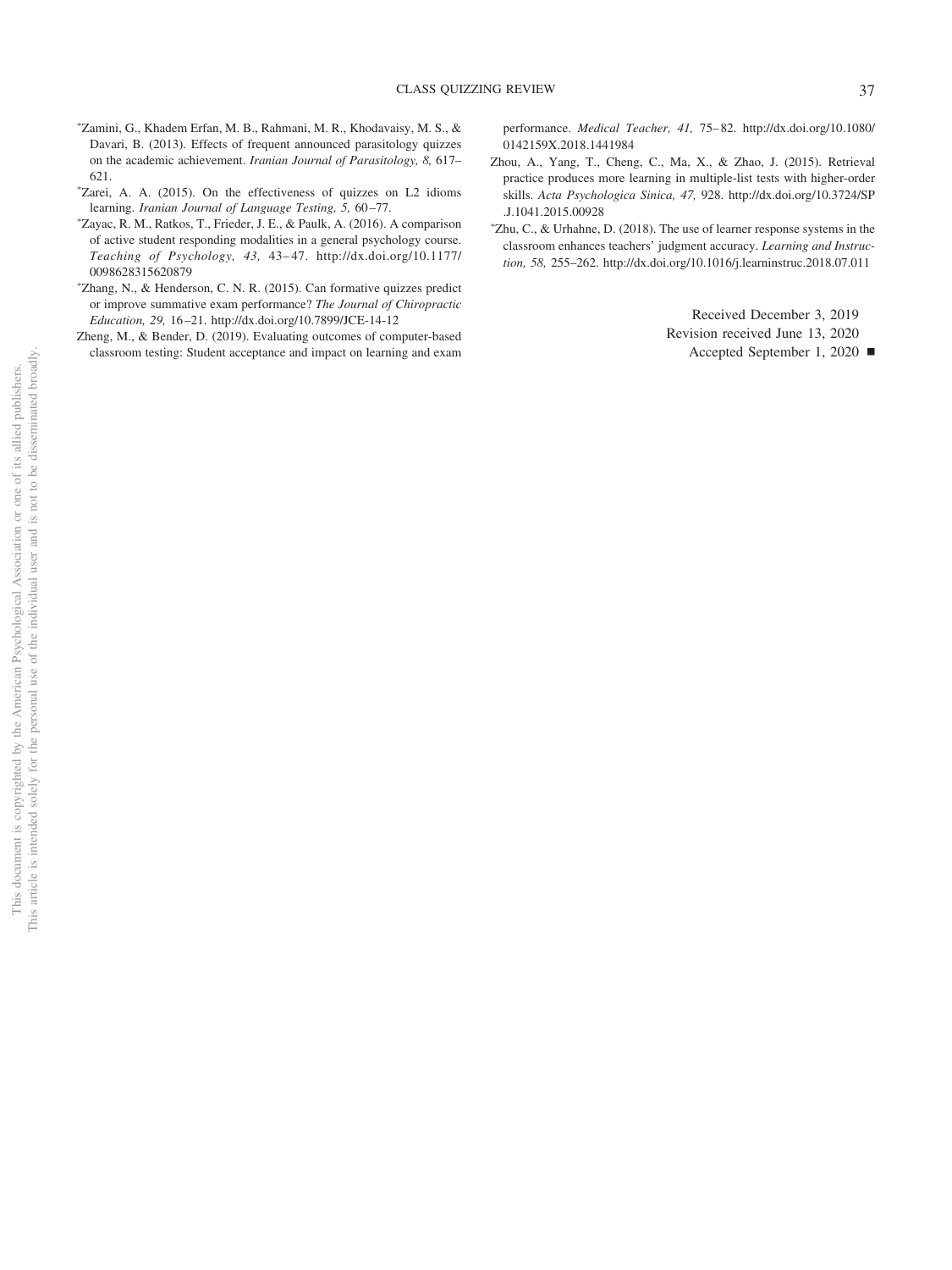*Zamini, G., Khadem Erfan, M. B., Rahmani, M. R., Khodavaisy, M. S., & Davari, B. (2013). Effects of frequent announced parasitology quizzes on the academic achievement. *Iranian Journal of Parasitology, 8,* 617–621.

*Zarei, A. A. (2015). On the effectiveness of quizzes on L2 idioms learning. *Iranian Journal of Language Testing, 5,* 60–77.

*Zayac, R. M., Ratkos, T., Frieder, J. E., & Paulk, A. (2016). A comparison of active student responding modalities in a general psychology course. *Teaching of Psychology, 43,* 43–47. http://dx.doi.org/10.1177/0098628315620879

*Zhang, N., & Henderson, C. N. R. (2015). Can formative quizzes predict or improve summative exam performance? *The Journal of Chiropractic Education, 29,* 16–21. http://dx.doi.org/10.7899/JCE-14-12

Zheng, M., & Bender, D. (2019). Evaluating outcomes of computer-based classroom testing: Student acceptance and impact on learning and exam performance. *Medical Teacher, 41,* 75–82. http://dx.doi.org/10.1080/0142159X.2018.1441984

Zhou, A., Yang, T., Cheng, C., Ma, X., & Zhao, J. (2015). Retrieval practice produces more learning in multiple-list tests with higher-order skills. *Acta Psychologica Sinica, 47,* 928. http://dx.doi.org/10.3724/SP.J.1041.2015.00928

*Zhu, C., & Urhahne, D. (2018). The use of learner response systems in the classroom enhances teachers' judgment accuracy. *Learning and Instruction, 58,* 255–262. http://dx.doi.org/10.1016/j.learninstruc.2018.07.011

Received December 3, 2019
Revision received June 13, 2020
Accepted September 1, 2020 ■